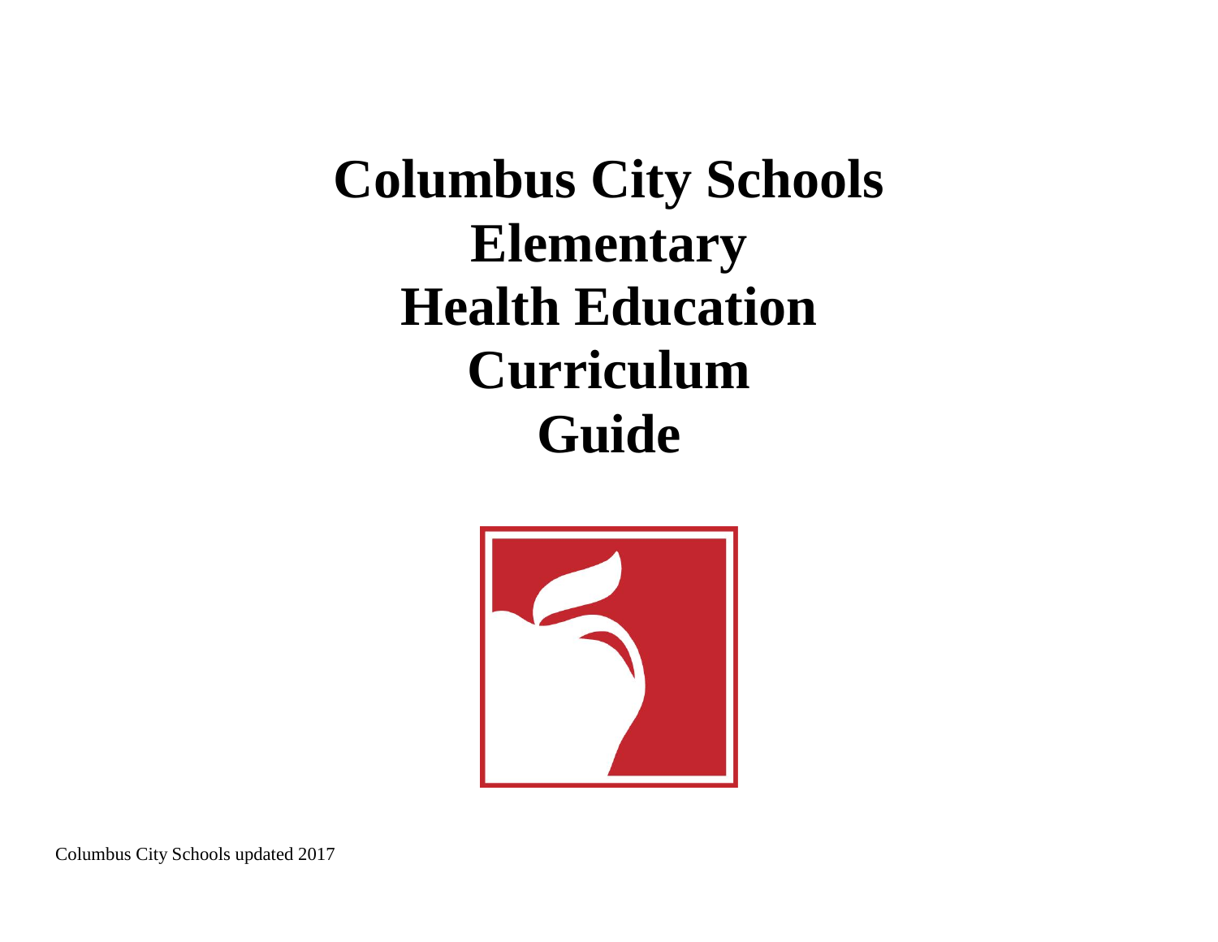# Columbus City Schools Elementary Health Education Curriculum Guide

Columbus City Schools updated 2017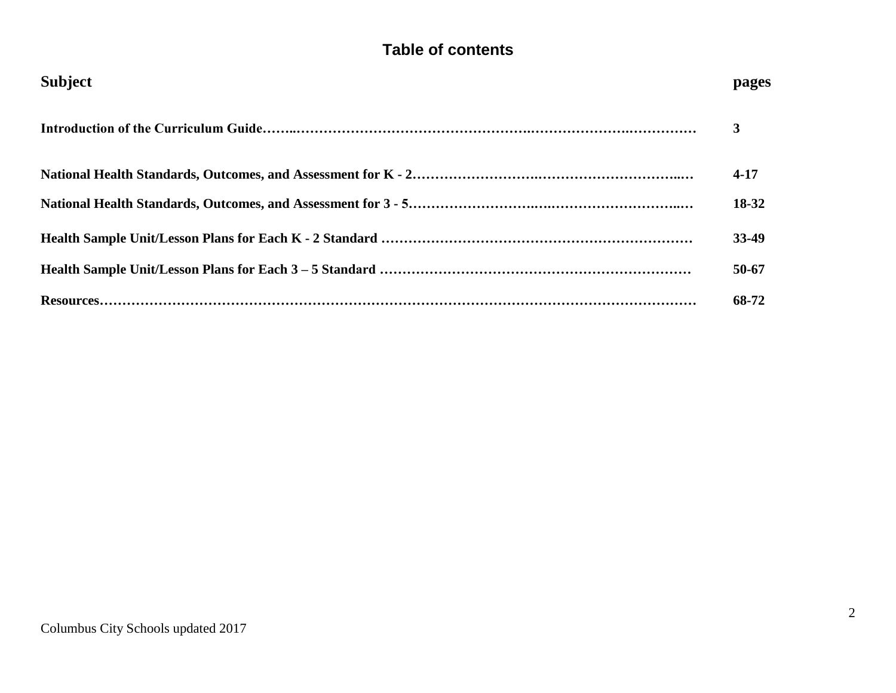## Table of contents

| Subject | pages |
| --- | --- |
| **Introduction of the Curriculum Guide** | **3** |
| **National Health Standards, Outcomes, and Assessment for K - 2** | **4-17** |
| **National Health Standards, Outcomes, and Assessment for 3 - 5** | **18-32** |
| **Health Sample Unit/Lesson Plans for Each K - 2 Standard** | **33-49** |
| **Health Sample Unit/Lesson Plans for Each 3 – 5 Standard** | **50-67** |
| **Resources** | **68-72** |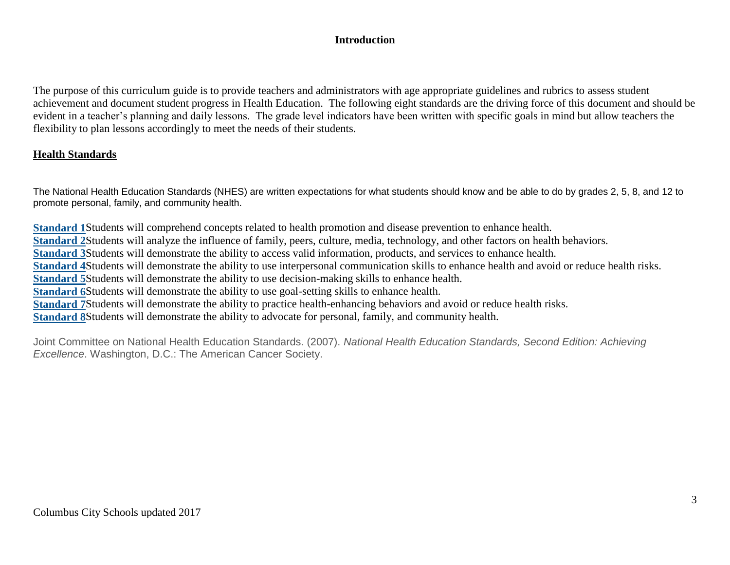# Introduction

The purpose of this curriculum guide is to provide teachers and administrators with age appropriate guidelines and rubrics to assess student achievement and document student progress in Health Education. The following eight standards are the driving force of this document and should be evident in a teacher's planning and daily lessons. The grade level indicators have been written with specific goals in mind but allow teachers the flexibility to plan lessons accordingly to meet the needs of their students.

## Health Standards

The National Health Education Standards (NHES) are written expectations for what students should know and be able to do by grades 2, 5, 8, and 12 to promote personal, family, and community health.

**Standard 1** Students will comprehend concepts related to health promotion and disease prevention to enhance health.
**Standard 2** Students will analyze the influence of family, peers, culture, media, technology, and other factors on health behaviors.
**Standard 3** Students will demonstrate the ability to access valid information, products, and services to enhance health.
**Standard 4** Students will demonstrate the ability to use interpersonal communication skills to enhance health and avoid or reduce health risks.
**Standard 5** Students will demonstrate the ability to use decision-making skills to enhance health.
**Standard 6** Students will demonstrate the ability to use goal-setting skills to enhance health.
**Standard 7** Students will demonstrate the ability to practice health-enhancing behaviors and avoid or reduce health risks.
**Standard 8** Students will demonstrate the ability to advocate for personal, family, and community health.

Joint Committee on National Health Education Standards. (2007). *National Health Education Standards, Second Edition: Achieving Excellence*. Washington, D.C.: The American Cancer Society.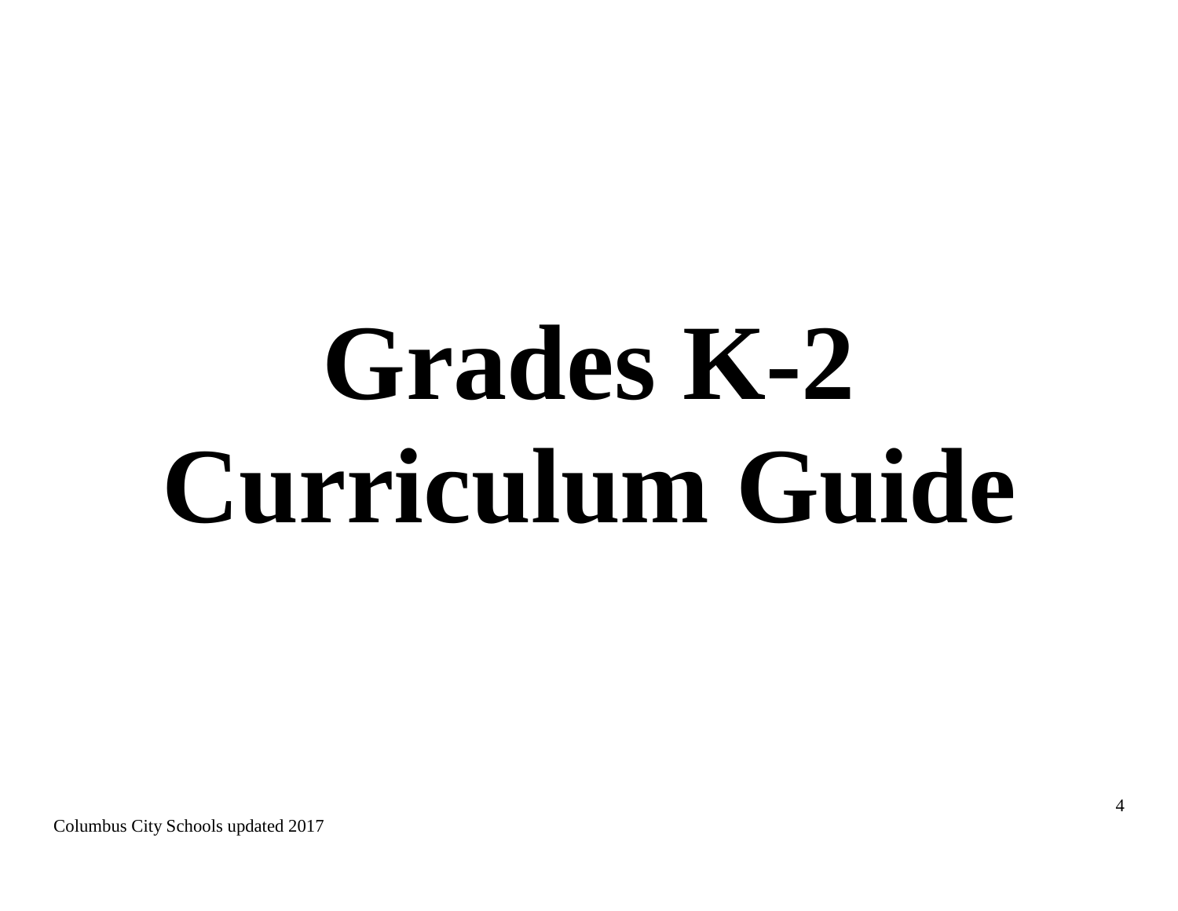# Grades K-2 Curriculum Guide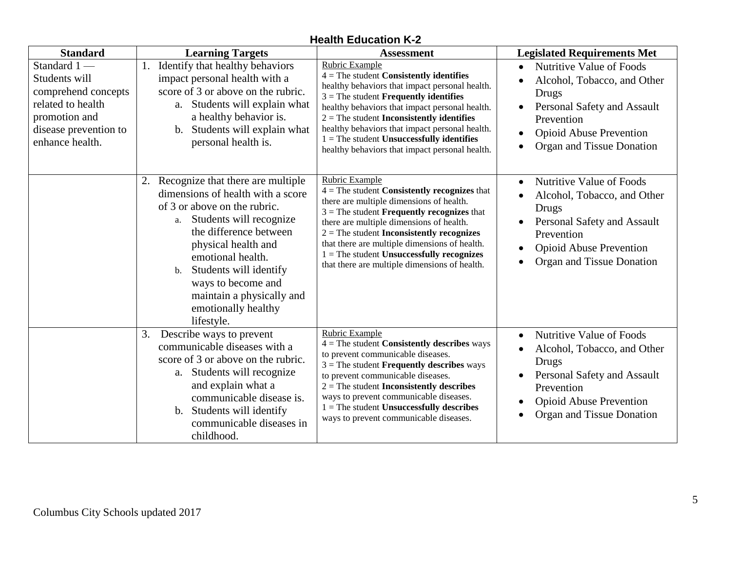## Health Education K-2

| Standard | Learning Targets | Assessment | Legislated Requirements Met |
|---|---|---|---|
| Standard 1 — Students will comprehend concepts related to health promotion and disease prevention to enhance health. | 1. Identify that healthy behaviors impact personal health with a score of 3 or above on the rubric.<br>a. Students will explain what a healthy behavior is.<br>b. Students will explain what personal health is. | Rubric Example<br>4 = The student **Consistently identifies** healthy behaviors that impact personal health.<br>3 = The student **Frequently identifies** healthy behaviors that impact personal health.<br>2 = The student **Inconsistently identifies** healthy behaviors that impact personal health.<br>1 = The student **Unsuccessfully identifies** healthy behaviors that impact personal health. | • Nutritive Value of Foods<br>• Alcohol, Tobacco, and Other Drugs<br>• Personal Safety and Assault Prevention<br>• Opioid Abuse Prevention<br>• Organ and Tissue Donation |
| | 2. Recognize that there are multiple dimensions of health with a score of 3 or above on the rubric.<br>a. Students will recognize the difference between physical health and emotional health.<br>b. Students will identify ways to become and maintain a physically and emotionally healthy lifestyle. | Rubric Example<br>4 = The student **Consistently recognizes** that there are multiple dimensions of health.<br>3 = The student **Frequently recognizes** that there are multiple dimensions of health.<br>2 = The student **Inconsistently recognizes** that there are multiple dimensions of health.<br>1 = The student **Unsuccessfully recognizes** that there are multiple dimensions of health. | • Nutritive Value of Foods<br>• Alcohol, Tobacco, and Other Drugs<br>• Personal Safety and Assault Prevention<br>• Opioid Abuse Prevention<br>• Organ and Tissue Donation |
| | 3. Describe ways to prevent communicable diseases with a score of 3 or above on the rubric.<br>a. Students will recognize and explain what a communicable disease is.<br>b. Students will identify communicable diseases in childhood. | Rubric Example<br>4 = The student **Consistently describes** ways to prevent communicable diseases.<br>3 = The student **Frequently describes** ways to prevent communicable diseases.<br>2 = The student **Inconsistently describes** ways to prevent communicable diseases.<br>1 = The student **Unsuccessfully describes** ways to prevent communicable diseases. | • Nutritive Value of Foods<br>• Alcohol, Tobacco, and Other Drugs<br>• Personal Safety and Assault Prevention<br>• Opioid Abuse Prevention<br>• Organ and Tissue Donation |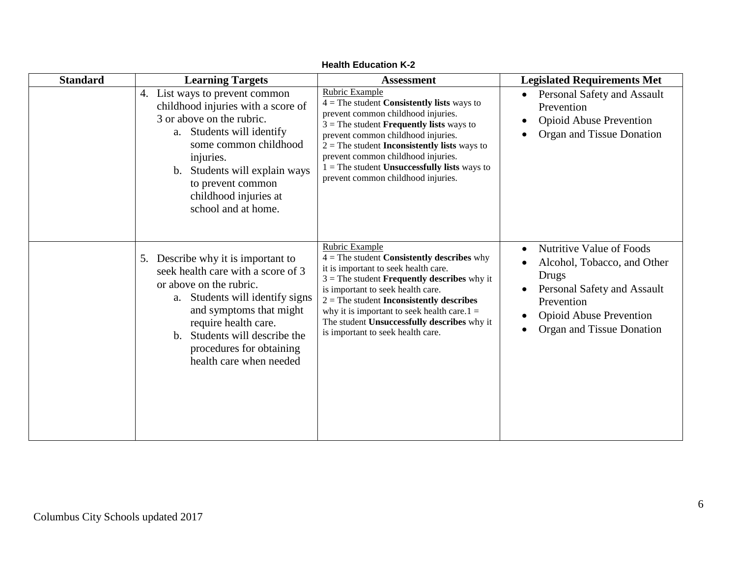**Health Education K-2**

| Standard | Learning Targets | Assessment | Legislated Requirements Met |
|---|---|---|---|
| | 4. List ways to prevent common childhood injuries with a score of 3 or above on the rubric.<br>a. Students will identify some common childhood injuries.<br>b. Students will explain ways to prevent common childhood injuries at school and at home. | Rubric Example<br>4 = The student **Consistently lists** ways to prevent common childhood injuries.<br>3 = The student **Frequently lists** ways to prevent common childhood injuries.<br>2 = The student **Inconsistently lists** ways to prevent common childhood injuries.<br>1 = The student **Unsuccessfully lists** ways to prevent common childhood injuries. | • Personal Safety and Assault Prevention<br>• Opioid Abuse Prevention<br>• Organ and Tissue Donation |
| | 5. Describe why it is important to seek health care with a score of 3 or above on the rubric.<br>a. Students will identify signs and symptoms that might require health care.<br>b. Students will describe the procedures for obtaining health care when needed | Rubric Example<br>4 = The student **Consistently describes** why it is important to seek health care.<br>3 = The student **Frequently describes** why it is important to seek health care.<br>2 = The student **Inconsistently describes** why it is important to seek health care.1 = The student **Unsuccessfully describes** why it is important to seek health care. | • Nutritive Value of Foods<br>• Alcohol, Tobacco, and Other Drugs<br>• Personal Safety and Assault Prevention<br>• Opioid Abuse Prevention<br>• Organ and Tissue Donation |

Columbus City Schools updated 2017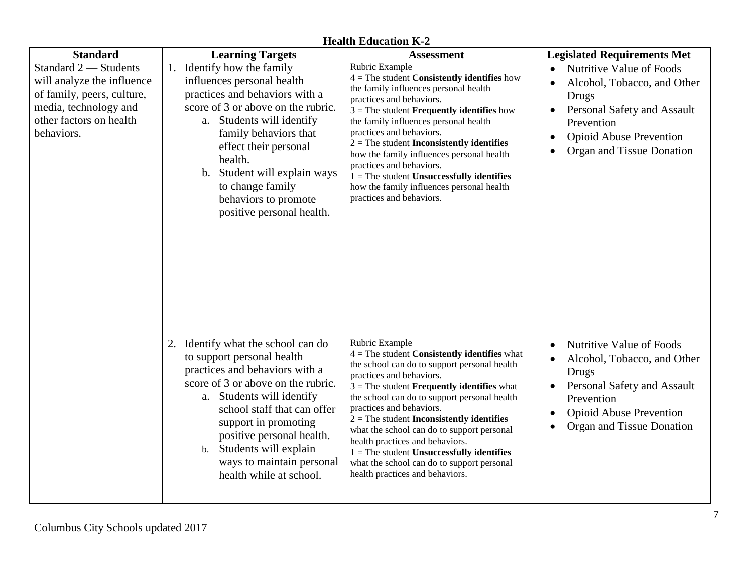**Health Education K-2**

| Standard | Learning Targets | Assessment | Legislated Requirements Met |
|---|---|---|---|
| Standard 2 — Students will analyze the influence of family, peers, culture, media, technology and other factors on health behaviors. | 1. Identify how the family influences personal health practices and behaviors with a score of 3 or above on the rubric.<br>a. Students will identify family behaviors that effect their personal health.<br>b. Student will explain ways to change family behaviors to promote positive personal health. | Rubric Example<br>4 = The student **Consistently identifies** how the family influences personal health practices and behaviors.<br>3 = The student **Frequently identifies** how the family influences personal health practices and behaviors.<br>2 = The student **Inconsistently identifies** how the family influences personal health practices and behaviors.<br>1 = The student **Unsuccessfully identifies** how the family influences personal health practices and behaviors. | • Nutritive Value of Foods<br>• Alcohol, Tobacco, and Other Drugs<br>• Personal Safety and Assault Prevention<br>• Opioid Abuse Prevention<br>• Organ and Tissue Donation |
| | 2. Identify what the school can do to support personal health practices and behaviors with a score of 3 or above on the rubric.<br>a. Students will identify school staff that can offer support in promoting positive personal health.<br>b. Students will explain ways to maintain personal health while at school. | Rubric Example<br>4 = The student **Consistently identifies** what the school can do to support personal health practices and behaviors.<br>3 = The student **Frequently identifies** what the school can do to support personal health practices and behaviors.<br>2 = The student **Inconsistently identifies** what the school can do to support personal health practices and behaviors.<br>1 = The student **Unsuccessfully identifies** what the school can do to support personal health practices and behaviors. | • Nutritive Value of Foods<br>• Alcohol, Tobacco, and Other Drugs<br>• Personal Safety and Assault Prevention<br>• Opioid Abuse Prevention<br>• Organ and Tissue Donation |

Columbus City Schools updated 2017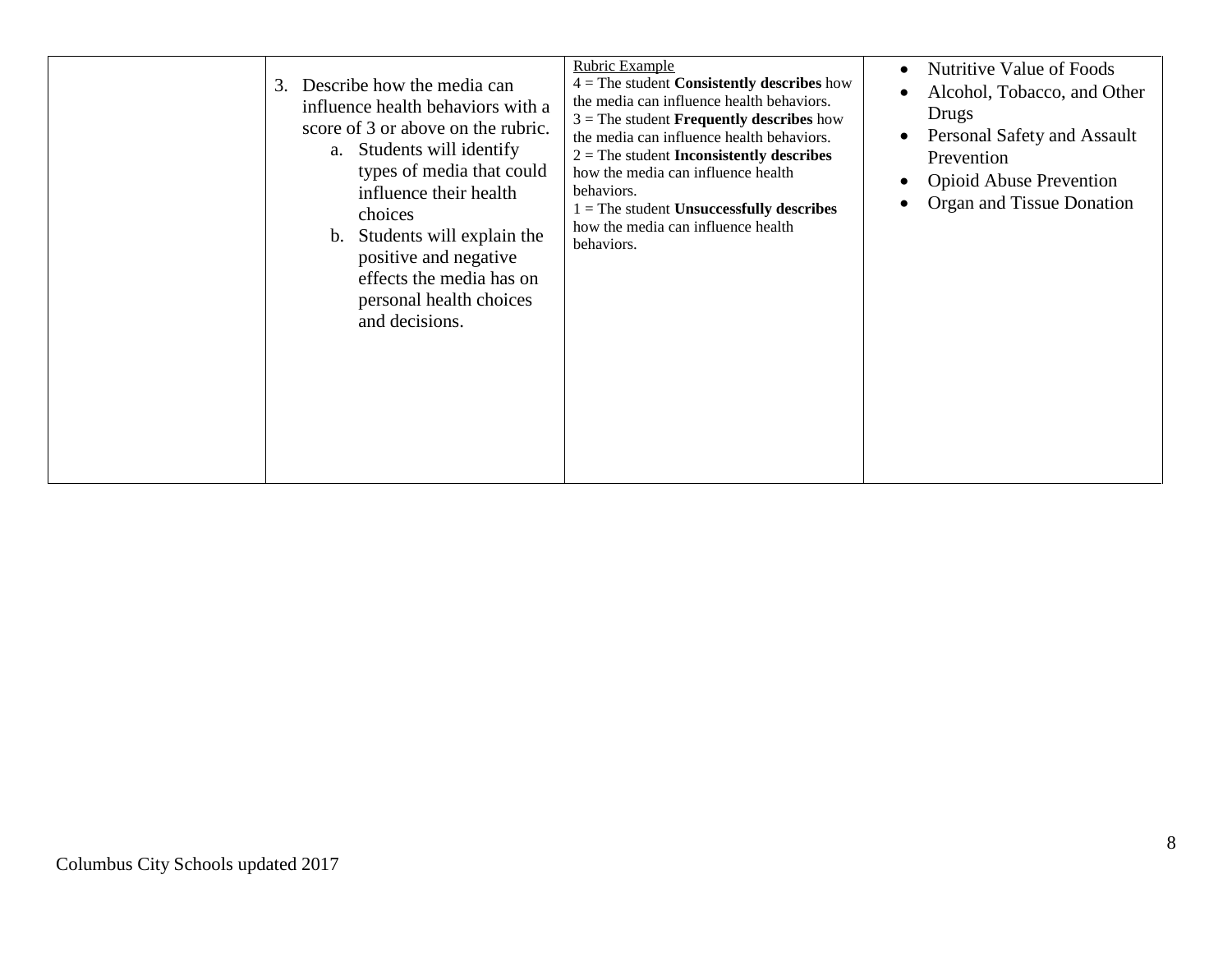|  |  |  |  |
| --- | --- | --- | --- |
|  | 3. Describe how the media can influence health behaviors with a score of 3 or above on the rubric.<br>a. Students will identify types of media that could influence their health choices<br>b. Students will explain the positive and negative effects the media has on personal health choices and decisions. | Rubric Example<br>4 = The student **Consistently describes** how the media can influence health behaviors.<br>3 = The student **Frequently describes** how the media can influence health behaviors.<br>2 = The student **Inconsistently describes** how the media can influence health behaviors.<br>1 = The student **Unsuccessfully describes** how the media can influence health behaviors. | • Nutritive Value of Foods<br>• Alcohol, Tobacco, and Other Drugs<br>• Personal Safety and Assault Prevention<br>• Opioid Abuse Prevention<br>• Organ and Tissue Donation |

Columbus City Schools updated 2017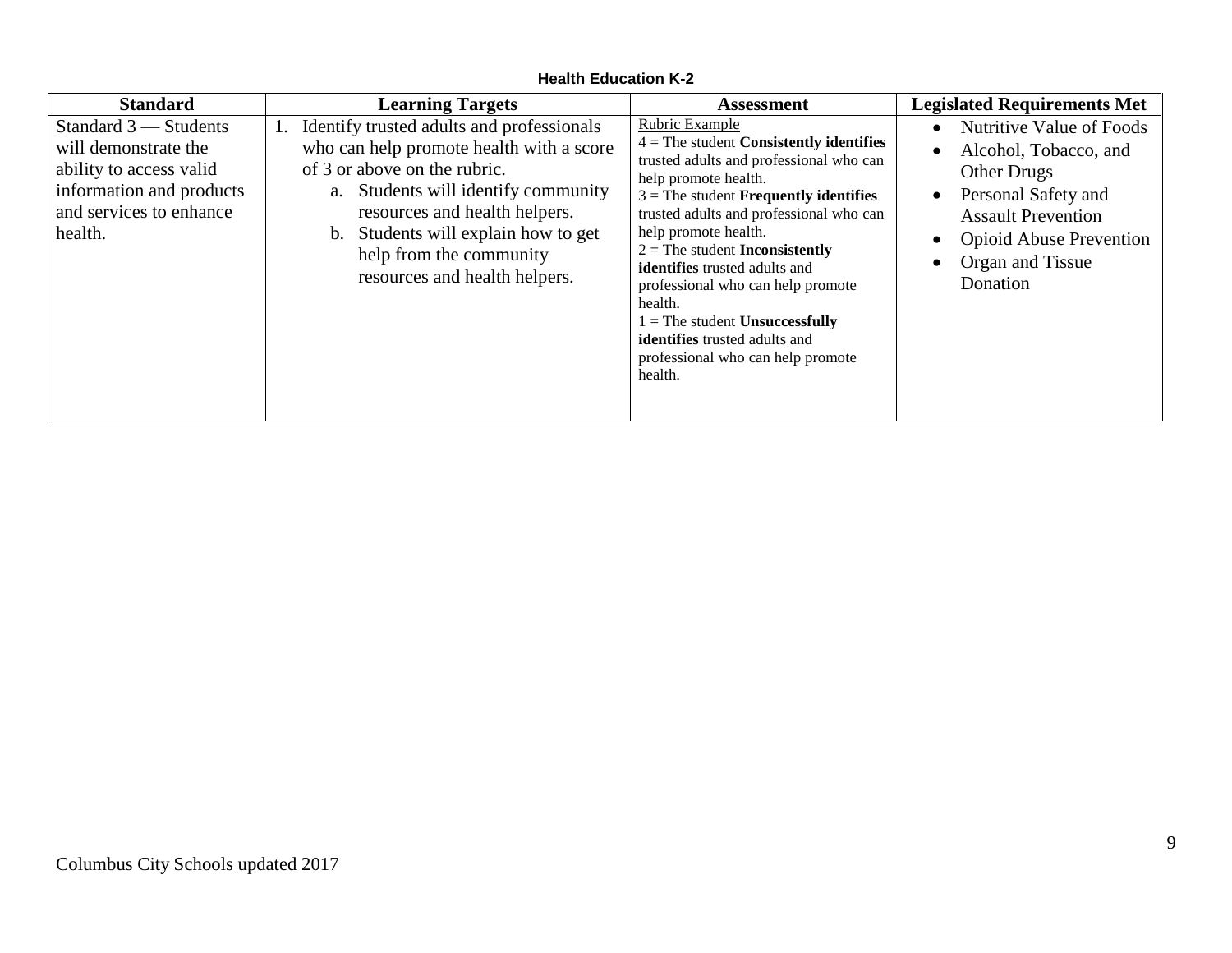**Health Education K-2**

| Standard | Learning Targets | Assessment | Legislated Requirements Met |
| --- | --- | --- | --- |
| Standard 3 — Students will demonstrate the ability to access valid information and products and services to enhance health. | 1. Identify trusted adults and professionals who can help promote health with a score of 3 or above on the rubric.<br>a. Students will identify community resources and health helpers.<br>b. Students will explain how to get help from the community resources and health helpers. | Rubric Example<br>4 = The student **Consistently identifies** trusted adults and professional who can help promote health.<br>3 = The student **Frequently identifies** trusted adults and professional who can help promote health.<br>2 = The student **Inconsistently identifies** trusted adults and professional who can help promote health.<br>1 = The student **Unsuccessfully identifies** trusted adults and professional who can help promote health. | • Nutritive Value of Foods<br>• Alcohol, Tobacco, and Other Drugs<br>• Personal Safety and Assault Prevention<br>• Opioid Abuse Prevention<br>• Organ and Tissue Donation |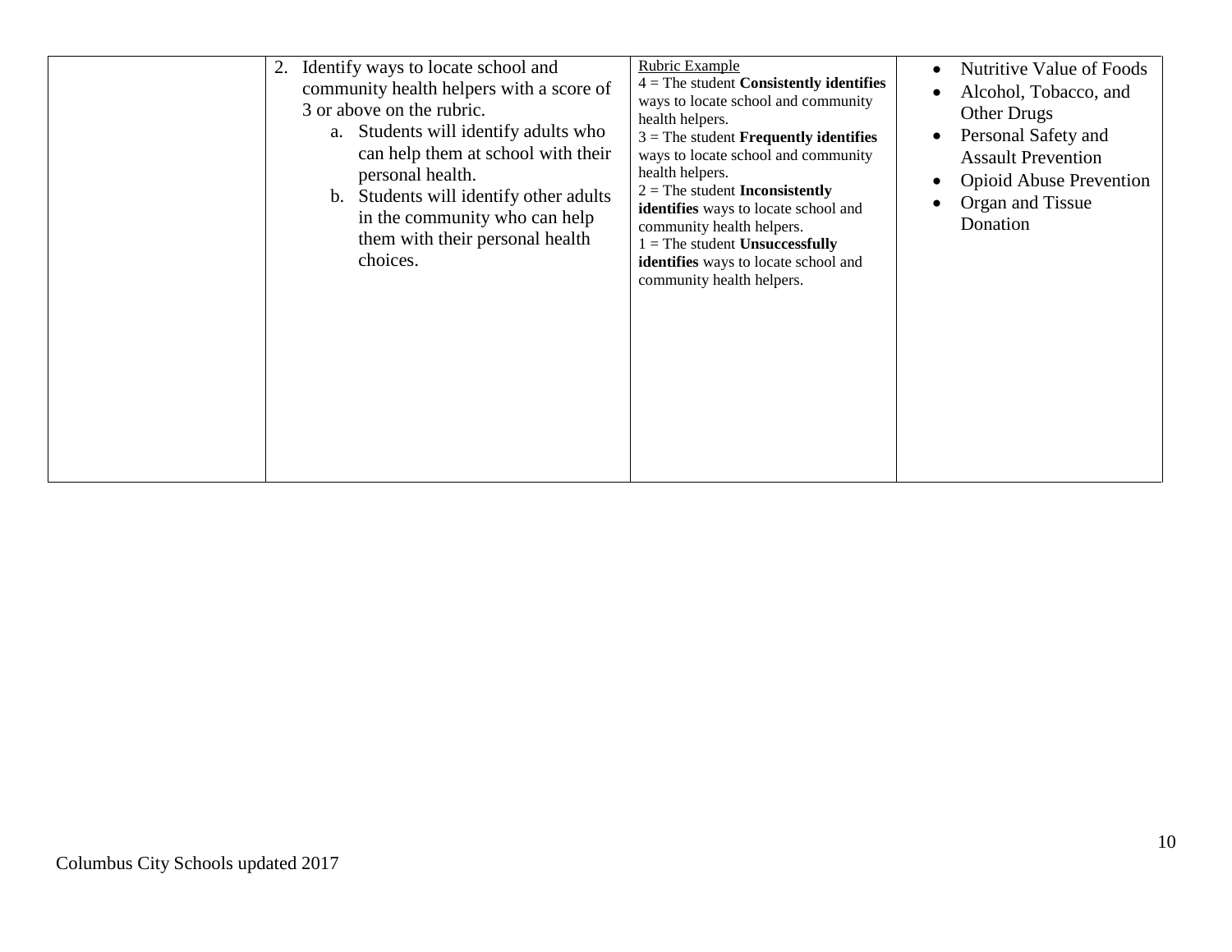|  |  |  |  |
|---|---|---|---|
|  | 2. Identify ways to locate school and community health helpers with a score of 3 or above on the rubric.<br>a. Students will identify adults who can help them at school with their personal health.<br>b. Students will identify other adults in the community who can help them with their personal health choices. | Rubric Example<br>4 = The student **Consistently identifies** ways to locate school and community health helpers.<br>3 = The student **Frequently identifies** ways to locate school and community health helpers.<br>2 = The student **Inconsistently identifies** ways to locate school and community health helpers.<br>1 = The student **Unsuccessfully identifies** ways to locate school and community health helpers. | • Nutritive Value of Foods<br>• Alcohol, Tobacco, and Other Drugs<br>• Personal Safety and Assault Prevention<br>• Opioid Abuse Prevention<br>• Organ and Tissue Donation |

Columbus City Schools updated 2017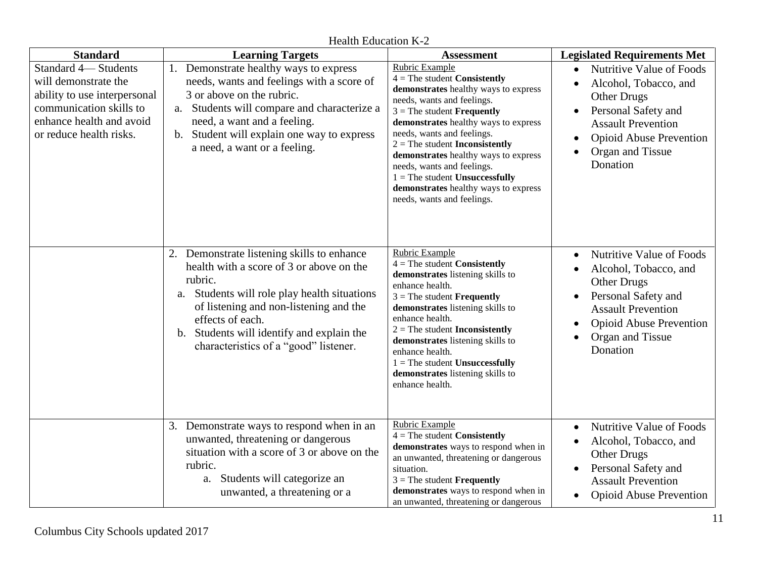Health Education K-2

| Standard | Learning Targets | Assessment | Legislated Requirements Met |
|---|---|---|---|
| Standard 4— Students will demonstrate the ability to use interpersonal communication skills to enhance health and avoid or reduce health risks. | 1. Demonstrate healthy ways to express needs, wants and feelings with a score of 3 or above on the rubric.<br>a. Students will compare and characterize a need, a want and a feeling.<br>b. Student will explain one way to express a need, a want or a feeling. | Rubric Example<br>4 = The student **Consistently demonstrates** healthy ways to express needs, wants and feelings.<br>3 = The student **Frequently demonstrates** healthy ways to express needs, wants and feelings.<br>2 = The student **Inconsistently demonstrates** healthy ways to express needs, wants and feelings.<br>1 = The student **Unsuccessfully demonstrates** healthy ways to express needs, wants and feelings. | • Nutritive Value of Foods<br>• Alcohol, Tobacco, and Other Drugs<br>• Personal Safety and Assault Prevention<br>• Opioid Abuse Prevention<br>• Organ and Tissue Donation |
| | 2. Demonstrate listening skills to enhance health with a score of 3 or above on the rubric.<br>a. Students will role play health situations of listening and non-listening and the effects of each.<br>b. Students will identify and explain the characteristics of a "good" listener. | Rubric Example<br>4 = The student **Consistently demonstrates** listening skills to enhance health.<br>3 = The student **Frequently demonstrates** listening skills to enhance health.<br>2 = The student **Inconsistently demonstrates** listening skills to enhance health.<br>1 = The student **Unsuccessfully demonstrates** listening skills to enhance health. | • Nutritive Value of Foods<br>• Alcohol, Tobacco, and Other Drugs<br>• Personal Safety and Assault Prevention<br>• Opioid Abuse Prevention<br>• Organ and Tissue Donation |
| | 3. Demonstrate ways to respond when in an unwanted, threatening or dangerous situation with a score of 3 or above on the rubric.<br>a. Students will categorize an unwanted, a threatening or a | Rubric Example<br>4 = The student **Consistently demonstrates** ways to respond when in an unwanted, threatening or dangerous situation.<br>3 = The student **Frequently demonstrates** ways to respond when in an unwanted, threatening or dangerous | • Nutritive Value of Foods<br>• Alcohol, Tobacco, and Other Drugs<br>• Personal Safety and Assault Prevention<br>• Opioid Abuse Prevention |

Columbus City Schools updated 2017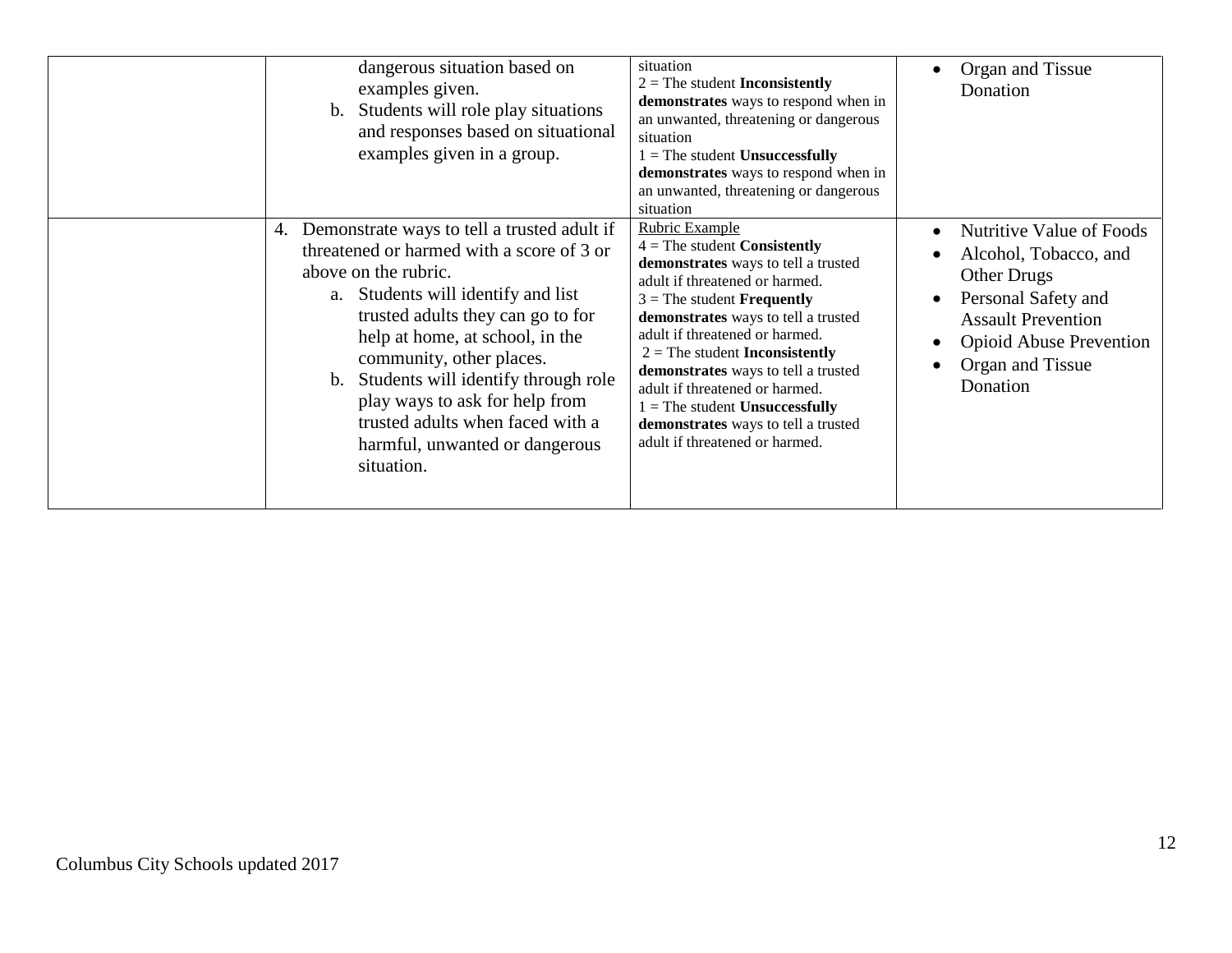| | | | |
|---|---|---|---|
| | dangerous situation based on examples given.<br>b. Students will role play situations and responses based on situational examples given in a group. | situation<br>2 = The student **Inconsistently demonstrates** ways to respond when in an unwanted, threatening or dangerous situation<br>1 = The student **Unsuccessfully demonstrates** ways to respond when in an unwanted, threatening or dangerous situation | • Organ and Tissue Donation |
| | 4. Demonstrate ways to tell a trusted adult if threatened or harmed with a score of 3 or above on the rubric.<br>a. Students will identify and list trusted adults they can go to for help at home, at school, in the community, other places.<br>b. Students will identify through role play ways to ask for help from trusted adults when faced with a harmful, unwanted or dangerous situation. | Rubric Example<br>4 = The student **Consistently demonstrates** ways to tell a trusted adult if threatened or harmed.<br>3 = The student **Frequently demonstrates** ways to tell a trusted adult if threatened or harmed.<br>2 = The student **Inconsistently demonstrates** ways to tell a trusted adult if threatened or harmed.<br>1 = The student **Unsuccessfully demonstrates** ways to tell a trusted adult if threatened or harmed. | • Nutritive Value of Foods<br>• Alcohol, Tobacco, and Other Drugs<br>• Personal Safety and Assault Prevention<br>• Opioid Abuse Prevention<br>• Organ and Tissue Donation |

Columbus City Schools updated 2017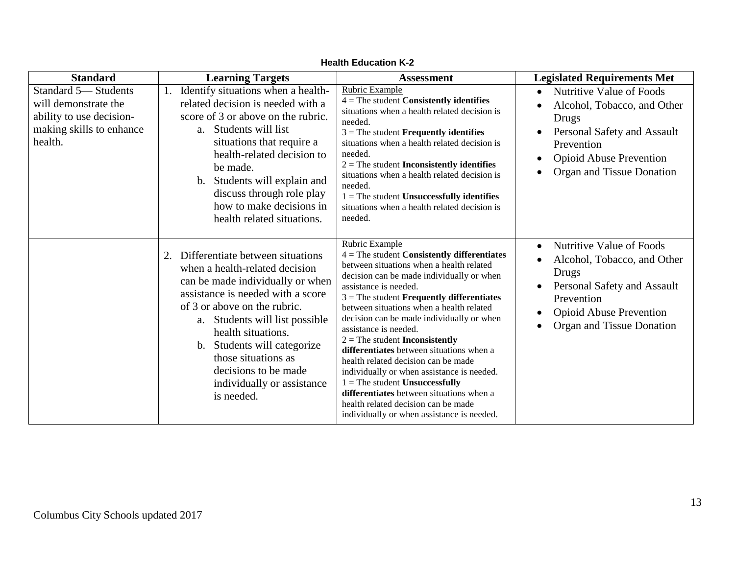**Health Education K-2**

| Standard | Learning Targets | Assessment | Legislated Requirements Met |
|---|---|---|---|
| Standard 5— Students will demonstrate the ability to use decision-making skills to enhance health. | 1. Identify situations when a health-related decision is needed with a score of 3 or above on the rubric.<br>a. Students will list situations that require a health-related decision to be made.<br>b. Students will explain and discuss through role play how to make decisions in health related situations. | Rubric Example<br>4 = The student **Consistently identifies** situations when a health related decision is needed.<br>3 = The student **Frequently identifies** situations when a health related decision is needed.<br>2 = The student **Inconsistently identifies** situations when a health related decision is needed.<br>1 = The student **Unsuccessfully identifies** situations when a health related decision is needed. | • Nutritive Value of Foods<br>• Alcohol, Tobacco, and Other Drugs<br>• Personal Safety and Assault Prevention<br>• Opioid Abuse Prevention<br>• Organ and Tissue Donation |
| | 2. Differentiate between situations when a health-related decision can be made individually or when assistance is needed with a score of 3 or above on the rubric.<br>a. Students will list possible health situations.<br>b. Students will categorize those situations as decisions to be made individually or assistance is needed. | Rubric Example<br>4 = The student **Consistently differentiates** between situations when a health related decision can be made individually or when assistance is needed.<br>3 = The student **Frequently differentiates** between situations when a health related decision can be made individually or when assistance is needed.<br>2 = The student **Inconsistently differentiates** between situations when a health related decision can be made individually or when assistance is needed.<br>1 = The student **Unsuccessfully differentiates** between situations when a health related decision can be made individually or when assistance is needed. | • Nutritive Value of Foods<br>• Alcohol, Tobacco, and Other Drugs<br>• Personal Safety and Assault Prevention<br>• Opioid Abuse Prevention<br>• Organ and Tissue Donation |

Columbus City Schools updated 2017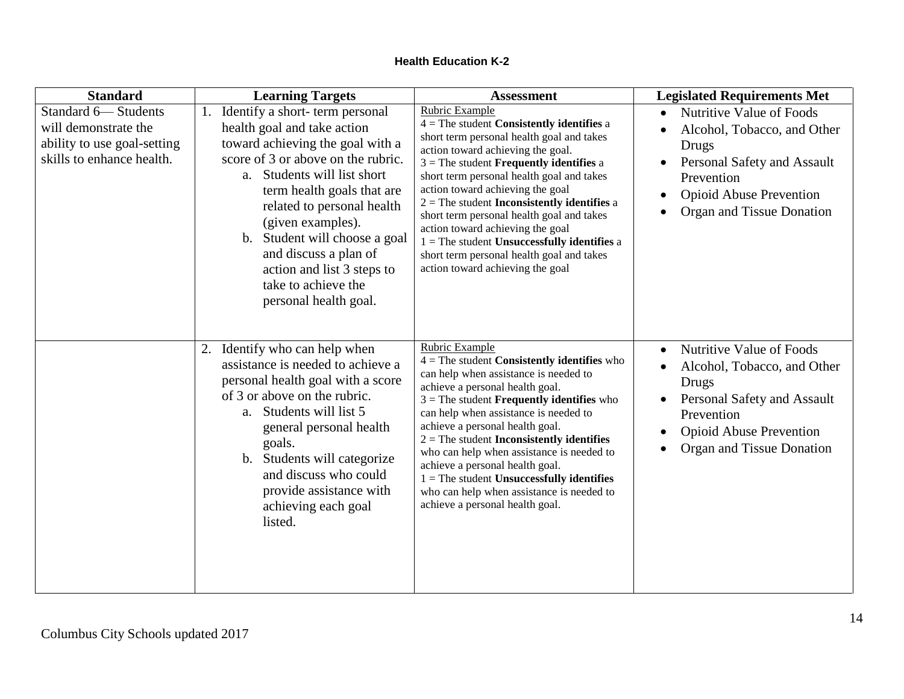**Health Education K-2**

| Standard | Learning Targets | Assessment | Legislated Requirements Met |
|---|---|---|---|
| Standard 6— Students will demonstrate the ability to use goal-setting skills to enhance health. | 1. Identify a short- term personal health goal and take action toward achieving the goal with a score of 3 or above on the rubric.<br>a. Students will list short term health goals that are related to personal health (given examples).<br>b. Student will choose a goal and discuss a plan of action and list 3 steps to take to achieve the personal health goal. | Rubric Example<br>4 = The student **Consistently identifies** a short term personal health goal and takes action toward achieving the goal.<br>3 = The student **Frequently identifies** a short term personal health goal and takes action toward achieving the goal<br>2 = The student **Inconsistently identifies** a short term personal health goal and takes action toward achieving the goal<br>1 = The student **Unsuccessfully identifies** a short term personal health goal and takes action toward achieving the goal | • Nutritive Value of Foods<br>• Alcohol, Tobacco, and Other Drugs<br>• Personal Safety and Assault Prevention<br>• Opioid Abuse Prevention<br>• Organ and Tissue Donation |
| | 2. Identify who can help when assistance is needed to achieve a personal health goal with a score of 3 or above on the rubric.<br>a. Students will list 5 general personal health goals.<br>b. Students will categorize and discuss who could provide assistance with achieving each goal listed. | Rubric Example<br>4 = The student **Consistently identifies** who can help when assistance is needed to achieve a personal health goal.<br>3 = The student **Frequently identifies** who can help when assistance is needed to achieve a personal health goal.<br>2 = The student **Inconsistently identifies** who can help when assistance is needed to achieve a personal health goal.<br>1 = The student **Unsuccessfully identifies** who can help when assistance is needed to achieve a personal health goal. | • Nutritive Value of Foods<br>• Alcohol, Tobacco, and Other Drugs<br>• Personal Safety and Assault Prevention<br>• Opioid Abuse Prevention<br>• Organ and Tissue Donation |

Columbus City Schools updated 2017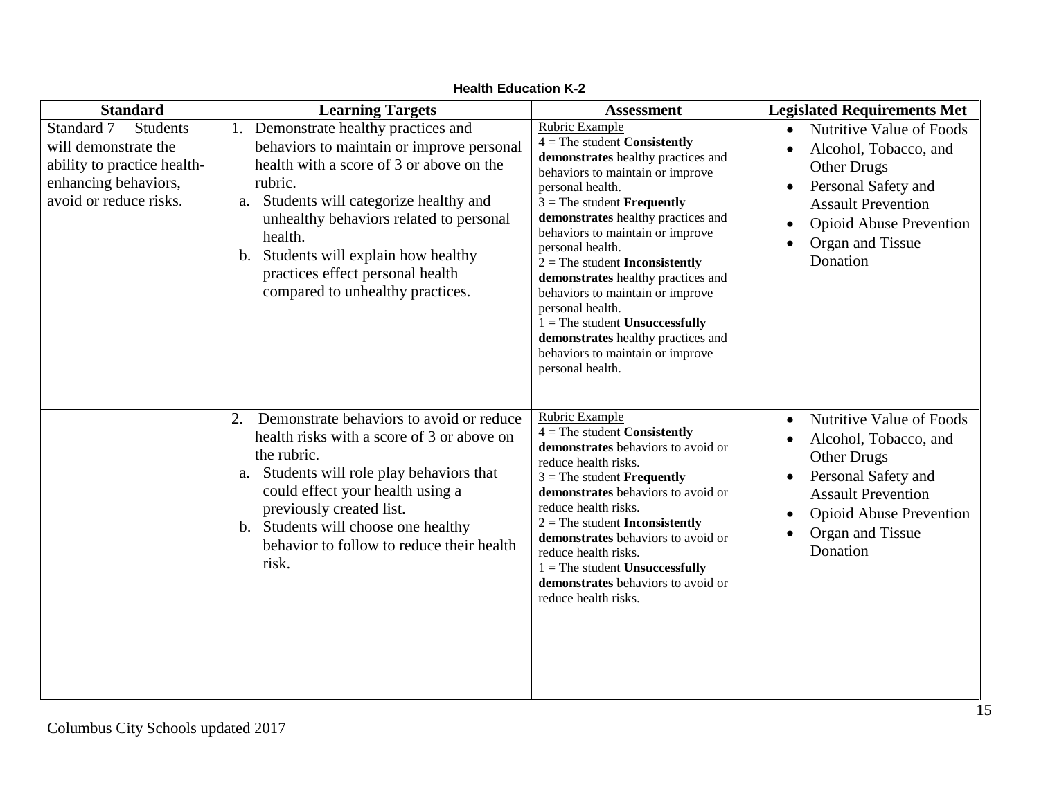**Health Education K-2**

| Standard | Learning Targets | Assessment | Legislated Requirements Met |
|---|---|---|---|
| Standard 7— Students will demonstrate the ability to practice health-enhancing behaviors, avoid or reduce risks. | 1. Demonstrate healthy practices and behaviors to maintain or improve personal health with a score of 3 or above on the rubric.<br>a. Students will categorize healthy and unhealthy behaviors related to personal health.<br>b. Students will explain how healthy practices effect personal health compared to unhealthy practices. | Rubric Example<br>4 = The student **Consistently demonstrates** healthy practices and behaviors to maintain or improve personal health.<br>3 = The student **Frequently demonstrates** healthy practices and behaviors to maintain or improve personal health.<br>2 = The student **Inconsistently demonstrates** healthy practices and behaviors to maintain or improve personal health.<br>1 = The student **Unsuccessfully demonstrates** healthy practices and behaviors to maintain or improve personal health. | • Nutritive Value of Foods<br>• Alcohol, Tobacco, and Other Drugs<br>• Personal Safety and Assault Prevention<br>• Opioid Abuse Prevention<br>• Organ and Tissue Donation |
| | 2. Demonstrate behaviors to avoid or reduce health risks with a score of 3 or above on the rubric.<br>a. Students will role play behaviors that could effect your health using a previously created list.<br>b. Students will choose one healthy behavior to follow to reduce their health risk. | Rubric Example<br>4 = The student **Consistently demonstrates** behaviors to avoid or reduce health risks.<br>3 = The student **Frequently demonstrates** behaviors to avoid or reduce health risks.<br>2 = The student **Inconsistently demonstrates** behaviors to avoid or reduce health risks.<br>1 = The student **Unsuccessfully demonstrates** behaviors to avoid or reduce health risks. | • Nutritive Value of Foods<br>• Alcohol, Tobacco, and Other Drugs<br>• Personal Safety and Assault Prevention<br>• Opioid Abuse Prevention<br>• Organ and Tissue Donation |

Columbus City Schools updated 2017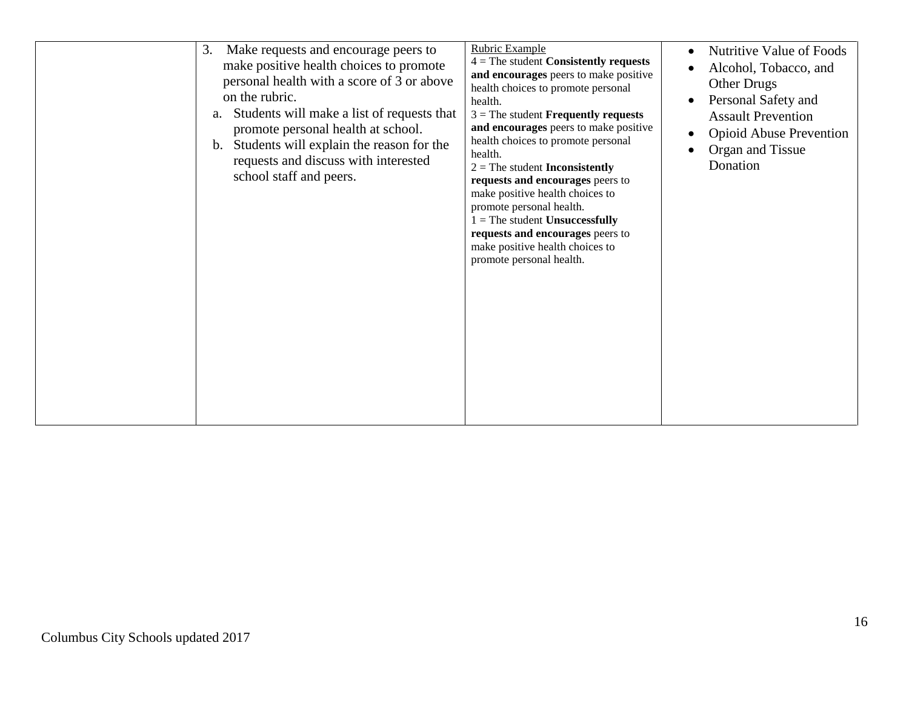| | | | |
|---|---|---|---|
| | 3. Make requests and encourage peers to make positive health choices to promote personal health with a score of 3 or above on the rubric.<br>a. Students will make a list of requests that promote personal health at school.<br>b. Students will explain the reason for the requests and discuss with interested school staff and peers. | Rubric Example<br>4 = The student **Consistently requests and encourages** peers to make positive health choices to promote personal health.<br>3 = The student **Frequently requests and encourages** peers to make positive health choices to promote personal health.<br>2 = The student **Inconsistently requests and encourages** peers to make positive health choices to promote personal health.<br>1 = The student **Unsuccessfully requests and encourages** peers to make positive health choices to promote personal health. | • Nutritive Value of Foods<br>• Alcohol, Tobacco, and Other Drugs<br>• Personal Safety and Assault Prevention<br>• Opioid Abuse Prevention<br>• Organ and Tissue Donation |

Columbus City Schools updated 2017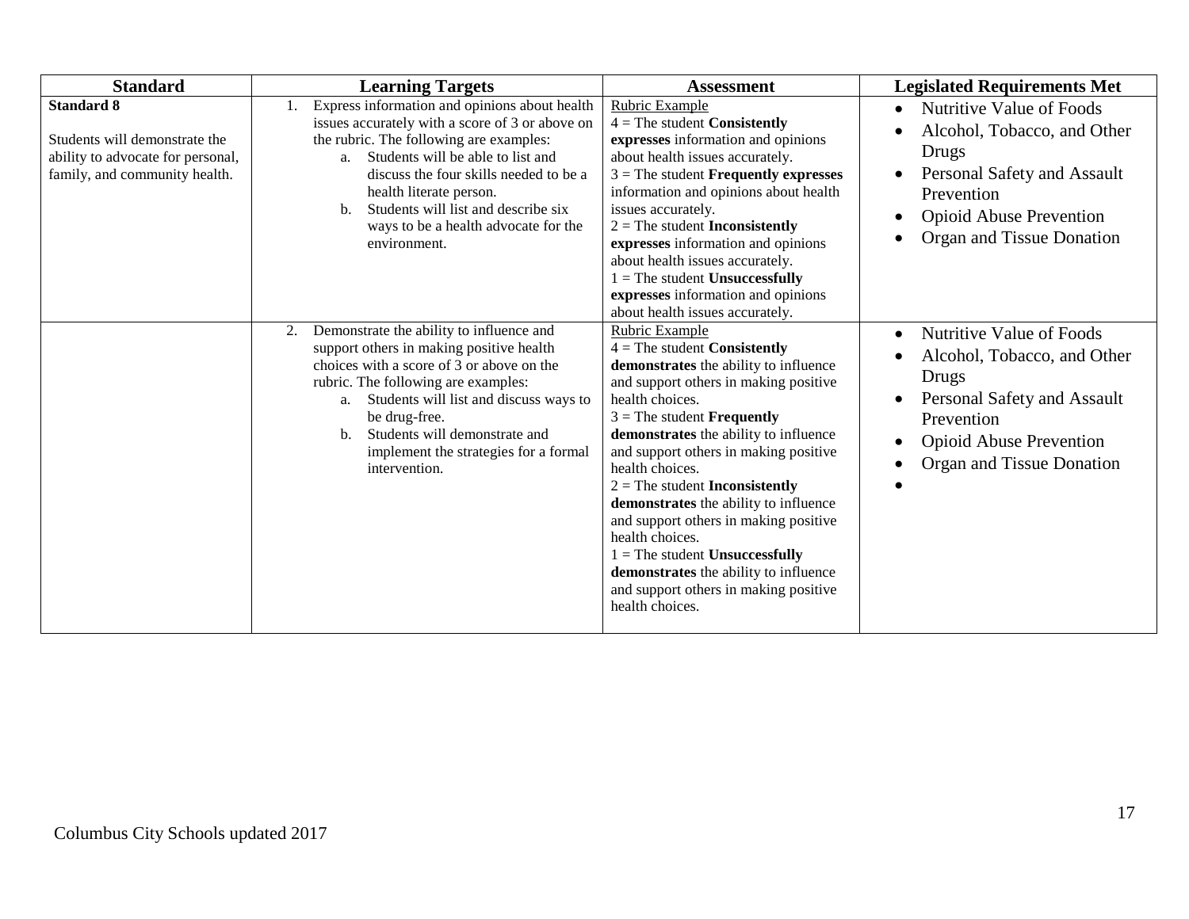| Standard | Learning Targets | Assessment | Legislated Requirements Met |
|---|---|---|---|
| **Standard 8**<br><br>Students will demonstrate the ability to advocate for personal, family, and community health. | 1. Express information and opinions about health issues accurately with a score of 3 or above on the rubric. The following are examples:<br>a. Students will be able to list and discuss the four skills needed to be a health literate person.<br>b. Students will list and describe six ways to be a health advocate for the environment. | Rubric Example<br>4 = The student **Consistently expresses** information and opinions about health issues accurately.<br>3 = The student **Frequently expresses** information and opinions about health issues accurately.<br>2 = The student **Inconsistently expresses** information and opinions about health issues accurately.<br>1 = The student **Unsuccessfully expresses** information and opinions about health issues accurately. | • Nutritive Value of Foods<br>• Alcohol, Tobacco, and Other Drugs<br>• Personal Safety and Assault Prevention<br>• Opioid Abuse Prevention<br>• Organ and Tissue Donation |
| | 2. Demonstrate the ability to influence and support others in making positive health choices with a score of 3 or above on the rubric. The following are examples:<br>a. Students will list and discuss ways to be drug-free.<br>b. Students will demonstrate and implement the strategies for a formal intervention. | Rubric Example<br>4 = The student **Consistently demonstrates** the ability to influence and support others in making positive health choices.<br>3 = The student **Frequently demonstrates** the ability to influence and support others in making positive health choices.<br>2 = The student **Inconsistently demonstrates** the ability to influence and support others in making positive health choices.<br>1 = The student **Unsuccessfully demonstrates** the ability to influence and support others in making positive health choices. | • Nutritive Value of Foods<br>• Alcohol, Tobacco, and Other Drugs<br>• Personal Safety and Assault Prevention<br>• Opioid Abuse Prevention<br>• Organ and Tissue Donation<br>• |

Columbus City Schools updated 2017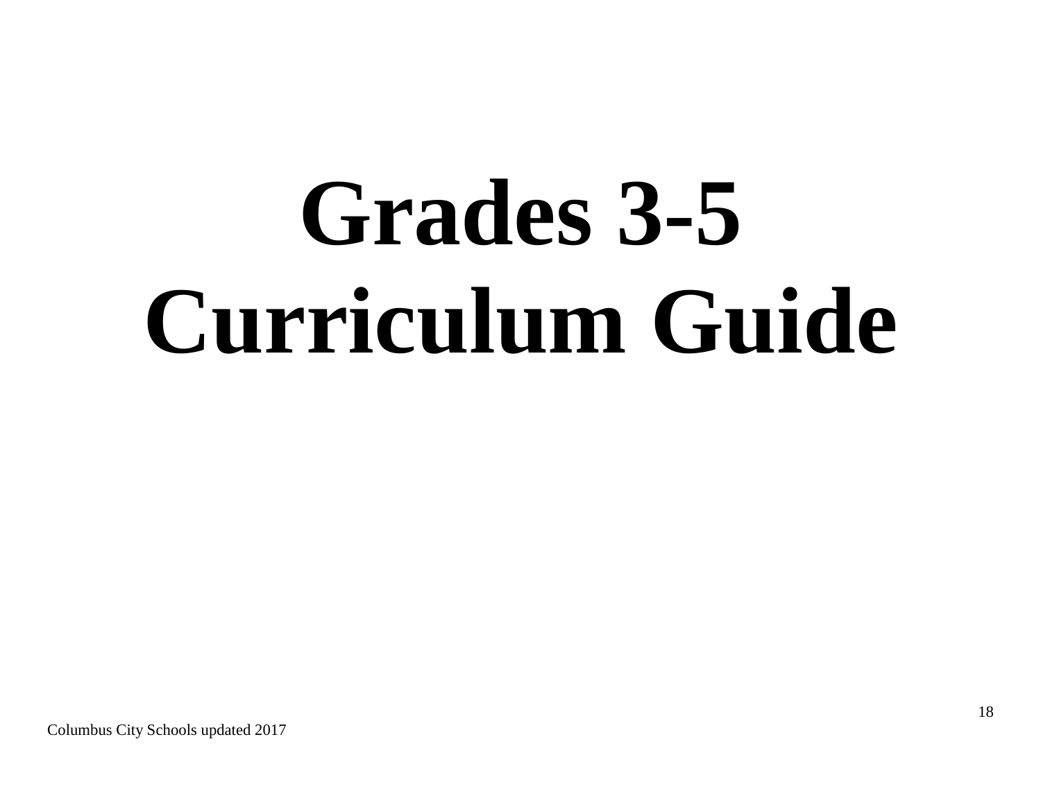# Grades 3-5 Curriculum Guide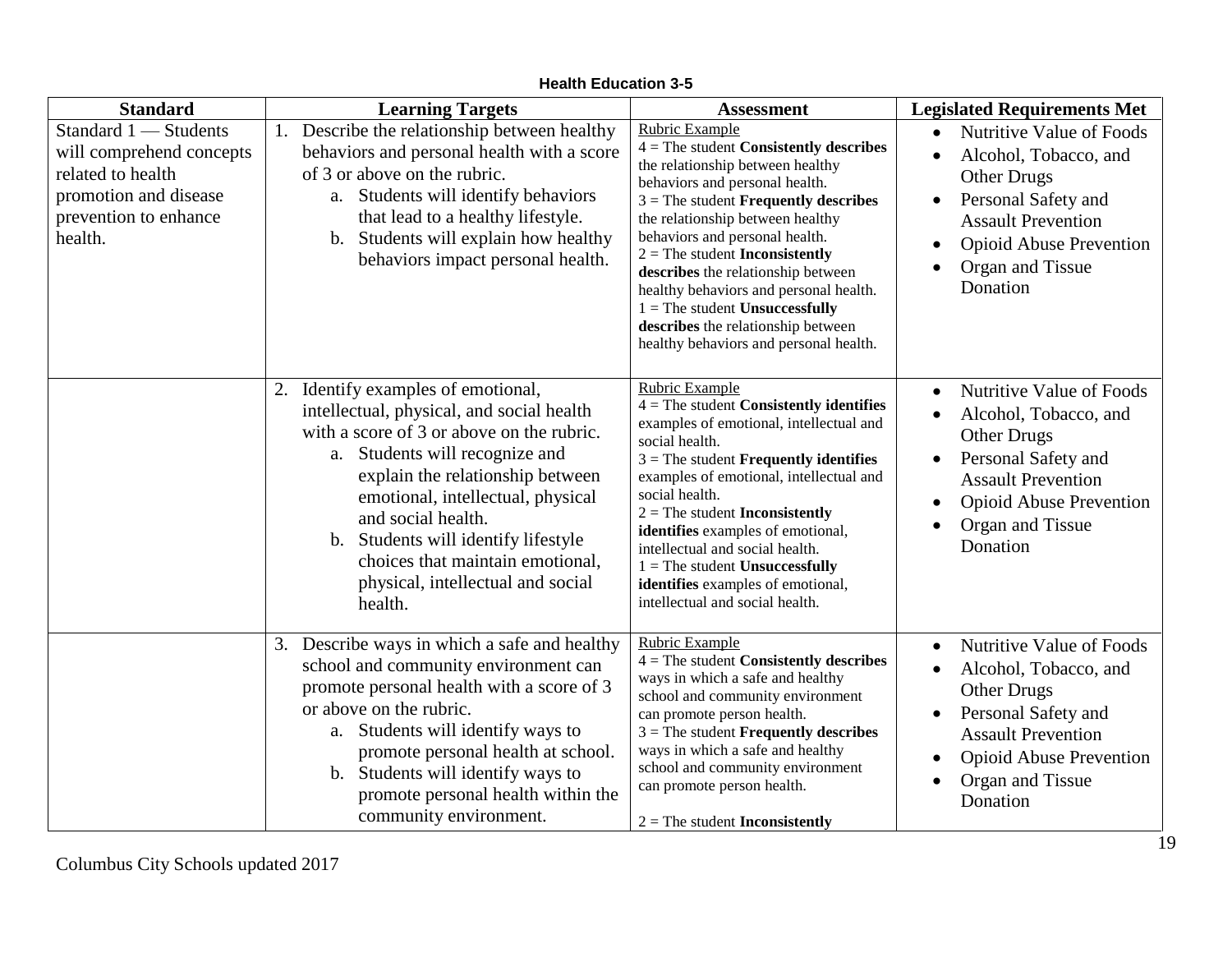**Health Education 3-5**

| Standard | Learning Targets | Assessment | Legislated Requirements Met |
|---|---|---|---|
| Standard 1 — Students will comprehend concepts related to health promotion and disease prevention to enhance health. | 1. Describe the relationship between healthy behaviors and personal health with a score of 3 or above on the rubric.<br>a. Students will identify behaviors that lead to a healthy lifestyle.<br>b. Students will explain how healthy behaviors impact personal health. | Rubric Example<br>4 = The student **Consistently describes** the relationship between healthy behaviors and personal health.<br>3 = The student **Frequently describes** the relationship between healthy behaviors and personal health.<br>2 = The student **Inconsistently describes** the relationship between healthy behaviors and personal health.<br>1 = The student **Unsuccessfully describes** the relationship between healthy behaviors and personal health. | • Nutritive Value of Foods<br>• Alcohol, Tobacco, and Other Drugs<br>• Personal Safety and Assault Prevention<br>• Opioid Abuse Prevention<br>• Organ and Tissue Donation |
| | 2. Identify examples of emotional, intellectual, physical, and social health with a score of 3 or above on the rubric.<br>a. Students will recognize and explain the relationship between emotional, intellectual, physical and social health.<br>b. Students will identify lifestyle choices that maintain emotional, physical, intellectual and social health. | Rubric Example<br>4 = The student **Consistently identifies** examples of emotional, intellectual and social health.<br>3 = The student **Frequently identifies** examples of emotional, intellectual and social health.<br>2 = The student **Inconsistently identifies** examples of emotional, intellectual and social health.<br>1 = The student **Unsuccessfully identifies** examples of emotional, intellectual and social health. | • Nutritive Value of Foods<br>• Alcohol, Tobacco, and Other Drugs<br>• Personal Safety and Assault Prevention<br>• Opioid Abuse Prevention<br>• Organ and Tissue Donation |
| | 3. Describe ways in which a safe and healthy school and community environment can promote personal health with a score of 3 or above on the rubric.<br>a. Students will identify ways to promote personal health at school.<br>b. Students will identify ways to promote personal health within the community environment. | Rubric Example<br>4 = The student **Consistently describes** ways in which a safe and healthy school and community environment can promote person health.<br>3 = The student **Frequently describes** ways in which a safe and healthy school and community environment can promote person health.<br>2 = The student **Inconsistently** | • Nutritive Value of Foods<br>• Alcohol, Tobacco, and Other Drugs<br>• Personal Safety and Assault Prevention<br>• Opioid Abuse Prevention<br>• Organ and Tissue Donation |

Columbus City Schools updated 2017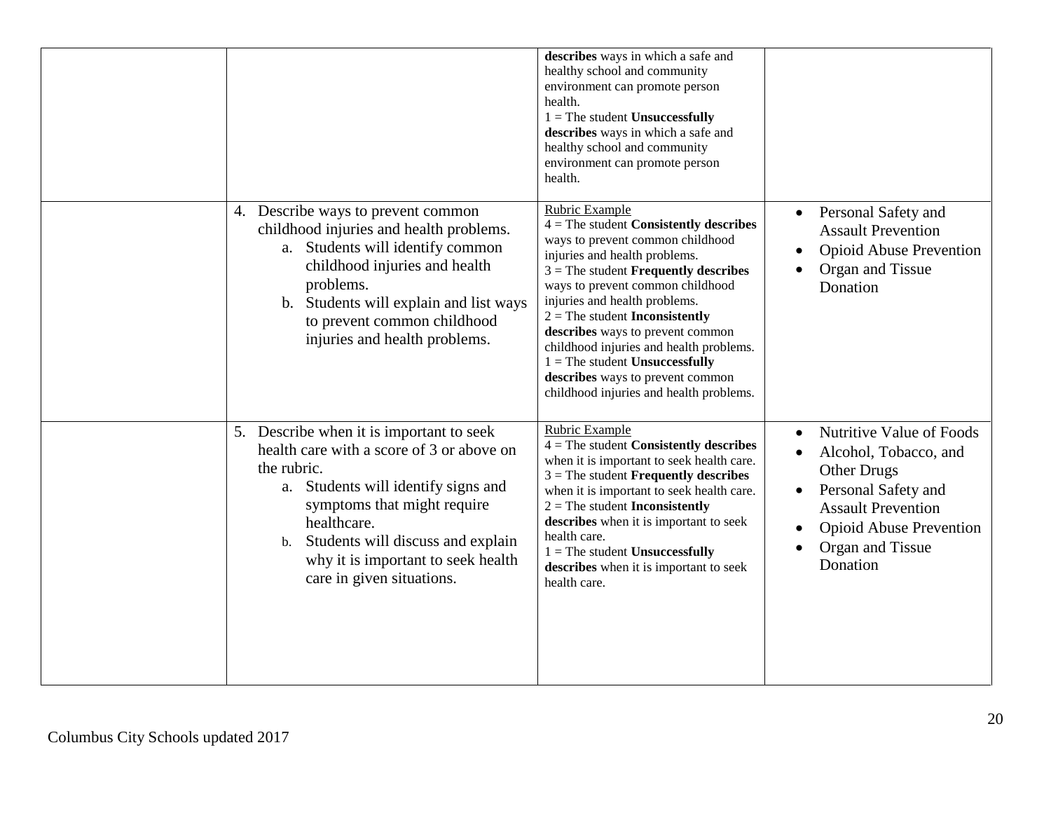| | | | |
|---|---|---|---|
| | | **describes** ways in which a safe and healthy school and community environment can promote person health.<br>1 = The student **Unsuccessfully describes** ways in which a safe and healthy school and community environment can promote person health. | |
| | 4. Describe ways to prevent common childhood injuries and health problems.<br>a. Students will identify common childhood injuries and health problems.<br>b. Students will explain and list ways to prevent common childhood injuries and health problems. | Rubric Example<br>4 = The student **Consistently describes** ways to prevent common childhood injuries and health problems.<br>3 = The student **Frequently describes** ways to prevent common childhood injuries and health problems.<br>2 = The student **Inconsistently describes** ways to prevent common childhood injuries and health problems.<br>1 = The student **Unsuccessfully describes** ways to prevent common childhood injuries and health problems. | • Personal Safety and Assault Prevention<br>• Opioid Abuse Prevention<br>• Organ and Tissue Donation |
| | 5. Describe when it is important to seek health care with a score of 3 or above on the rubric.<br>a. Students will identify signs and symptoms that might require healthcare.<br>b. Students will discuss and explain why it is important to seek health care in given situations. | Rubric Example<br>4 = The student **Consistently describes** when it is important to seek health care.<br>3 = The student **Frequently describes** when it is important to seek health care.<br>2 = The student **Inconsistently describes** when it is important to seek health care.<br>1 = The student **Unsuccessfully describes** when it is important to seek health care. | • Nutritive Value of Foods<br>• Alcohol, Tobacco, and Other Drugs<br>• Personal Safety and Assault Prevention<br>• Opioid Abuse Prevention<br>• Organ and Tissue Donation |

Columbus City Schools updated 2017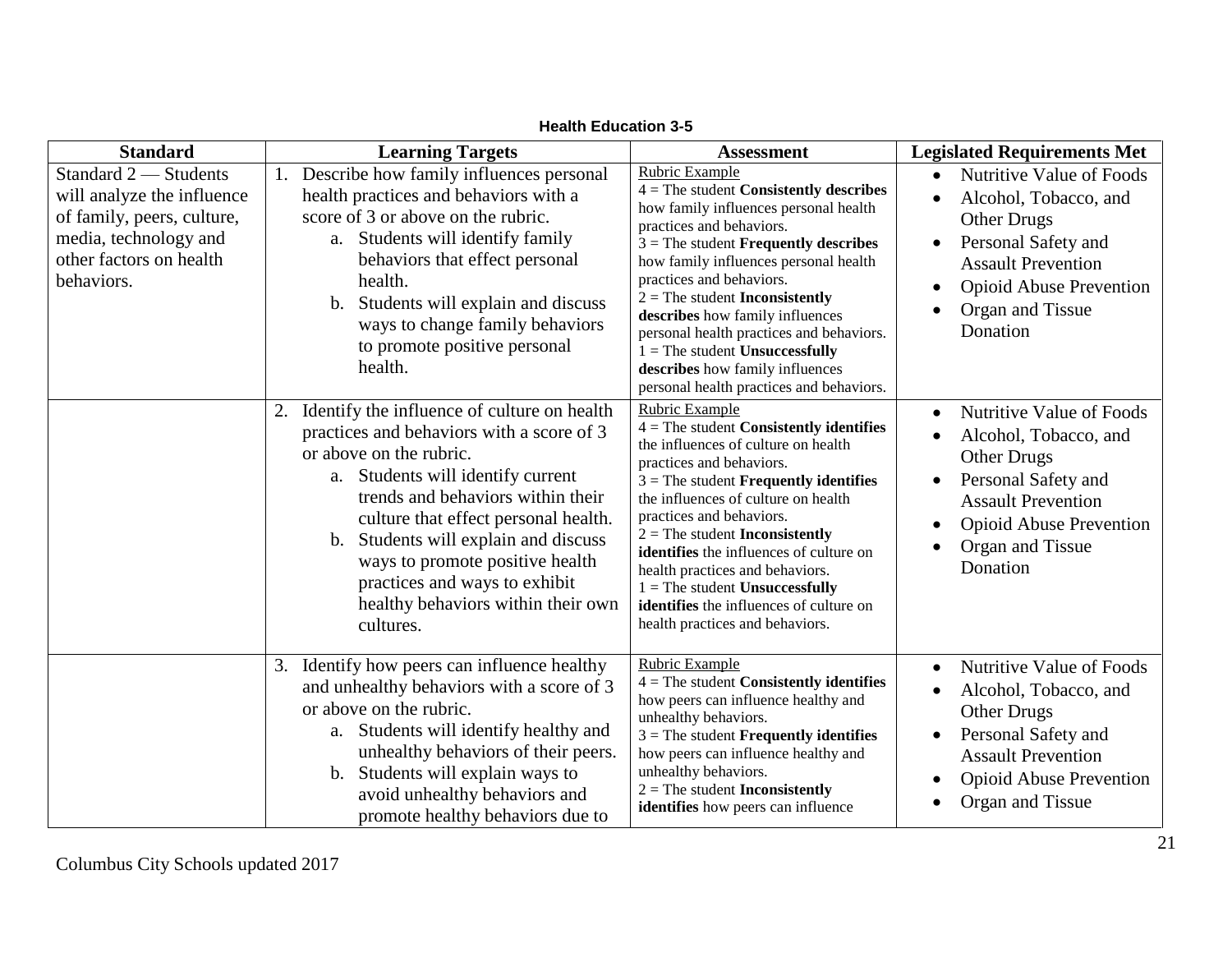**Health Education 3-5**

| Standard | Learning Targets | Assessment | Legislated Requirements Met |
|---|---|---|---|
| Standard 2 — Students will analyze the influence of family, peers, culture, media, technology and other factors on health behaviors. | 1. Describe how family influences personal health practices and behaviors with a score of 3 or above on the rubric.<br>a. Students will identify family behaviors that effect personal health.<br>b. Students will explain and discuss ways to change family behaviors to promote positive personal health. | Rubric Example<br>4 = The student **Consistently describes** how family influences personal health practices and behaviors.<br>3 = The student **Frequently describes** how family influences personal health practices and behaviors.<br>2 = The student **Inconsistently describes** how family influences personal health practices and behaviors.<br>1 = The student **Unsuccessfully describes** how family influences personal health practices and behaviors. | • Nutritive Value of Foods<br>• Alcohol, Tobacco, and Other Drugs<br>• Personal Safety and Assault Prevention<br>• Opioid Abuse Prevention<br>• Organ and Tissue Donation |
| | 2. Identify the influence of culture on health practices and behaviors with a score of 3 or above on the rubric.<br>a. Students will identify current trends and behaviors within their culture that effect personal health.<br>b. Students will explain and discuss ways to promote positive health practices and ways to exhibit healthy behaviors within their own cultures. | Rubric Example<br>4 = The student **Consistently identifies** the influences of culture on health practices and behaviors.<br>3 = The student **Frequently identifies** the influences of culture on health practices and behaviors.<br>2 = The student **Inconsistently identifies** the influences of culture on health practices and behaviors.<br>1 = The student **Unsuccessfully identifies** the influences of culture on health practices and behaviors. | • Nutritive Value of Foods<br>• Alcohol, Tobacco, and Other Drugs<br>• Personal Safety and Assault Prevention<br>• Opioid Abuse Prevention<br>• Organ and Tissue Donation |
| | 3. Identify how peers can influence healthy and unhealthy behaviors with a score of 3 or above on the rubric.<br>a. Students will identify healthy and unhealthy behaviors of their peers.<br>b. Students will explain ways to avoid unhealthy behaviors and promote healthy behaviors due to | Rubric Example<br>4 = The student **Consistently identifies** how peers can influence healthy and unhealthy behaviors.<br>3 = The student **Frequently identifies** how peers can influence healthy and unhealthy behaviors.<br>2 = The student **Inconsistently identifies** how peers can influence | • Nutritive Value of Foods<br>• Alcohol, Tobacco, and Other Drugs<br>• Personal Safety and Assault Prevention<br>• Opioid Abuse Prevention<br>• Organ and Tissue |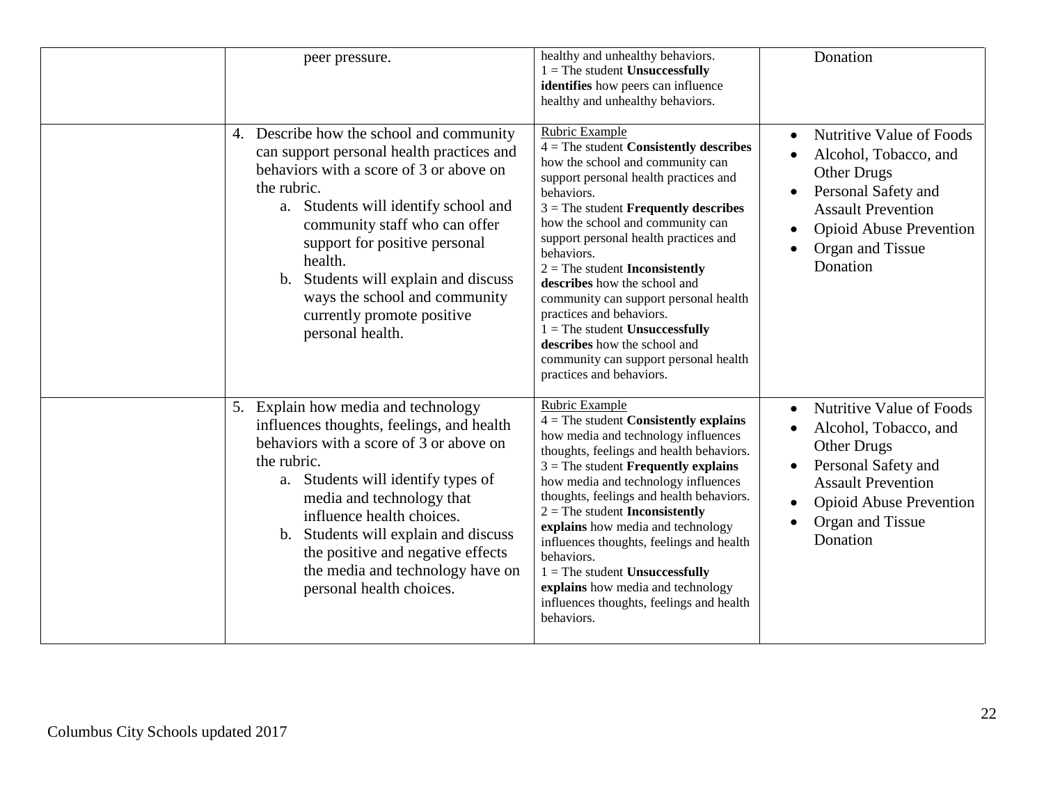| | | | |
|---|---|---|---|
| | peer pressure. | healthy and unhealthy behaviors.<br>1 = The student **Unsuccessfully identifies** how peers can influence healthy and unhealthy behaviors. | Donation |
| | 4. Describe how the school and community can support personal health practices and behaviors with a score of 3 or above on the rubric.<br>a. Students will identify school and community staff who can offer support for positive personal health.<br>b. Students will explain and discuss ways the school and community currently promote positive personal health. | Rubric Example<br>4 = The student **Consistently describes** how the school and community can support personal health practices and behaviors.<br>3 = The student **Frequently describes** how the school and community can support personal health practices and behaviors.<br>2 = The student **Inconsistently describes** how the school and community can support personal health practices and behaviors.<br>1 = The student **Unsuccessfully describes** how the school and community can support personal health practices and behaviors. | • Nutritive Value of Foods<br>• Alcohol, Tobacco, and Other Drugs<br>• Personal Safety and Assault Prevention<br>• Opioid Abuse Prevention<br>• Organ and Tissue Donation |
| | 5. Explain how media and technology influences thoughts, feelings, and health behaviors with a score of 3 or above on the rubric.<br>a. Students will identify types of media and technology that influence health choices.<br>b. Students will explain and discuss the positive and negative effects the media and technology have on personal health choices. | Rubric Example<br>4 = The student **Consistently explains** how media and technology influences thoughts, feelings and health behaviors.<br>3 = The student **Frequently explains** how media and technology influences thoughts, feelings and health behaviors.<br>2 = The student **Inconsistently explains** how media and technology influences thoughts, feelings and health behaviors.<br>1 = The student **Unsuccessfully explains** how media and technology influences thoughts, feelings and health behaviors. | • Nutritive Value of Foods<br>• Alcohol, Tobacco, and Other Drugs<br>• Personal Safety and Assault Prevention<br>• Opioid Abuse Prevention<br>• Organ and Tissue Donation |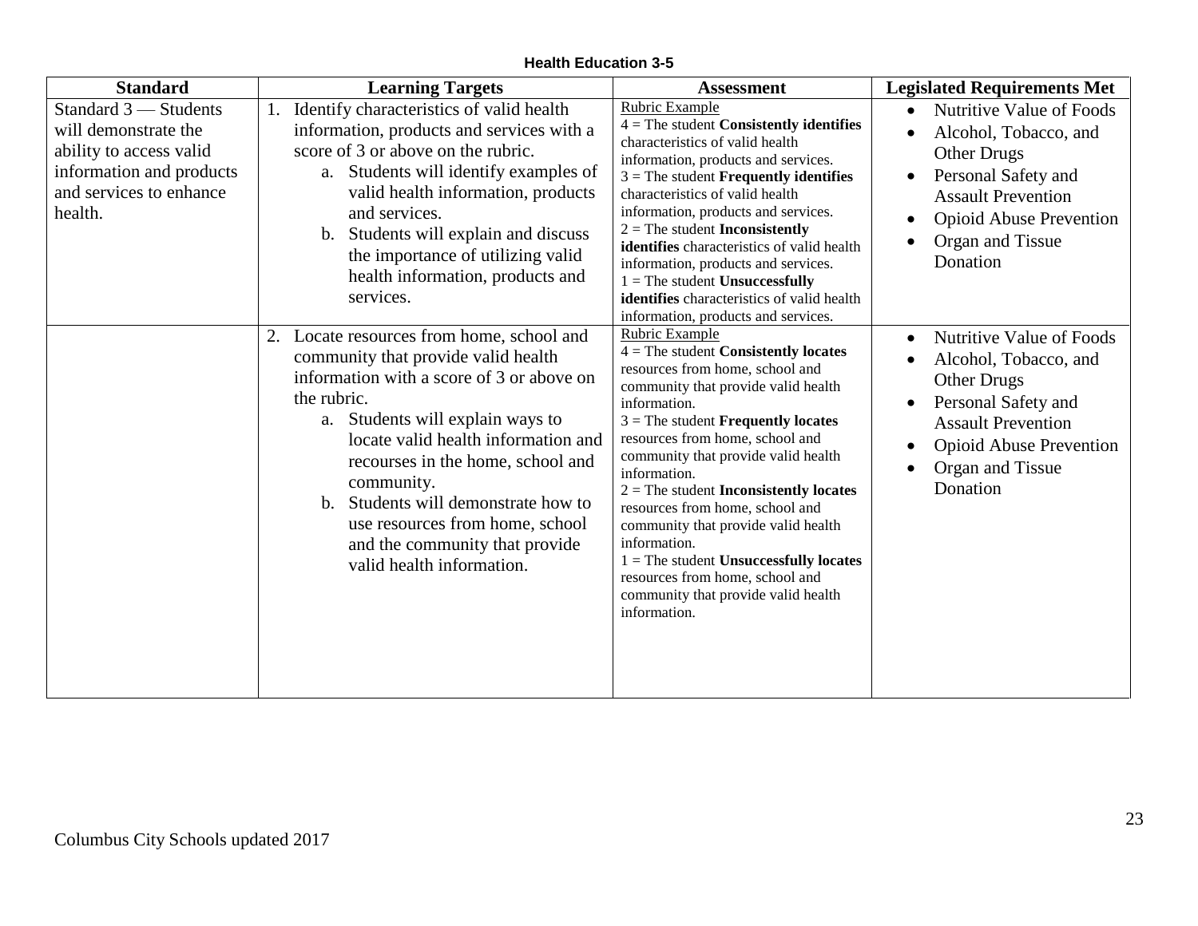**Health Education 3-5**

| Standard | Learning Targets | Assessment | Legislated Requirements Met |
|---|---|---|---|
| Standard 3 — Students will demonstrate the ability to access valid information and products and services to enhance health. | 1. Identify characteristics of valid health information, products and services with a score of 3 or above on the rubric.<br>a. Students will identify examples of valid health information, products and services.<br>b. Students will explain and discuss the importance of utilizing valid health information, products and services. | Rubric Example<br>4 = The student **Consistently identifies** characteristics of valid health information, products and services.<br>3 = The student **Frequently identifies** characteristics of valid health information, products and services.<br>2 = The student **Inconsistently identifies** characteristics of valid health information, products and services.<br>1 = The student **Unsuccessfully identifies** characteristics of valid health information, products and services. | • Nutritive Value of Foods<br>• Alcohol, Tobacco, and Other Drugs<br>• Personal Safety and Assault Prevention<br>• Opioid Abuse Prevention<br>• Organ and Tissue Donation |
| | 2. Locate resources from home, school and community that provide valid health information with a score of 3 or above on the rubric.<br>a. Students will explain ways to locate valid health information and recourses in the home, school and community.<br>b. Students will demonstrate how to use resources from home, school and the community that provide valid health information. | Rubric Example<br>4 = The student **Consistently locates** resources from home, school and community that provide valid health information.<br>3 = The student **Frequently locates** resources from home, school and community that provide valid health information.<br>2 = The student **Inconsistently locates** resources from home, school and community that provide valid health information.<br>1 = The student **Unsuccessfully locates** resources from home, school and community that provide valid health information. | • Nutritive Value of Foods<br>• Alcohol, Tobacco, and Other Drugs<br>• Personal Safety and Assault Prevention<br>• Opioid Abuse Prevention<br>• Organ and Tissue Donation |

Columbus City Schools updated 2017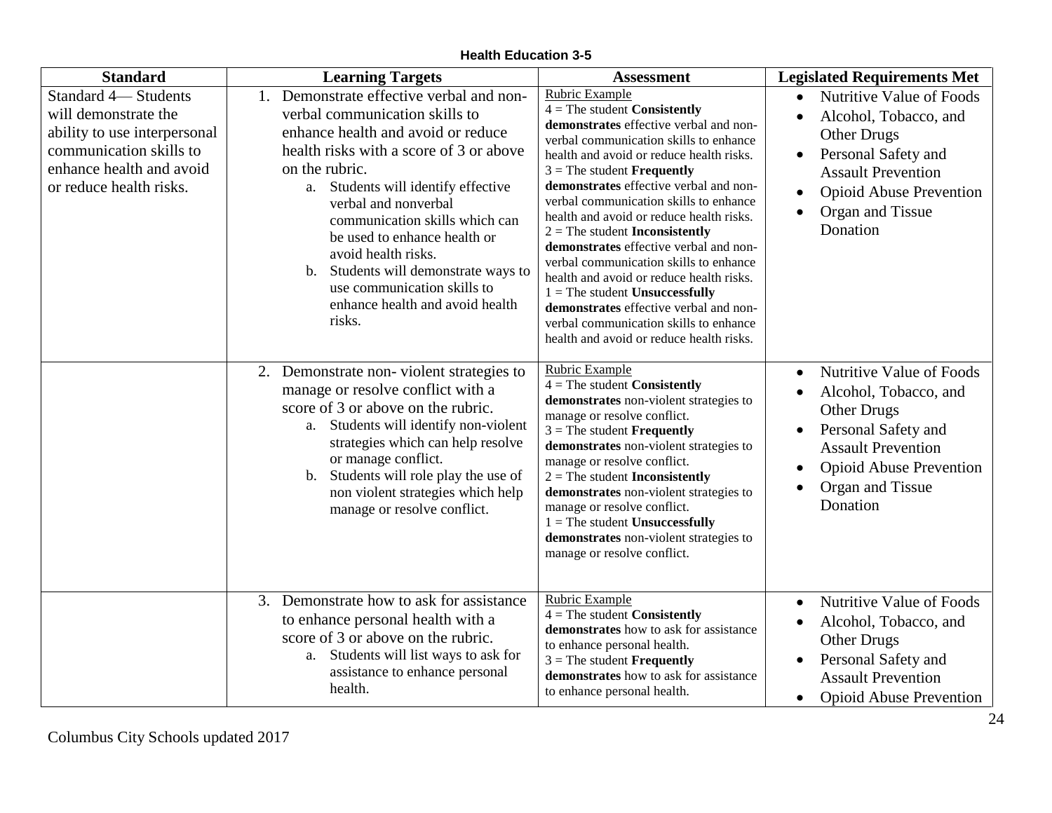**Health Education 3-5**

| Standard | Learning Targets | Assessment | Legislated Requirements Met |
|---|---|---|---|
| Standard 4— Students will demonstrate the ability to use interpersonal communication skills to enhance health and avoid or reduce health risks. | 1. Demonstrate effective verbal and non-verbal communication skills to enhance health and avoid or reduce health risks with a score of 3 or above on the rubric.<br>a. Students will identify effective verbal and nonverbal communication skills which can be used to enhance health or avoid health risks.<br>b. Students will demonstrate ways to use communication skills to enhance health and avoid health risks. | Rubric Example<br>4 = The student **Consistently demonstrates** effective verbal and non-verbal communication skills to enhance health and avoid or reduce health risks.<br>3 = The student **Frequently demonstrates** effective verbal and non-verbal communication skills to enhance health and avoid or reduce health risks.<br>2 = The student **Inconsistently demonstrates** effective verbal and non-verbal communication skills to enhance health and avoid or reduce health risks.<br>1 = The student **Unsuccessfully demonstrates** effective verbal and non-verbal communication skills to enhance health and avoid or reduce health risks. | • Nutritive Value of Foods<br>• Alcohol, Tobacco, and Other Drugs<br>• Personal Safety and Assault Prevention<br>• Opioid Abuse Prevention<br>• Organ and Tissue Donation |
| | 2. Demonstrate non- violent strategies to manage or resolve conflict with a score of 3 or above on the rubric.<br>a. Students will identify non-violent strategies which can help resolve or manage conflict.<br>b. Students will role play the use of non violent strategies which help manage or resolve conflict. | Rubric Example<br>4 = The student **Consistently demonstrates** non-violent strategies to manage or resolve conflict.<br>3 = The student **Frequently demonstrates** non-violent strategies to manage or resolve conflict.<br>2 = The student **Inconsistently demonstrates** non-violent strategies to manage or resolve conflict.<br>1 = The student **Unsuccessfully demonstrates** non-violent strategies to manage or resolve conflict. | • Nutritive Value of Foods<br>• Alcohol, Tobacco, and Other Drugs<br>• Personal Safety and Assault Prevention<br>• Opioid Abuse Prevention<br>• Organ and Tissue Donation |
| | 3. Demonstrate how to ask for assistance to enhance personal health with a score of 3 or above on the rubric.<br>a. Students will list ways to ask for assistance to enhance personal health. | Rubric Example<br>4 = The student **Consistently demonstrates** how to ask for assistance to enhance personal health.<br>3 = The student **Frequently demonstrates** how to ask for assistance to enhance personal health. | • Nutritive Value of Foods<br>• Alcohol, Tobacco, and Other Drugs<br>• Personal Safety and Assault Prevention<br>• Opioid Abuse Prevention |

Columbus City Schools updated 2017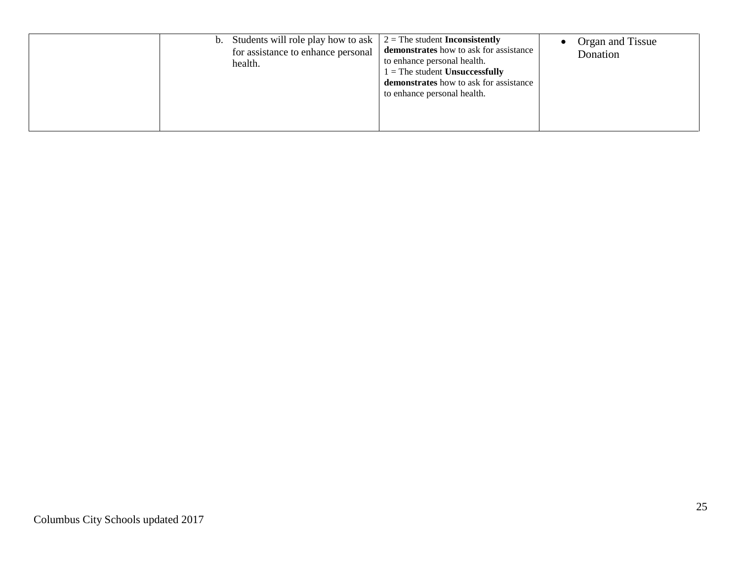| | | | |
|---|---|---|---|
| | b. Students will role play how to ask for assistance to enhance personal health. | 2 = The student **Inconsistently demonstrates** how to ask for assistance to enhance personal health.<br>1 = The student **Unsuccessfully demonstrates** how to ask for assistance to enhance personal health. | • Organ and Tissue Donation |

Columbus City Schools updated 2017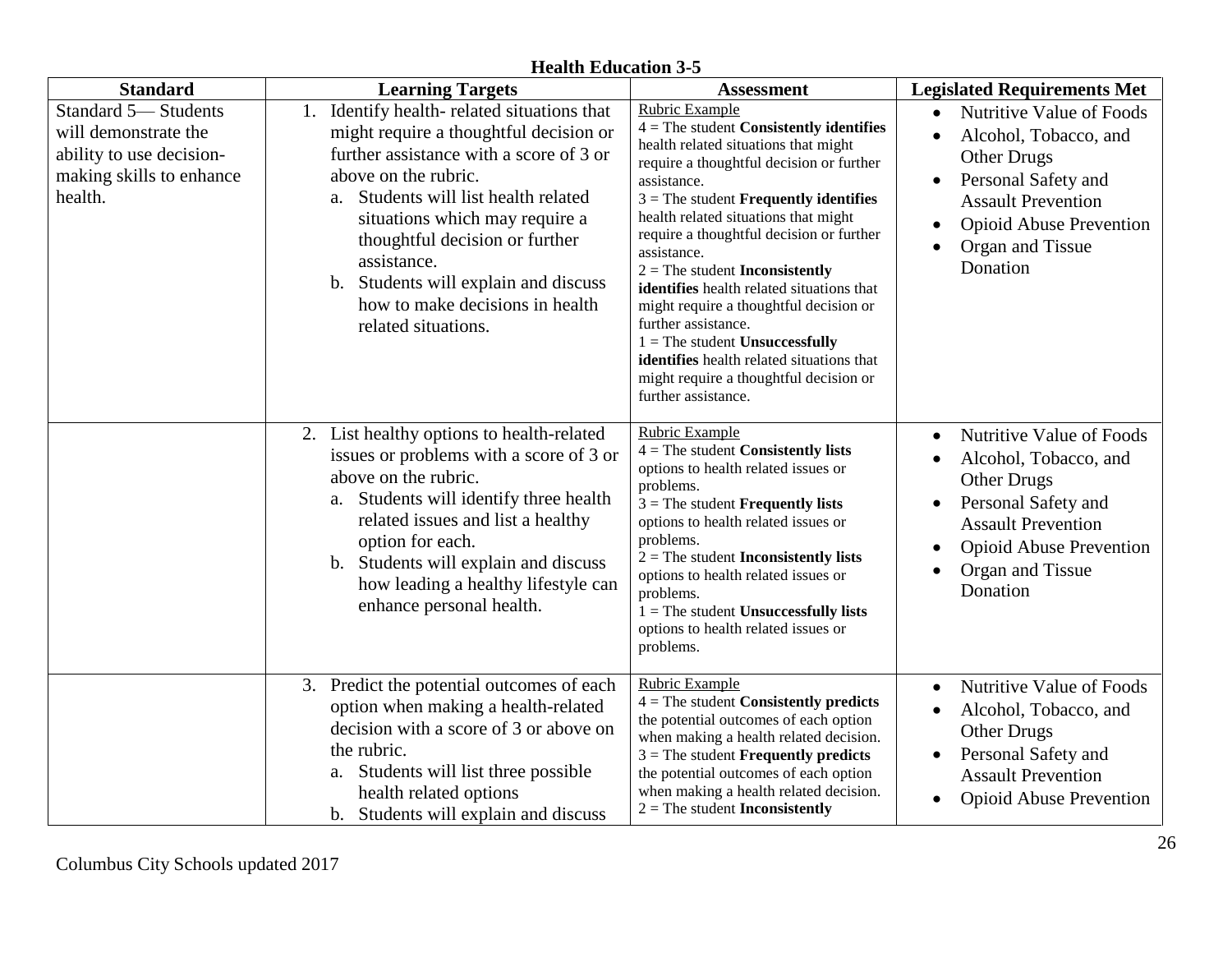**Health Education 3-5**

| Standard | Learning Targets | Assessment | Legislated Requirements Met |
|---|---|---|---|
| Standard 5— Students will demonstrate the ability to use decision-making skills to enhance health. | 1. Identify health- related situations that might require a thoughtful decision or further assistance with a score of 3 or above on the rubric.<br>a. Students will list health related situations which may require a thoughtful decision or further assistance.<br>b. Students will explain and discuss how to make decisions in health related situations. | Rubric Example<br>4 = The student **Consistently identifies** health related situations that might require a thoughtful decision or further assistance.<br>3 = The student **Frequently identifies** health related situations that might require a thoughtful decision or further assistance.<br>2 = The student **Inconsistently identifies** health related situations that might require a thoughtful decision or further assistance.<br>1 = The student **Unsuccessfully identifies** health related situations that might require a thoughtful decision or further assistance. | • Nutritive Value of Foods<br>• Alcohol, Tobacco, and Other Drugs<br>• Personal Safety and Assault Prevention<br>• Opioid Abuse Prevention<br>• Organ and Tissue Donation |
| | 2. List healthy options to health-related issues or problems with a score of 3 or above on the rubric.<br>a. Students will identify three health related issues and list a healthy option for each.<br>b. Students will explain and discuss how leading a healthy lifestyle can enhance personal health. | Rubric Example<br>4 = The student **Consistently lists** options to health related issues or problems.<br>3 = The student **Frequently lists** options to health related issues or problems.<br>2 = The student **Inconsistently lists** options to health related issues or problems.<br>1 = The student **Unsuccessfully lists** options to health related issues or problems. | • Nutritive Value of Foods<br>• Alcohol, Tobacco, and Other Drugs<br>• Personal Safety and Assault Prevention<br>• Opioid Abuse Prevention<br>• Organ and Tissue Donation |
| | 3. Predict the potential outcomes of each option when making a health-related decision with a score of 3 or above on the rubric.<br>a. Students will list three possible health related options<br>b. Students will explain and discuss | Rubric Example<br>4 = The student **Consistently predicts** the potential outcomes of each option when making a health related decision.<br>3 = The student **Frequently predicts** the potential outcomes of each option when making a health related decision.<br>2 = The student **Inconsistently** | • Nutritive Value of Foods<br>• Alcohol, Tobacco, and Other Drugs<br>• Personal Safety and Assault Prevention<br>• Opioid Abuse Prevention |

Columbus City Schools updated 2017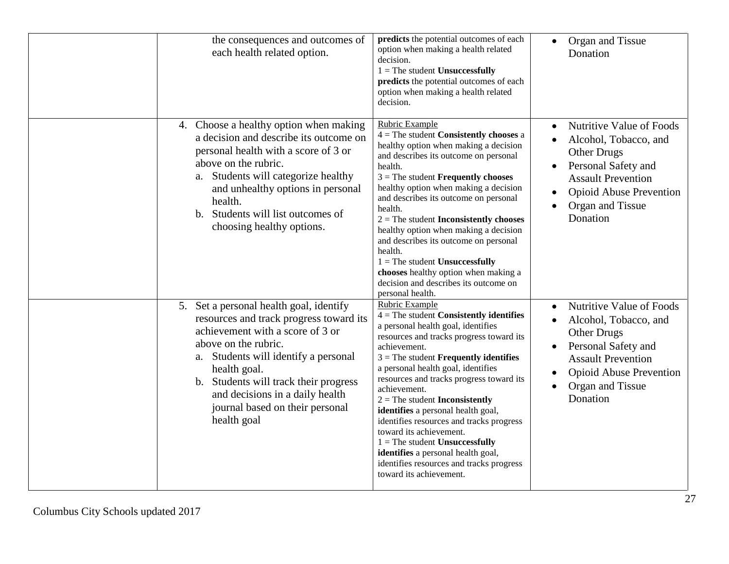| | | | |
|---|---|---|---|
| | the consequences and outcomes of each health related option. | **predicts** the potential outcomes of each option when making a health related decision.<br>1 = The student **Unsuccessfully predicts** the potential outcomes of each option when making a health related decision. | • Organ and Tissue Donation |
| | 4. Choose a healthy option when making a decision and describe its outcome on personal health with a score of 3 or above on the rubric.<br>a. Students will categorize healthy and unhealthy options in personal health.<br>b. Students will list outcomes of choosing healthy options. | Rubric Example<br>4 = The student **Consistently chooses** a healthy option when making a decision and describes its outcome on personal health.<br>3 = The student **Frequently chooses** healthy option when making a decision and describes its outcome on personal health.<br>2 = The student **Inconsistently chooses** healthy option when making a decision and describes its outcome on personal health.<br>1 = The student **Unsuccessfully chooses** healthy option when making a decision and describes its outcome on personal health. | • Nutritive Value of Foods<br>• Alcohol, Tobacco, and Other Drugs<br>• Personal Safety and Assault Prevention<br>• Opioid Abuse Prevention<br>• Organ and Tissue Donation |
| | 5. Set a personal health goal, identify resources and track progress toward its achievement with a score of 3 or above on the rubric.<br>a. Students will identify a personal health goal.<br>b. Students will track their progress and decisions in a daily health journal based on their personal health goal | Rubric Example<br>4 = The student **Consistently identifies** a personal health goal, identifies resources and tracks progress toward its achievement.<br>3 = The student **Frequently identifies** a personal health goal, identifies resources and tracks progress toward its achievement.<br>2 = The student **Inconsistently identifies** a personal health goal, identifies resources and tracks progress toward its achievement.<br>1 = The student **Unsuccessfully identifies** a personal health goal, identifies resources and tracks progress toward its achievement. | • Nutritive Value of Foods<br>• Alcohol, Tobacco, and Other Drugs<br>• Personal Safety and Assault Prevention<br>• Opioid Abuse Prevention<br>• Organ and Tissue Donation |

Columbus City Schools updated 2017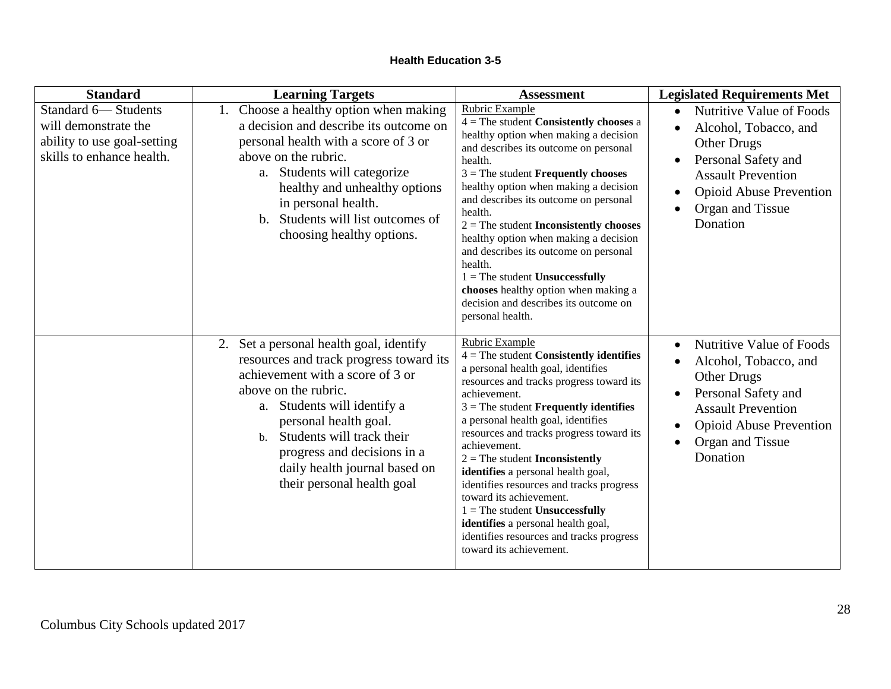## Health Education 3-5

| Standard | Learning Targets | Assessment | Legislated Requirements Met |
|---|---|---|---|
| Standard 6— Students will demonstrate the ability to use goal-setting skills to enhance health. | 1. Choose a healthy option when making a decision and describe its outcome on personal health with a score of 3 or above on the rubric.<br>a. Students will categorize healthy and unhealthy options in personal health.<br>b. Students will list outcomes of choosing healthy options. | Rubric Example<br>4 = The student **Consistently chooses** a healthy option when making a decision and describes its outcome on personal health.<br>3 = The student **Frequently chooses** healthy option when making a decision and describes its outcome on personal health.<br>2 = The student **Inconsistently chooses** healthy option when making a decision and describes its outcome on personal health.<br>1 = The student **Unsuccessfully chooses** healthy option when making a decision and describes its outcome on personal health. | • Nutritive Value of Foods<br>• Alcohol, Tobacco, and Other Drugs<br>• Personal Safety and Assault Prevention<br>• Opioid Abuse Prevention<br>• Organ and Tissue Donation |
| | 2. Set a personal health goal, identify resources and track progress toward its achievement with a score of 3 or above on the rubric.<br>a. Students will identify a personal health goal.<br>b. Students will track their progress and decisions in a daily health journal based on their personal health goal | Rubric Example<br>4 = The student **Consistently identifies** a personal health goal, identifies resources and tracks progress toward its achievement.<br>3 = The student **Frequently identifies** a personal health goal, identifies resources and tracks progress toward its achievement.<br>2 = The student **Inconsistently identifies** a personal health goal, identifies resources and tracks progress toward its achievement.<br>1 = The student **Unsuccessfully identifies** a personal health goal, identifies resources and tracks progress toward its achievement. | • Nutritive Value of Foods<br>• Alcohol, Tobacco, and Other Drugs<br>• Personal Safety and Assault Prevention<br>• Opioid Abuse Prevention<br>• Organ and Tissue Donation |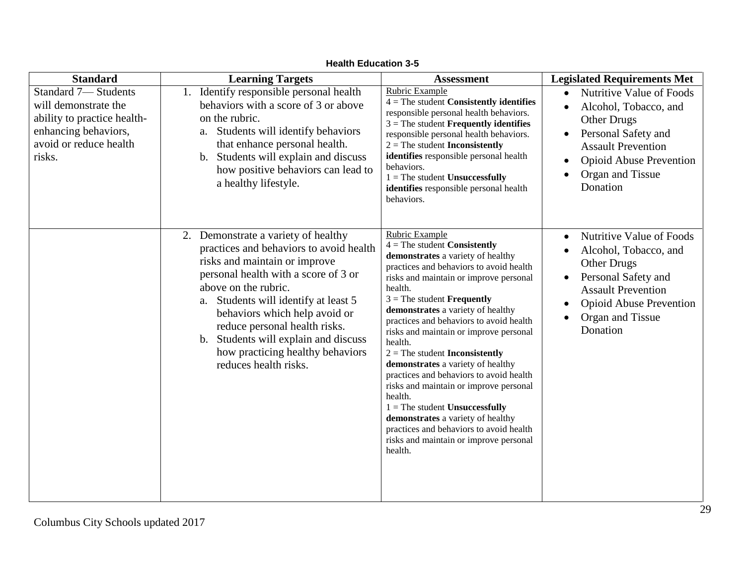**Health Education 3-5**

| Standard | Learning Targets | Assessment | Legislated Requirements Met |
|---|---|---|---|
| Standard 7— Students will demonstrate the ability to practice health-enhancing behaviors, avoid or reduce health risks. | 1. Identify responsible personal health behaviors with a score of 3 or above on the rubric.<br>a. Students will identify behaviors that enhance personal health.<br>b. Students will explain and discuss how positive behaviors can lead to a healthy lifestyle. | Rubric Example<br>4 = The student **Consistently identifies** responsible personal health behaviors.<br>3 = The student **Frequently identifies** responsible personal health behaviors.<br>2 = The student **Inconsistently identifies** responsible personal health behaviors.<br>1 = The student **Unsuccessfully identifies** responsible personal health behaviors. | • Nutritive Value of Foods<br>• Alcohol, Tobacco, and Other Drugs<br>• Personal Safety and Assault Prevention<br>• Opioid Abuse Prevention<br>• Organ and Tissue Donation |
| | 2. Demonstrate a variety of healthy practices and behaviors to avoid health risks and maintain or improve personal health with a score of 3 or above on the rubric.<br>a. Students will identify at least 5 behaviors which help avoid or reduce personal health risks.<br>b. Students will explain and discuss how practicing healthy behaviors reduces health risks. | Rubric Example<br>4 = The student **Consistently demonstrates** a variety of healthy practices and behaviors to avoid health risks and maintain or improve personal health.<br>3 = The student **Frequently demonstrates** a variety of healthy practices and behaviors to avoid health risks and maintain or improve personal health.<br>2 = The student **Inconsistently demonstrates** a variety of healthy practices and behaviors to avoid health risks and maintain or improve personal health.<br>1 = The student **Unsuccessfully demonstrates** a variety of healthy practices and behaviors to avoid health risks and maintain or improve personal health. | • Nutritive Value of Foods<br>• Alcohol, Tobacco, and Other Drugs<br>• Personal Safety and Assault Prevention<br>• Opioid Abuse Prevention<br>• Organ and Tissue Donation |

Columbus City Schools updated 2017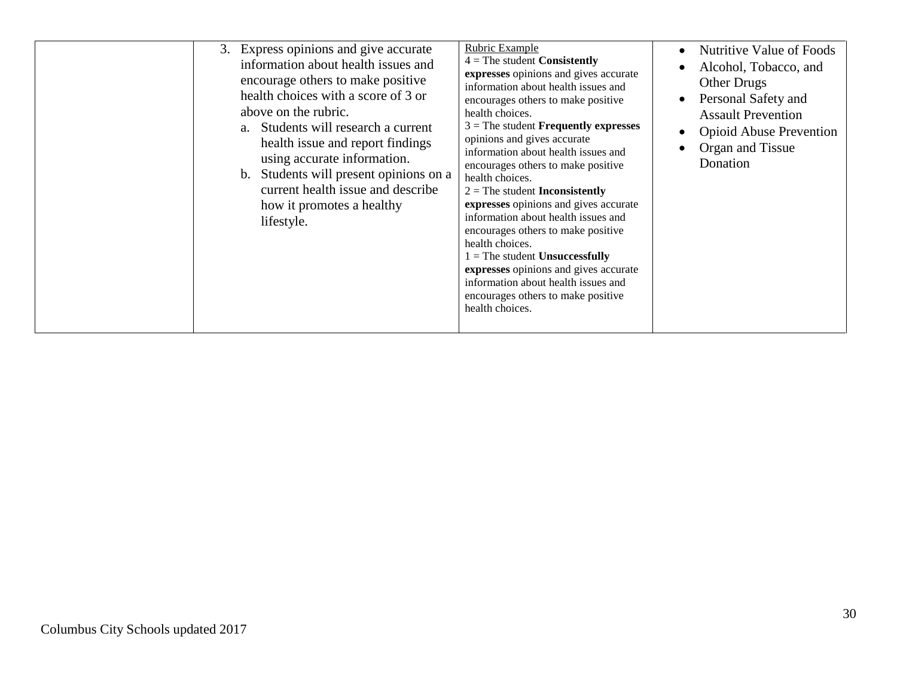| | | | |
|---|---|---|---|
| | 3. Express opinions and give accurate information about health issues and encourage others to make positive health choices with a score of 3 or above on the rubric.<br>a. Students will research a current health issue and report findings using accurate information.<br>b. Students will present opinions on a current health issue and describe how it promotes a healthy lifestyle. | Rubric Example<br>4 = The student **Consistently expresses** opinions and gives accurate information about health issues and encourages others to make positive health choices.<br>3 = The student **Frequently expresses** opinions and gives accurate information about health issues and encourages others to make positive health choices.<br>2 = The student **Inconsistently expresses** opinions and gives accurate information about health issues and encourages others to make positive health choices.<br>1 = The student **Unsuccessfully expresses** opinions and gives accurate information about health issues and encourages others to make positive health choices. | • Nutritive Value of Foods<br>• Alcohol, Tobacco, and Other Drugs<br>• Personal Safety and Assault Prevention<br>• Opioid Abuse Prevention<br>• Organ and Tissue Donation |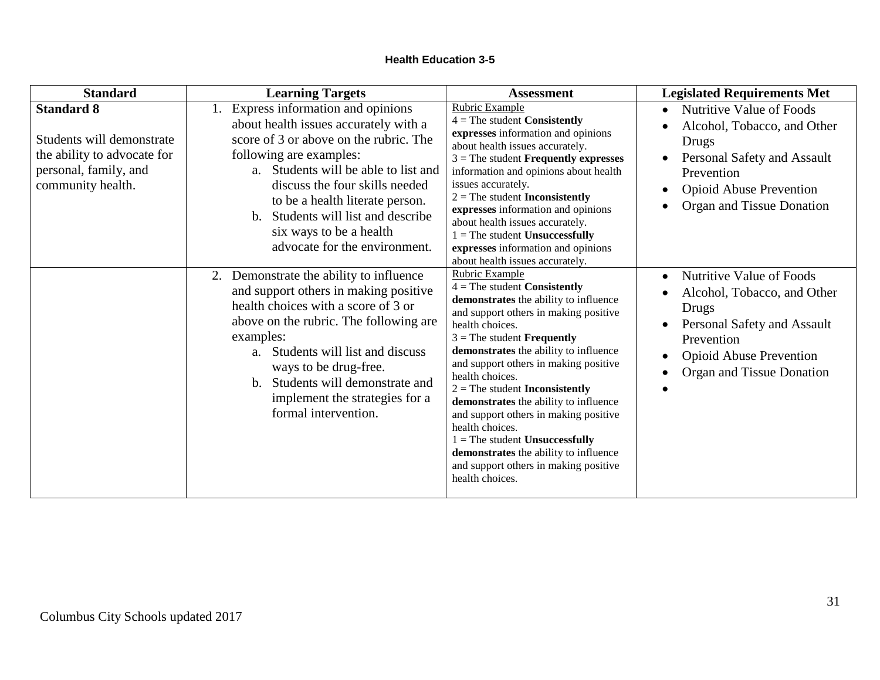**Health Education 3-5**

| Standard | Learning Targets | Assessment | Legislated Requirements Met |
|---|---|---|---|
| **Standard 8**<br><br>Students will demonstrate the ability to advocate for personal, family, and community health. | 1. Express information and opinions about health issues accurately with a score of 3 or above on the rubric. The following are examples:<br>a. Students will be able to list and discuss the four skills needed to be a health literate person.<br>b. Students will list and describe six ways to be a health advocate for the environment. | Rubric Example<br>4 = The student **Consistently expresses** information and opinions about health issues accurately.<br>3 = The student **Frequently expresses** information and opinions about health issues accurately.<br>2 = The student **Inconsistently expresses** information and opinions about health issues accurately.<br>1 = The student **Unsuccessfully expresses** information and opinions about health issues accurately. | • Nutritive Value of Foods<br>• Alcohol, Tobacco, and Other Drugs<br>• Personal Safety and Assault Prevention<br>• Opioid Abuse Prevention<br>• Organ and Tissue Donation |
| | 2. Demonstrate the ability to influence and support others in making positive health choices with a score of 3 or above on the rubric. The following are examples:<br>a. Students will list and discuss ways to be drug-free.<br>b. Students will demonstrate and implement the strategies for a formal intervention. | Rubric Example<br>4 = The student **Consistently demonstrates** the ability to influence and support others in making positive health choices.<br>3 = The student **Frequently demonstrates** the ability to influence and support others in making positive health choices.<br>2 = The student **Inconsistently demonstrates** the ability to influence and support others in making positive health choices.<br>1 = The student **Unsuccessfully demonstrates** the ability to influence and support others in making positive health choices. | • Nutritive Value of Foods<br>• Alcohol, Tobacco, and Other Drugs<br>• Personal Safety and Assault Prevention<br>• Opioid Abuse Prevention<br>• Organ and Tissue Donation<br>• |

Columbus City Schools updated 2017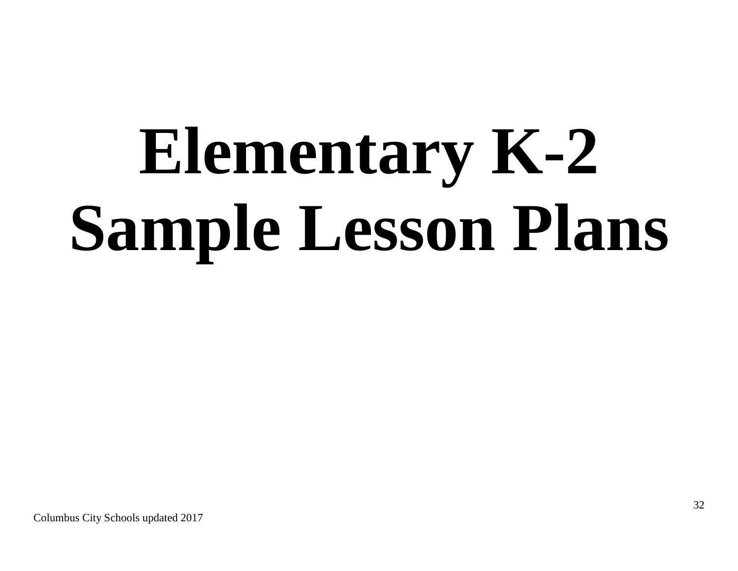# Elementary K-2 Sample Lesson Plans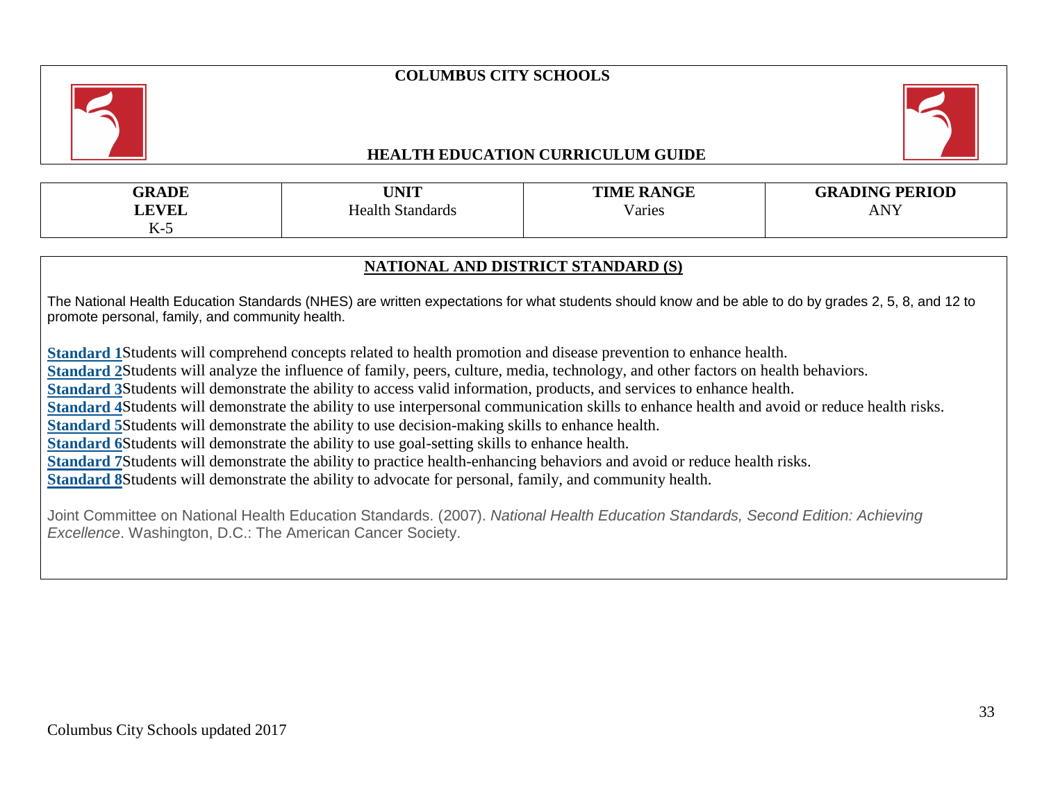# COLUMBUS CITY SCHOOLS

## HEALTH EDUCATION CURRICULUM GUIDE

| GRADE LEVEL | UNIT | TIME RANGE | GRADING PERIOD |
|---|---|---|---|
| K-5 | Health Standards | Varies | ANY |

## NATIONAL AND DISTRICT STANDARD (S)

The National Health Education Standards (NHES) are written expectations for what students should know and be able to do by grades 2, 5, 8, and 12 to promote personal, family, and community health.

**Standard 1** Students will comprehend concepts related to health promotion and disease prevention to enhance health.
**Standard 2** Students will analyze the influence of family, peers, culture, media, technology, and other factors on health behaviors.
**Standard 3** Students will demonstrate the ability to access valid information, products, and services to enhance health.
**Standard 4** Students will demonstrate the ability to use interpersonal communication skills to enhance health and avoid or reduce health risks.
**Standard 5** Students will demonstrate the ability to use decision-making skills to enhance health.
**Standard 6** Students will demonstrate the ability to use goal-setting skills to enhance health.
**Standard 7** Students will demonstrate the ability to practice health-enhancing behaviors and avoid or reduce health risks.
**Standard 8** Students will demonstrate the ability to advocate for personal, family, and community health.

Joint Committee on National Health Education Standards. (2007). *National Health Education Standards, Second Edition: Achieving Excellence*. Washington, D.C.: The American Cancer Society.

Columbus City Schools updated 2017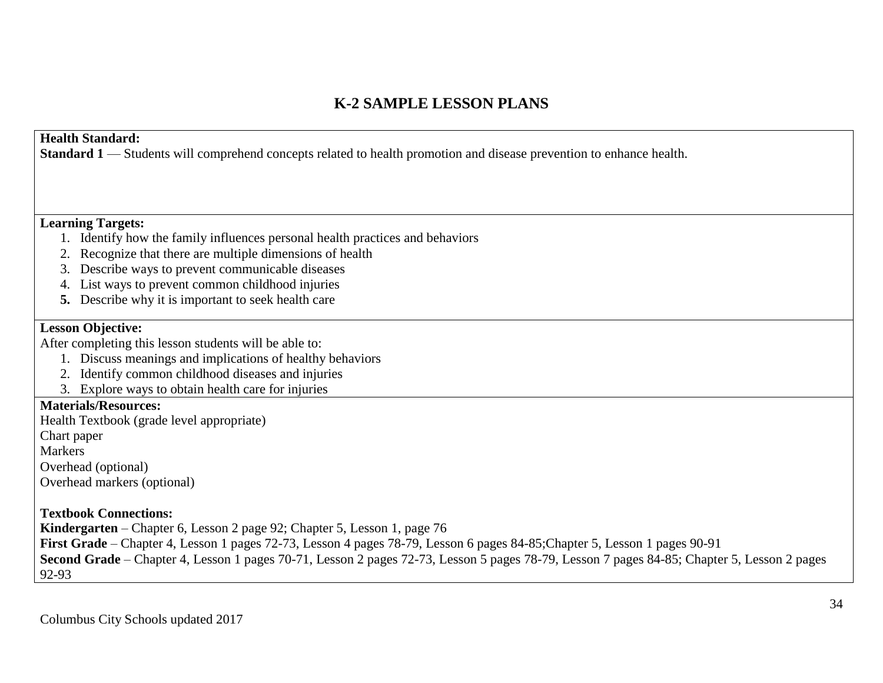# K-2 SAMPLE LESSON PLANS

**Health Standard:**
**Standard 1** — Students will comprehend concepts related to health promotion and disease prevention to enhance health.

**Learning Targets:**

1. Identify how the family influences personal health practices and behaviors
2. Recognize that there are multiple dimensions of health
3. Describe ways to prevent communicable diseases
4. List ways to prevent common childhood injuries
5. Describe why it is important to seek health care

**Lesson Objective:**
After completing this lesson students will be able to:

1. Discuss meanings and implications of healthy behaviors
2. Identify common childhood diseases and injuries
3. Explore ways to obtain health care for injuries

**Materials/Resources:**
Health Textbook (grade level appropriate)
Chart paper
Markers
Overhead (optional)
Overhead markers (optional)

**Textbook Connections:**
**Kindergarten** – Chapter 6, Lesson 2 page 92; Chapter 5, Lesson 1, page 76
**First Grade** – Chapter 4, Lesson 1 pages 72-73, Lesson 4 pages 78-79, Lesson 6 pages 84-85;Chapter 5, Lesson 1 pages 90-91
**Second Grade** – Chapter 4, Lesson 1 pages 70-71, Lesson 2 pages 72-73, Lesson 5 pages 78-79, Lesson 7 pages 84-85; Chapter 5, Lesson 2 pages 92-93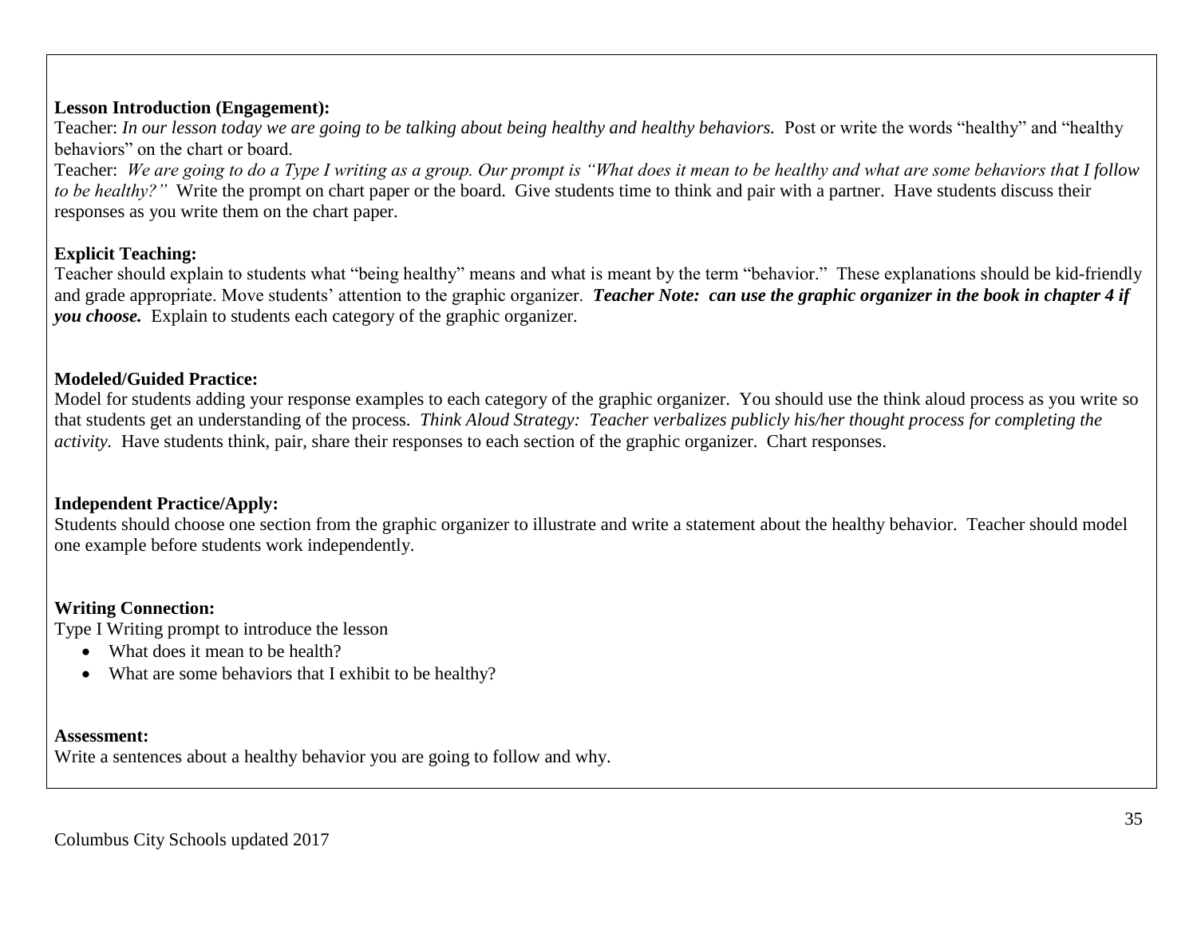**Lesson Introduction (Engagement):**

Teacher: *In our lesson today we are going to be talking about being healthy and healthy behaviors.* Post or write the words "healthy" and "healthy behaviors" on the chart or board.

Teacher: *We are going to do a Type I writing as a group. Our prompt is "What does it mean to be healthy and what are some behaviors that I follow to be healthy?"* Write the prompt on chart paper or the board. Give students time to think and pair with a partner. Have students discuss their responses as you write them on the chart paper.

**Explicit Teaching:**

Teacher should explain to students what "being healthy" means and what is meant by the term "behavior." These explanations should be kid-friendly and grade appropriate. Move students' attention to the graphic organizer. ***Teacher Note: can use the graphic organizer in the book in chapter 4 if you choose.*** Explain to students each category of the graphic organizer.

**Modeled/Guided Practice:**

Model for students adding your response examples to each category of the graphic organizer. You should use the think aloud process as you write so that students get an understanding of the process. *Think Aloud Strategy: Teacher verbalizes publicly his/her thought process for completing the activity.* Have students think, pair, share their responses to each section of the graphic organizer. Chart responses.

**Independent Practice/Apply:**

Students should choose one section from the graphic organizer to illustrate and write a statement about the healthy behavior. Teacher should model one example before students work independently.

**Writing Connection:**

Type I Writing prompt to introduce the lesson

- What does it mean to be health?
- What are some behaviors that I exhibit to be healthy?

**Assessment:**

Write a sentences about a healthy behavior you are going to follow and why.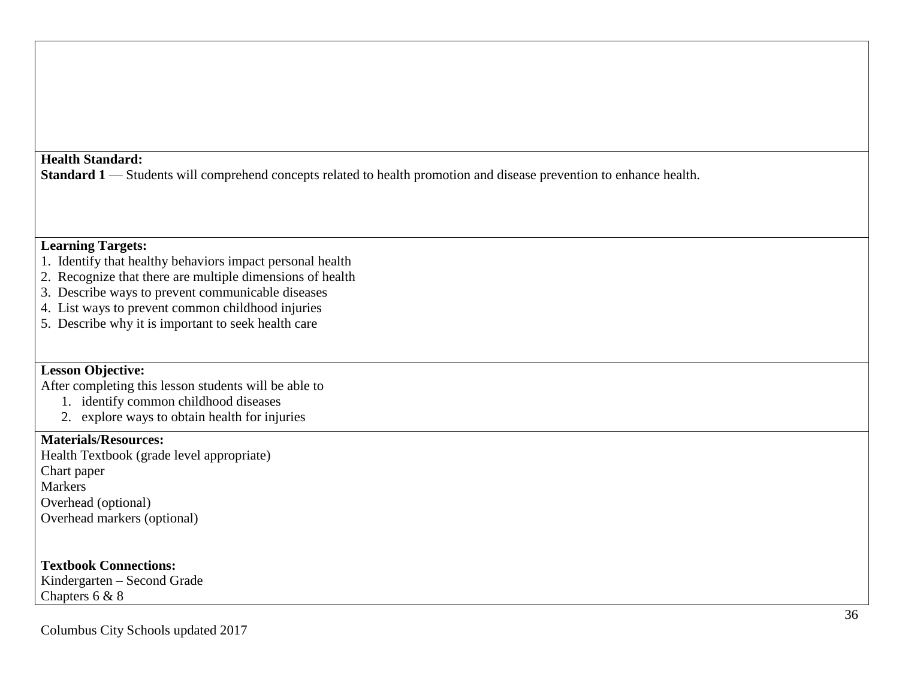**Health Standard:**

**Standard 1** — Students will comprehend concepts related to health promotion and disease prevention to enhance health.

**Learning Targets:**

1. Identify that healthy behaviors impact personal health
2. Recognize that there are multiple dimensions of health
3. Describe ways to prevent communicable diseases
4. List ways to prevent common childhood injuries
5. Describe why it is important to seek health care

**Lesson Objective:**

After completing this lesson students will be able to

1. identify common childhood diseases
2. explore ways to obtain health for injuries

**Materials/Resources:**

Health Textbook (grade level appropriate)
Chart paper
Markers
Overhead (optional)
Overhead markers (optional)

**Textbook Connections:**

Kindergarten – Second Grade
Chapters 6 & 8

Columbus City Schools updated 2017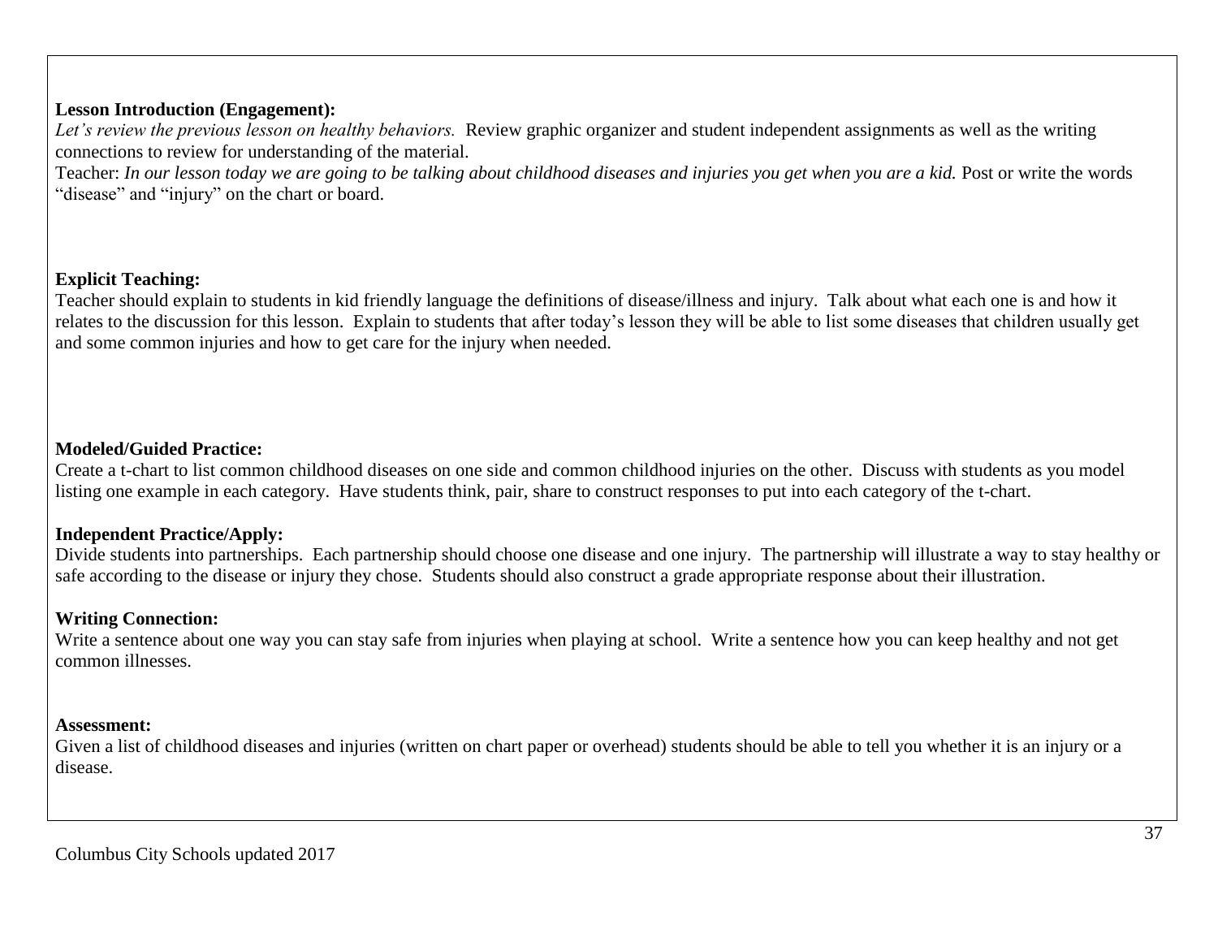**Lesson Introduction (Engagement):**
*Let's review the previous lesson on healthy behaviors.* Review graphic organizer and student independent assignments as well as the writing connections to review for understanding of the material.
Teacher: *In our lesson today we are going to be talking about childhood diseases and injuries you get when you are a kid.* Post or write the words "disease" and "injury" on the chart or board.

**Explicit Teaching:**
Teacher should explain to students in kid friendly language the definitions of disease/illness and injury. Talk about what each one is and how it relates to the discussion for this lesson. Explain to students that after today's lesson they will be able to list some diseases that children usually get and some common injuries and how to get care for the injury when needed.

**Modeled/Guided Practice:**
Create a t-chart to list common childhood diseases on one side and common childhood injuries on the other. Discuss with students as you model listing one example in each category. Have students think, pair, share to construct responses to put into each category of the t-chart.

**Independent Practice/Apply:**
Divide students into partnerships. Each partnership should choose one disease and one injury. The partnership will illustrate a way to stay healthy or safe according to the disease or injury they chose. Students should also construct a grade appropriate response about their illustration.

**Writing Connection:**
Write a sentence about one way you can stay safe from injuries when playing at school. Write a sentence how you can keep healthy and not get common illnesses.

**Assessment:**
Given a list of childhood diseases and injuries (written on chart paper or overhead) students should be able to tell you whether it is an injury or a disease.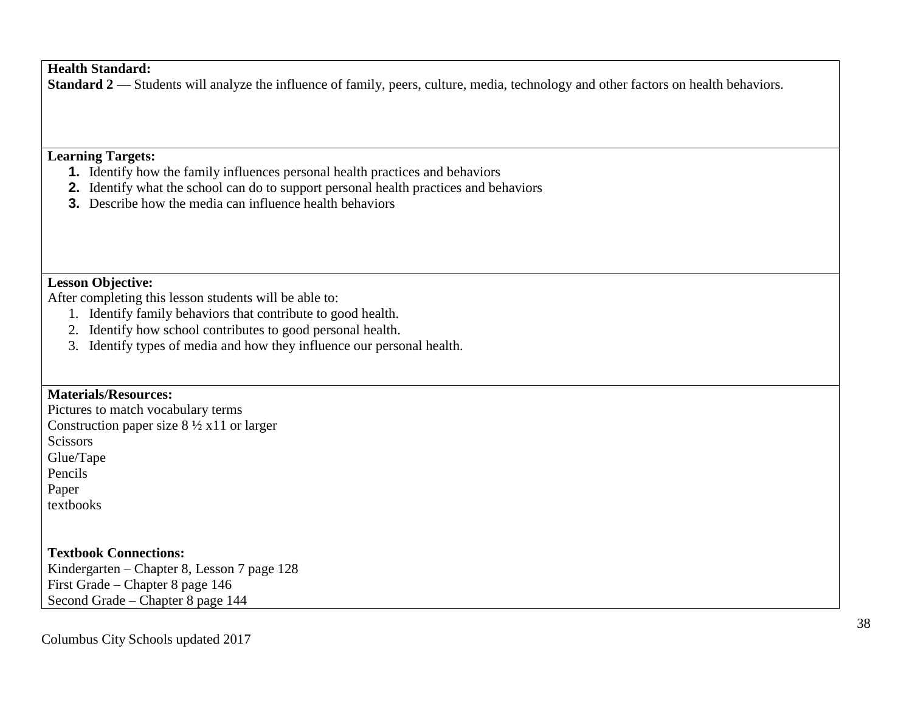**Health Standard:**
**Standard 2** — Students will analyze the influence of family, peers, culture, media, technology and other factors on health behaviors.

**Learning Targets:**

1. Identify how the family influences personal health practices and behaviors
2. Identify what the school can do to support personal health practices and behaviors
3. Describe how the media can influence health behaviors

**Lesson Objective:**
After completing this lesson students will be able to:

1. Identify family behaviors that contribute to good health.
2. Identify how school contributes to good personal health.
3. Identify types of media and how they influence our personal health.

**Materials/Resources:**
Pictures to match vocabulary terms
Construction paper size 8 ½ x11 or larger
Scissors
Glue/Tape
Pencils
Paper
textbooks

**Textbook Connections:**
Kindergarten – Chapter 8, Lesson 7 page 128
First Grade – Chapter 8 page 146
Second Grade – Chapter 8 page 144

Columbus City Schools updated 2017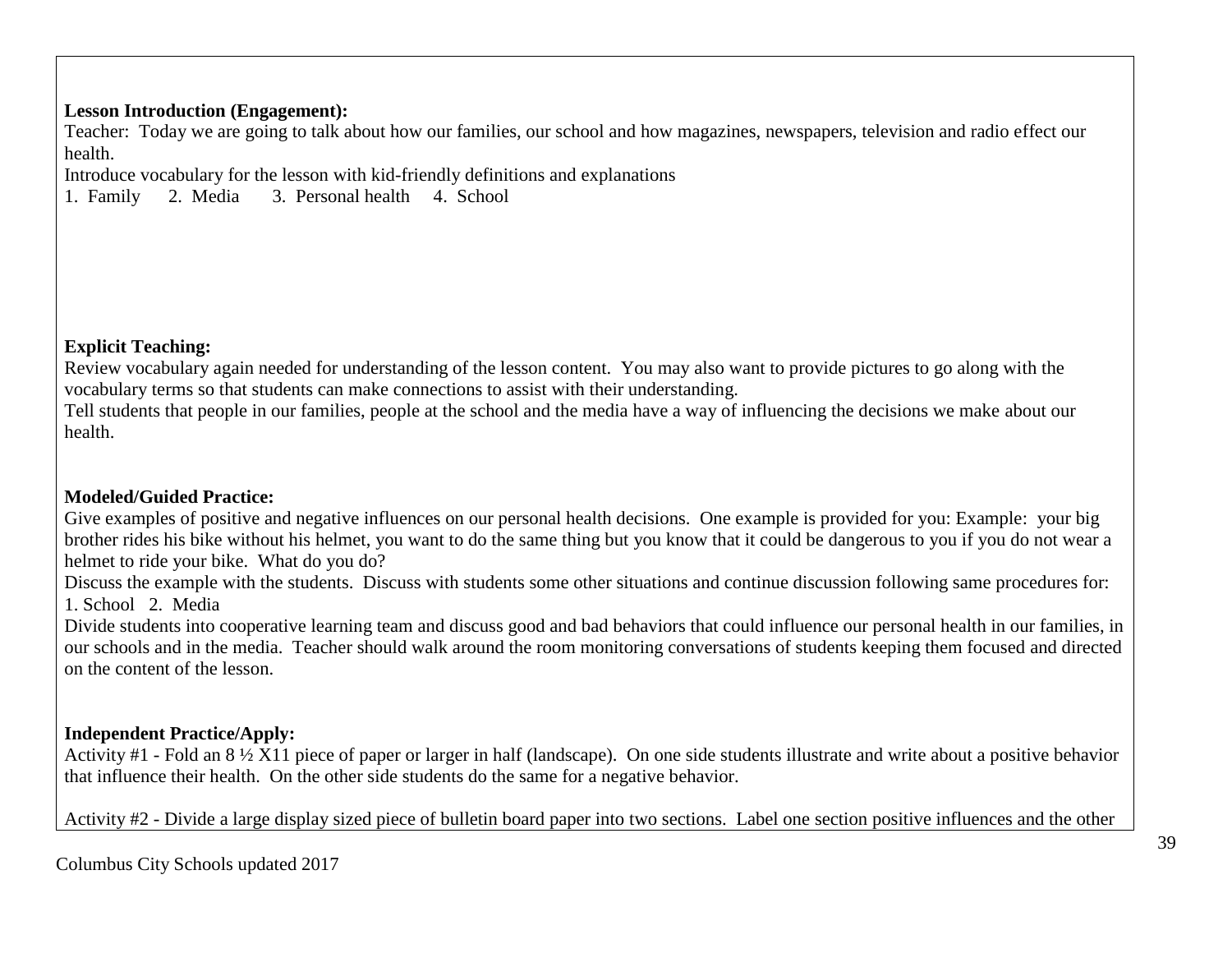**Lesson Introduction (Engagement):**

Teacher: Today we are going to talk about how our families, our school and how magazines, newspapers, television and radio effect our health.

Introduce vocabulary for the lesson with kid-friendly definitions and explanations

1. Family 2. Media 3. Personal health 4. School

**Explicit Teaching:**

Review vocabulary again needed for understanding of the lesson content. You may also want to provide pictures to go along with the vocabulary terms so that students can make connections to assist with their understanding.

Tell students that people in our families, people at the school and the media have a way of influencing the decisions we make about our health.

**Modeled/Guided Practice:**

Give examples of positive and negative influences on our personal health decisions. One example is provided for you: Example: your big brother rides his bike without his helmet, you want to do the same thing but you know that it could be dangerous to you if you do not wear a helmet to ride your bike. What do you do?

Discuss the example with the students. Discuss with students some other situations and continue discussion following same procedures for:

1. School 2. Media

Divide students into cooperative learning team and discuss good and bad behaviors that could influence our personal health in our families, in our schools and in the media. Teacher should walk around the room monitoring conversations of students keeping them focused and directed on the content of the lesson.

**Independent Practice/Apply:**

Activity #1 - Fold an 8 ½ X11 piece of paper or larger in half (landscape). On one side students illustrate and write about a positive behavior that influence their health. On the other side students do the same for a negative behavior.

Activity #2 - Divide a large display sized piece of bulletin board paper into two sections. Label one section positive influences and the other

Columbus City Schools updated 2017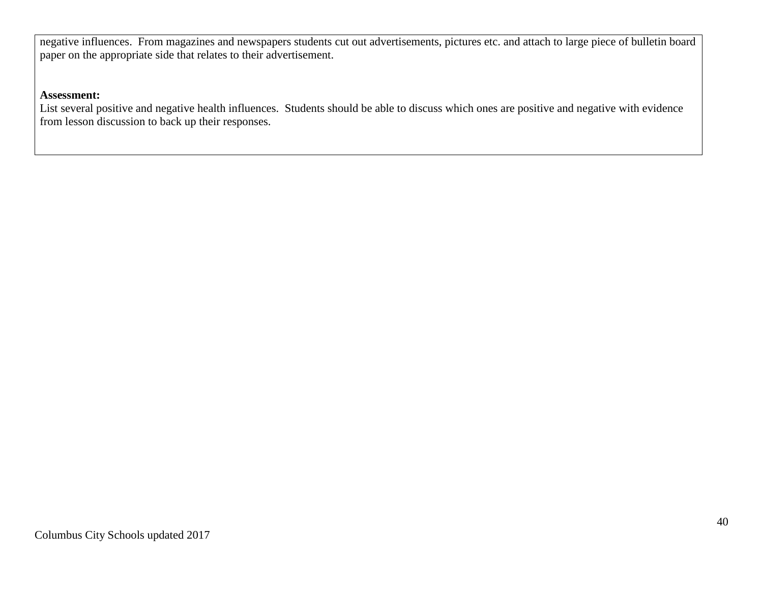negative influences. From magazines and newspapers students cut out advertisements, pictures etc. and attach to large piece of bulletin board paper on the appropriate side that relates to their advertisement.

**Assessment:**
List several positive and negative health influences. Students should be able to discuss which ones are positive and negative with evidence from lesson discussion to back up their responses.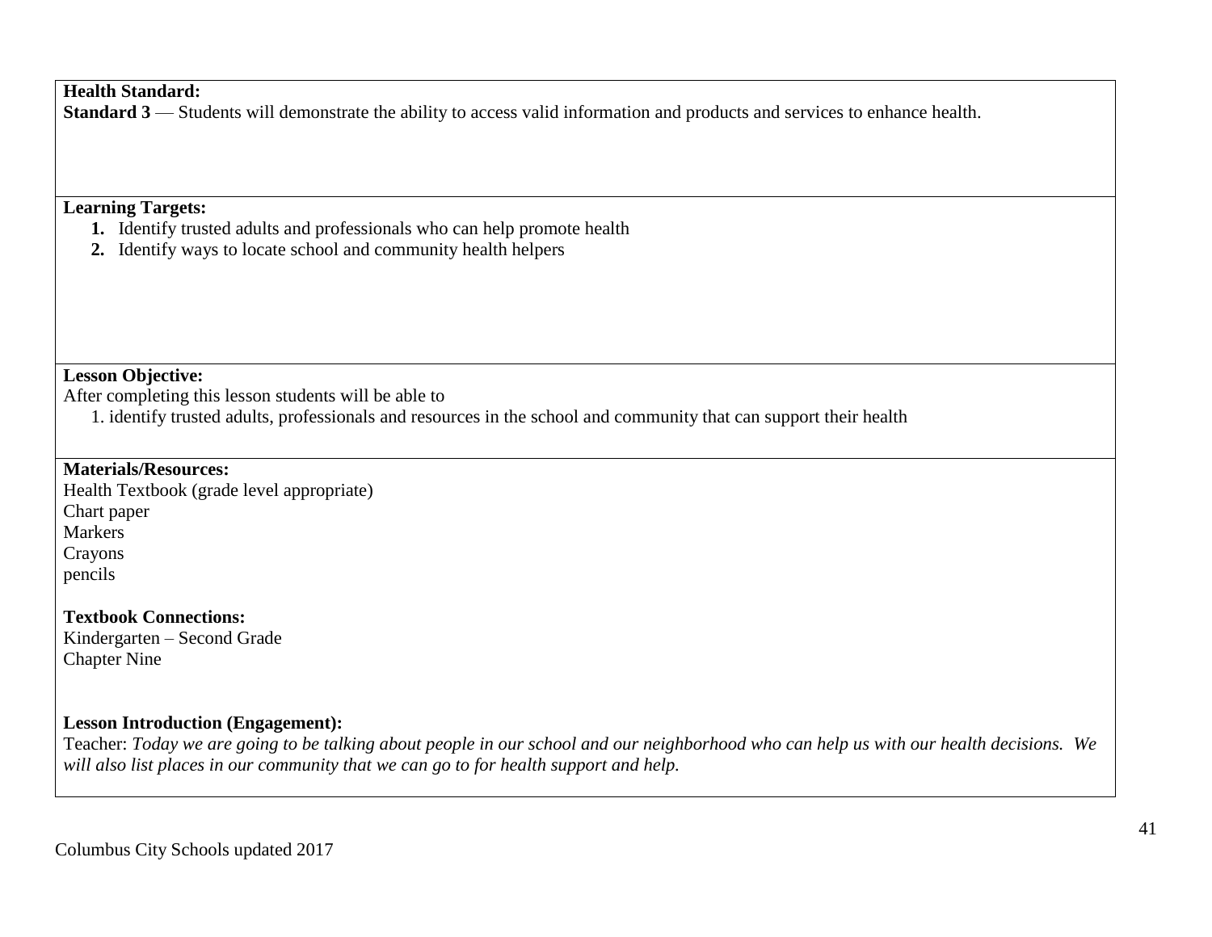**Health Standard:**
**Standard 3** — Students will demonstrate the ability to access valid information and products and services to enhance health.

**Learning Targets:**

1. Identify trusted adults and professionals who can help promote health
2. Identify ways to locate school and community health helpers

**Lesson Objective:**
After completing this lesson students will be able to

1. identify trusted adults, professionals and resources in the school and community that can support their health

**Materials/Resources:**
Health Textbook (grade level appropriate)
Chart paper
Markers
Crayons
pencils

**Textbook Connections:**
Kindergarten – Second Grade
Chapter Nine

**Lesson Introduction (Engagement):**
Teacher: *Today we are going to be talking about people in our school and our neighborhood who can help us with our health decisions. We will also list places in our community that we can go to for health support and help.*

Columbus City Schools updated 2017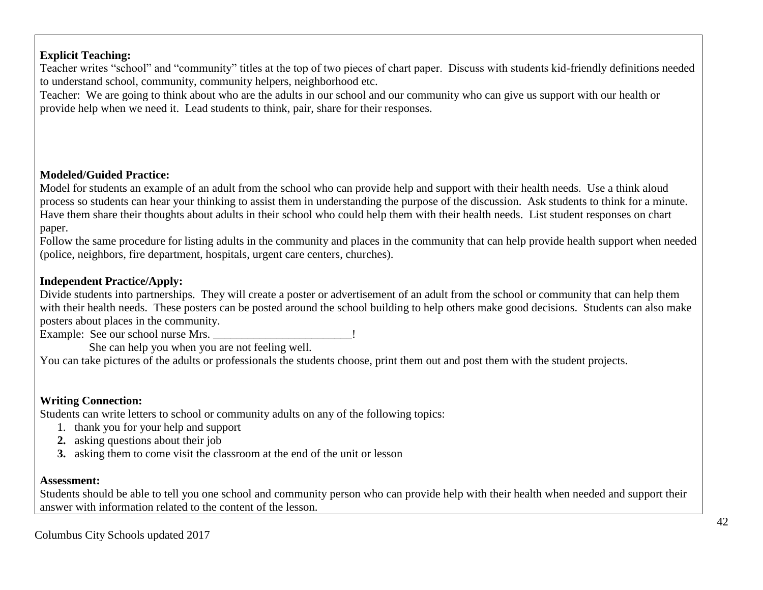**Explicit Teaching:**
Teacher writes "school" and "community" titles at the top of two pieces of chart paper. Discuss with students kid-friendly definitions needed to understand school, community, community helpers, neighborhood etc.
Teacher: We are going to think about who are the adults in our school and our community who can give us support with our health or provide help when we need it. Lead students to think, pair, share for their responses.

**Modeled/Guided Practice:**
Model for students an example of an adult from the school who can provide help and support with their health needs. Use a think aloud process so students can hear your thinking to assist them in understanding the purpose of the discussion. Ask students to think for a minute. Have them share their thoughts about adults in their school who could help them with their health needs. List student responses on chart paper.
Follow the same procedure for listing adults in the community and places in the community that can help provide health support when needed (police, neighbors, fire department, hospitals, urgent care centers, churches).

**Independent Practice/Apply:**
Divide students into partnerships. They will create a poster or advertisement of an adult from the school or community that can help them with their health needs. These posters can be posted around the school building to help others make good decisions. Students can also make posters about places in the community.
Example: See our school nurse Mrs. ________________________!
She can help you when you are not feeling well.
You can take pictures of the adults or professionals the students choose, print them out and post them with the student projects.

**Writing Connection:**
Students can write letters to school or community adults on any of the following topics:

1. thank you for your help and support
2. asking questions about their job
3. asking them to come visit the classroom at the end of the unit or lesson

**Assessment:**
Students should be able to tell you one school and community person who can provide help with their health when needed and support their answer with information related to the content of the lesson.

Columbus City Schools updated 2017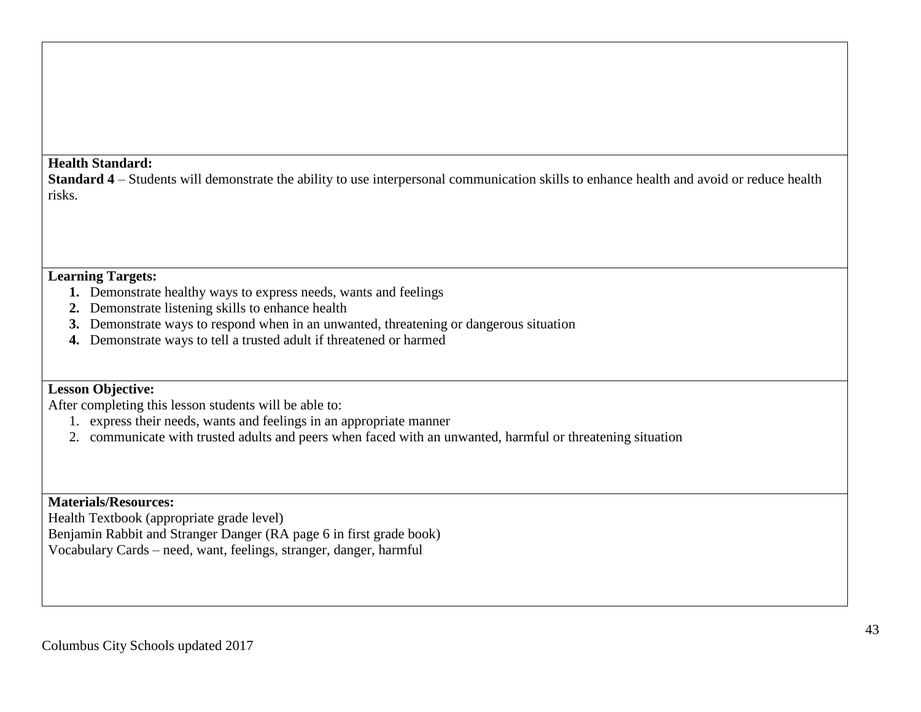**Health Standard:**

**Standard 4** – Students will demonstrate the ability to use interpersonal communication skills to enhance health and avoid or reduce health risks.

**Learning Targets:**

1. Demonstrate healthy ways to express needs, wants and feelings
2. Demonstrate listening skills to enhance health
3. Demonstrate ways to respond when in an unwanted, threatening or dangerous situation
4. Demonstrate ways to tell a trusted adult if threatened or harmed

**Lesson Objective:**

After completing this lesson students will be able to:

1. express their needs, wants and feelings in an appropriate manner
2. communicate with trusted adults and peers when faced with an unwanted, harmful or threatening situation

**Materials/Resources:**

Health Textbook (appropriate grade level)
Benjamin Rabbit and Stranger Danger (RA page 6 in first grade book)
Vocabulary Cards – need, want, feelings, stranger, danger, harmful

Columbus City Schools updated 2017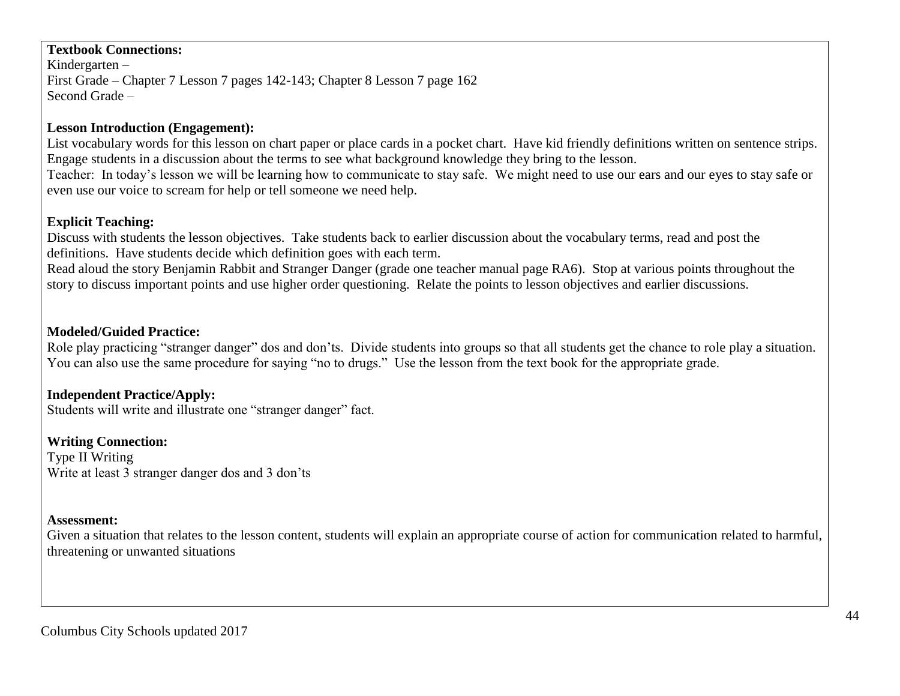**Textbook Connections:**
Kindergarten –
First Grade – Chapter 7 Lesson 7 pages 142-143; Chapter 8 Lesson 7 page 162
Second Grade –

**Lesson Introduction (Engagement):**
List vocabulary words for this lesson on chart paper or place cards in a pocket chart. Have kid friendly definitions written on sentence strips. Engage students in a discussion about the terms to see what background knowledge they bring to the lesson.
Teacher: In today's lesson we will be learning how to communicate to stay safe. We might need to use our ears and our eyes to stay safe or even use our voice to scream for help or tell someone we need help.

**Explicit Teaching:**
Discuss with students the lesson objectives. Take students back to earlier discussion about the vocabulary terms, read and post the definitions. Have students decide which definition goes with each term.
Read aloud the story Benjamin Rabbit and Stranger Danger (grade one teacher manual page RA6). Stop at various points throughout the story to discuss important points and use higher order questioning. Relate the points to lesson objectives and earlier discussions.

**Modeled/Guided Practice:**
Role play practicing "stranger danger" dos and don'ts. Divide students into groups so that all students get the chance to role play a situation. You can also use the same procedure for saying "no to drugs." Use the lesson from the text book for the appropriate grade.

**Independent Practice/Apply:**
Students will write and illustrate one "stranger danger" fact.

**Writing Connection:**
Type II Writing
Write at least 3 stranger danger dos and 3 don'ts

**Assessment:**
Given a situation that relates to the lesson content, students will explain an appropriate course of action for communication related to harmful, threatening or unwanted situations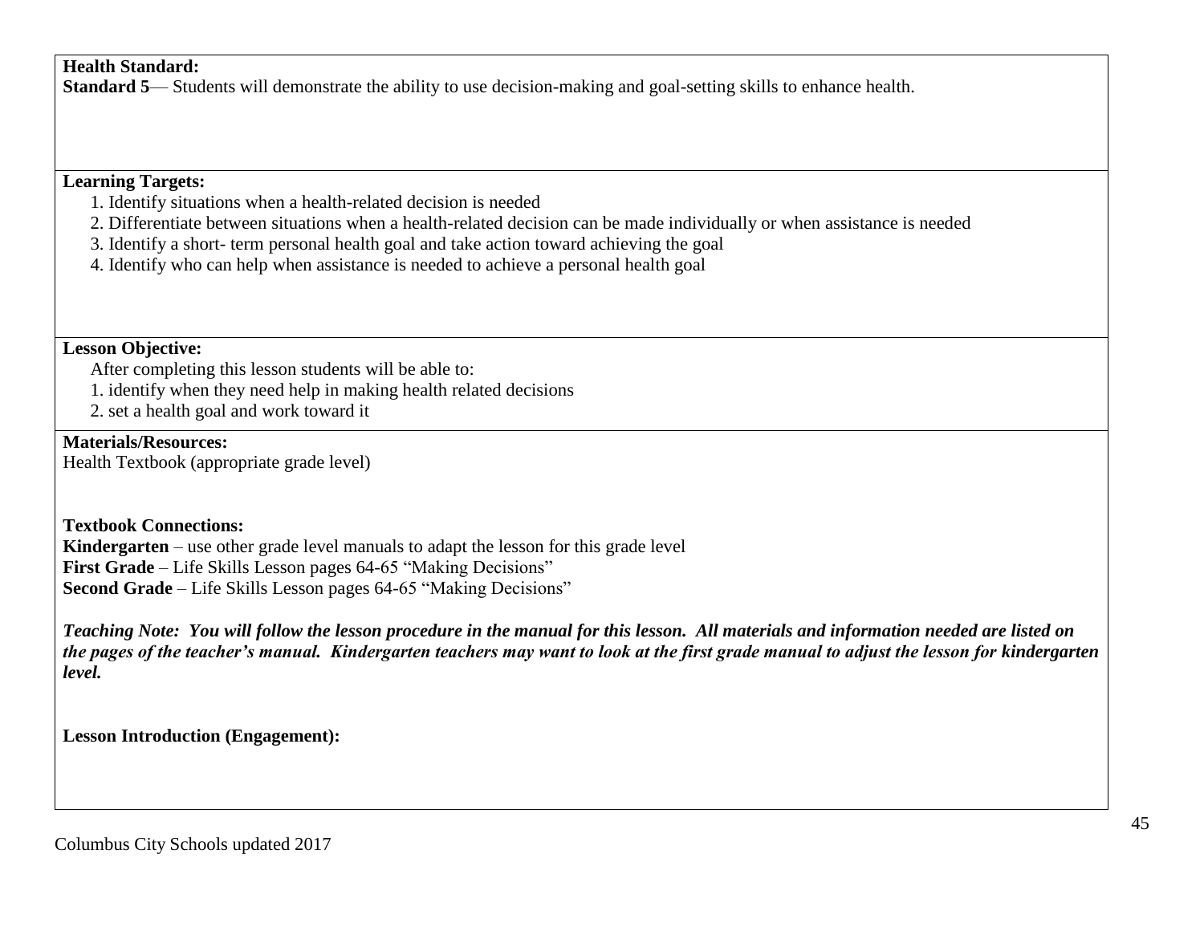**Health Standard:**
**Standard 5**— Students will demonstrate the ability to use decision-making and goal-setting skills to enhance health.

**Learning Targets:**

1. Identify situations when a health-related decision is needed
2. Differentiate between situations when a health-related decision can be made individually or when assistance is needed
3. Identify a short- term personal health goal and take action toward achieving the goal
4. Identify who can help when assistance is needed to achieve a personal health goal

**Lesson Objective:**

After completing this lesson students will be able to:

1. identify when they need help in making health related decisions
2. set a health goal and work toward it

**Materials/Resources:**
Health Textbook (appropriate grade level)

**Textbook Connections:**
**Kindergarten** – use other grade level manuals to adapt the lesson for this grade level
**First Grade** – Life Skills Lesson pages 64-65 "Making Decisions"
**Second Grade** – Life Skills Lesson pages 64-65 "Making Decisions"

***Teaching Note: You will follow the lesson procedure in the manual for this lesson. All materials and information needed are listed on the pages of the teacher's manual. Kindergarten teachers may want to look at the first grade manual to adjust the lesson for kindergarten level.***

**Lesson Introduction (Engagement):**

Columbus City Schools updated 2017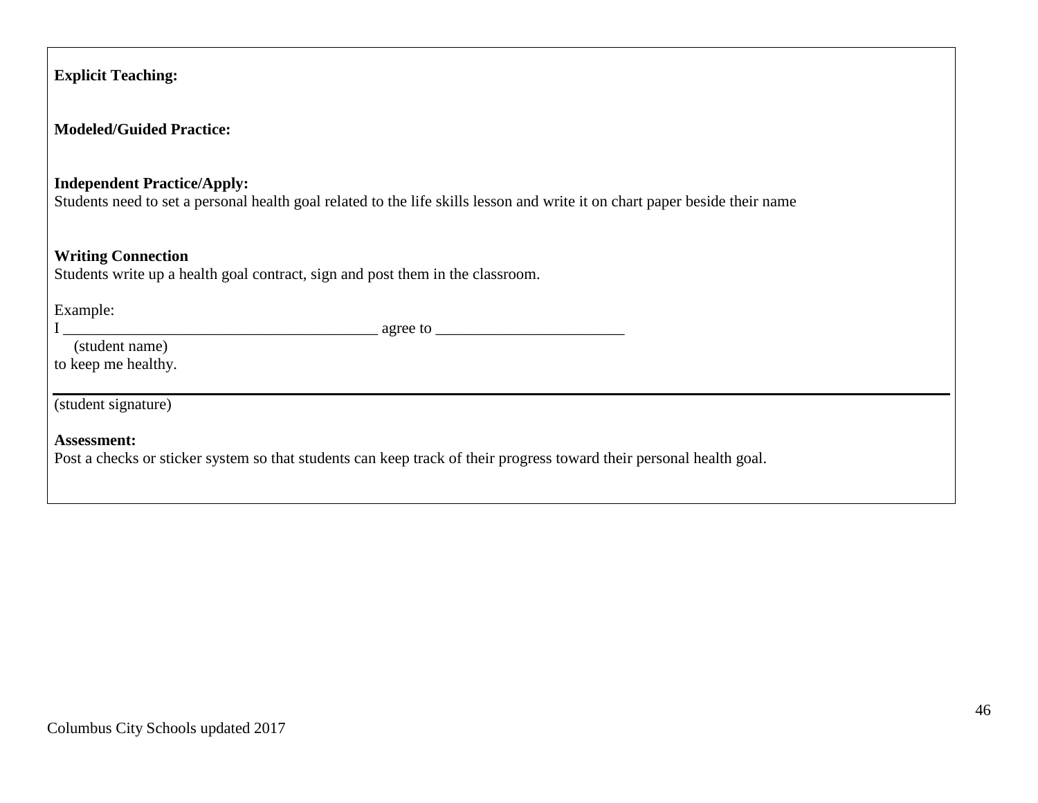**Explicit Teaching:**

**Modeled/Guided Practice:**

**Independent Practice/Apply:**
Students need to set a personal health goal related to the life skills lesson and write it on chart paper beside their name

**Writing Connection**
Students write up a health goal contract, sign and post them in the classroom.

Example:
I ________________________________________ agree to ________________________
(student name)
to keep me healthy.

---

(student signature)

**Assessment:**
Post a checks or sticker system so that students can keep track of their progress toward their personal health goal.

Columbus City Schools updated 2017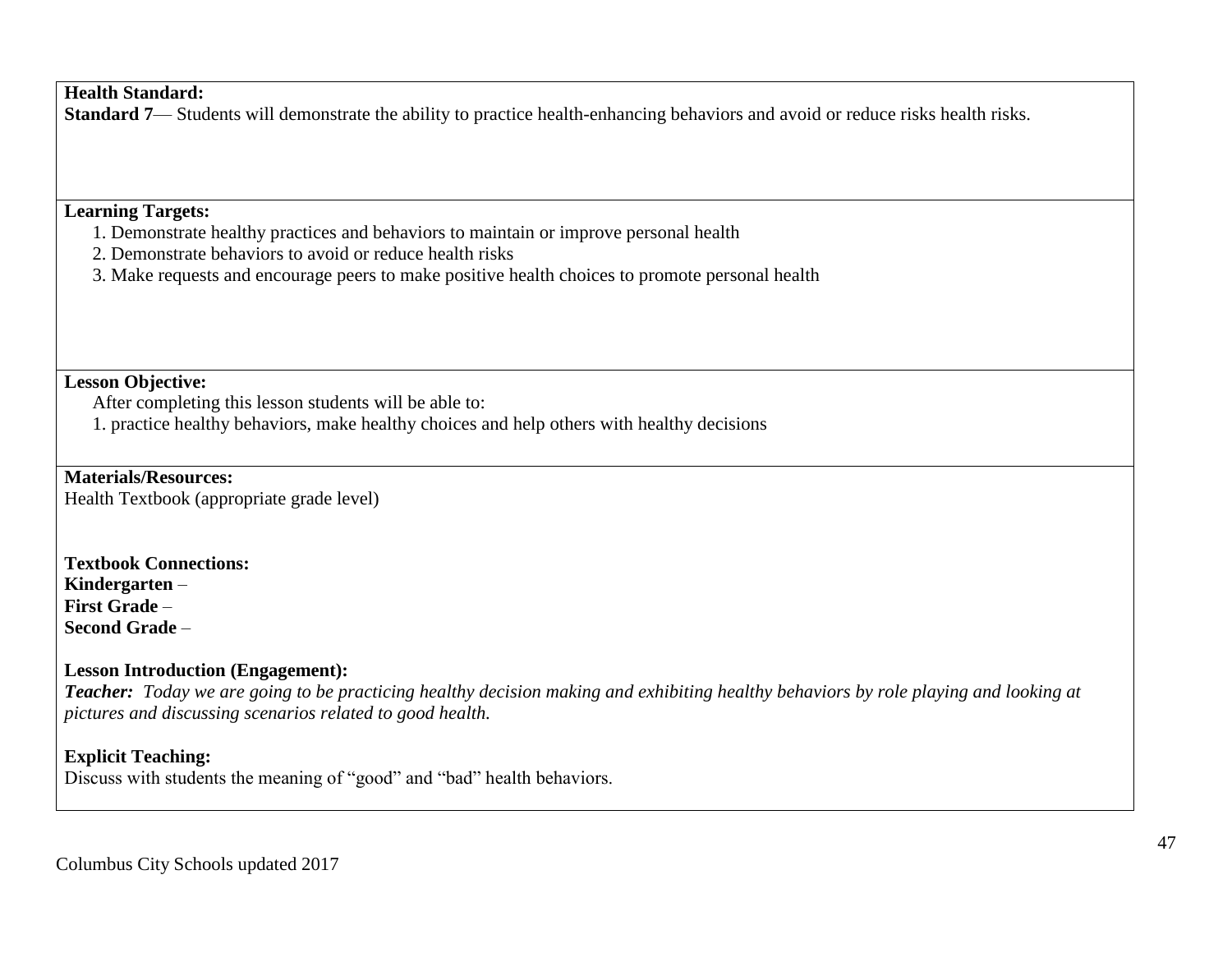**Health Standard:**
**Standard 7**— Students will demonstrate the ability to practice health-enhancing behaviors and avoid or reduce risks health risks.

**Learning Targets:**

1. Demonstrate healthy practices and behaviors to maintain or improve personal health
2. Demonstrate behaviors to avoid or reduce health risks
3. Make requests and encourage peers to make positive health choices to promote personal health

**Lesson Objective:**

After completing this lesson students will be able to:

1. practice healthy behaviors, make healthy choices and help others with healthy decisions

**Materials/Resources:**
Health Textbook (appropriate grade level)

**Textbook Connections:**
**Kindergarten** –
**First Grade** –
**Second Grade** –

**Lesson Introduction (Engagement):**
***Teacher:*** *Today we are going to be practicing healthy decision making and exhibiting healthy behaviors by role playing and looking at pictures and discussing scenarios related to good health.*

**Explicit Teaching:**
Discuss with students the meaning of "good" and "bad" health behaviors.

Columbus City Schools updated 2017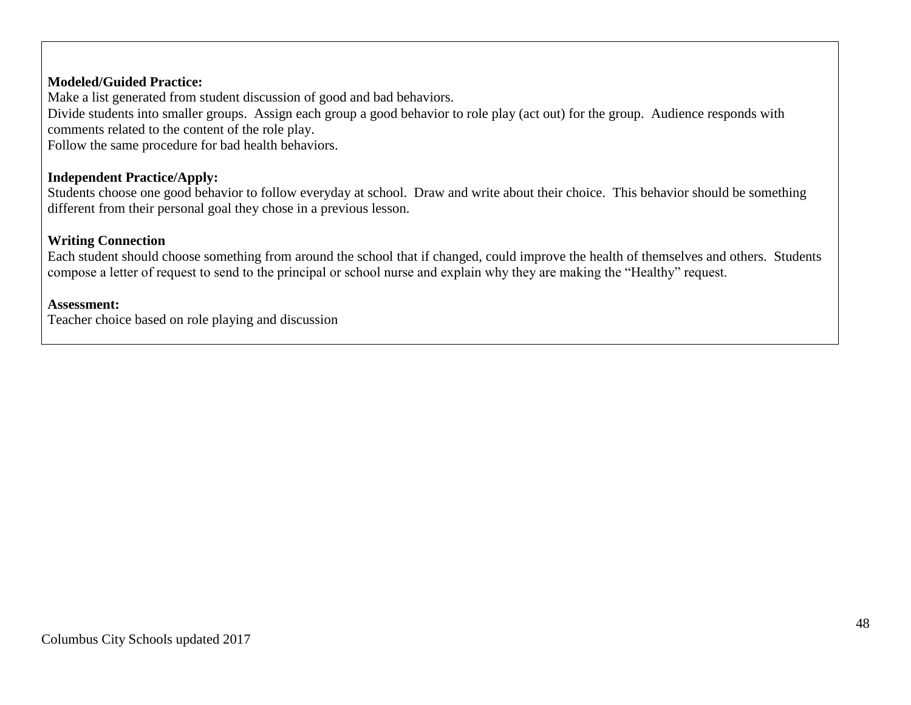**Modeled/Guided Practice:**
Make a list generated from student discussion of good and bad behaviors.
Divide students into smaller groups. Assign each group a good behavior to role play (act out) for the group. Audience responds with comments related to the content of the role play.
Follow the same procedure for bad health behaviors.

**Independent Practice/Apply:**
Students choose one good behavior to follow everyday at school. Draw and write about their choice. This behavior should be something different from their personal goal they chose in a previous lesson.

**Writing Connection**
Each student should choose something from around the school that if changed, could improve the health of themselves and others. Students compose a letter of request to send to the principal or school nurse and explain why they are making the "Healthy" request.

**Assessment:**
Teacher choice based on role playing and discussion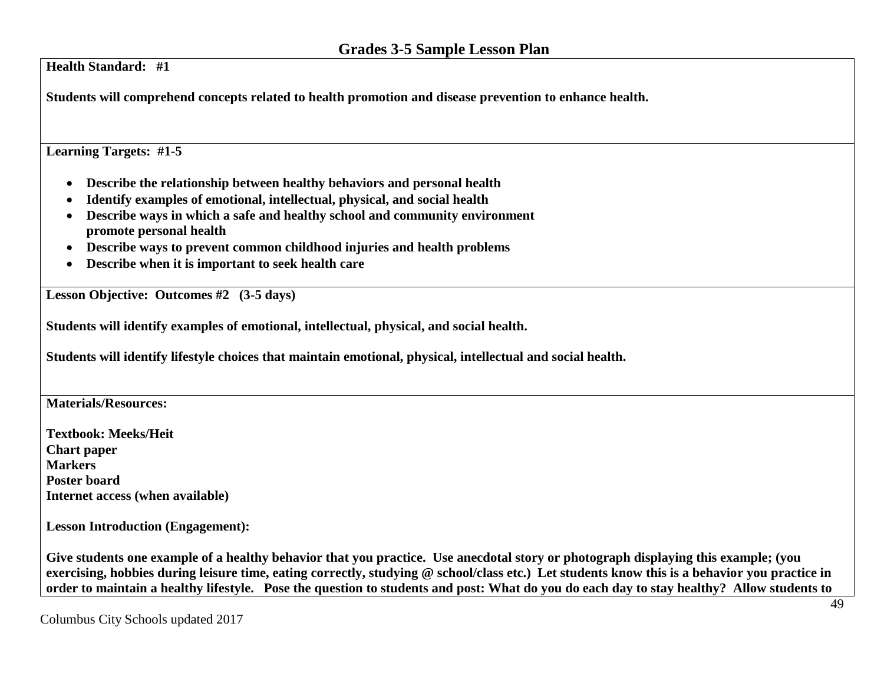## Grades 3-5 Sample Lesson Plan

**Health Standard: #1**

**Students will comprehend concepts related to health promotion and disease prevention to enhance health.**

**Learning Targets: #1-5**

- **Describe the relationship between healthy behaviors and personal health**
- **Identify examples of emotional, intellectual, physical, and social health**
- **Describe ways in which a safe and healthy school and community environment promote personal health**
- **Describe ways to prevent common childhood injuries and health problems**
- **Describe when it is important to seek health care**

**Lesson Objective: Outcomes #2 (3-5 days)**

**Students will identify examples of emotional, intellectual, physical, and social health.**

**Students will identify lifestyle choices that maintain emotional, physical, intellectual and social health.**

**Materials/Resources:**

**Textbook: Meeks/Heit**
**Chart paper**
**Markers**
**Poster board**
**Internet access (when available)**

**Lesson Introduction (Engagement):**

**Give students one example of a healthy behavior that you practice. Use anecdotal story or photograph displaying this example; (you exercising, hobbies during leisure time, eating correctly, studying @ school/class etc.) Let students know this is a behavior you practice in order to maintain a healthy lifestyle. Pose the question to students and post: What do you do each day to stay healthy? Allow students to**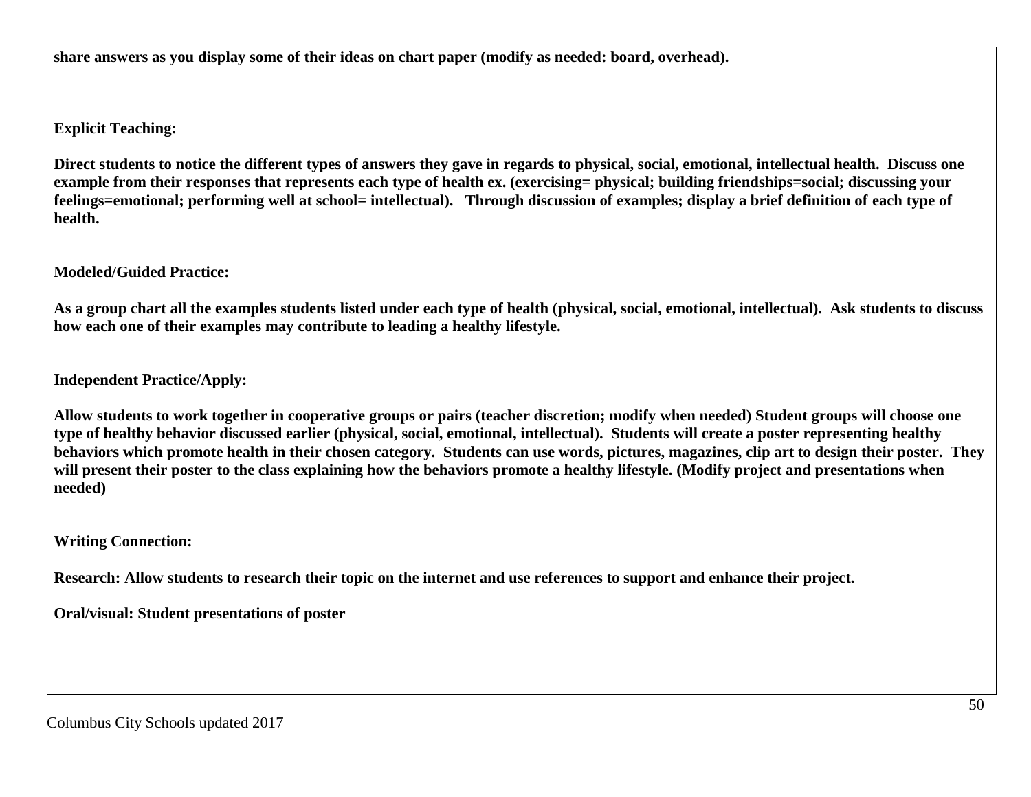**share answers as you display some of their ideas on chart paper (modify as needed: board, overhead).**

**Explicit Teaching:**

**Direct students to notice the different types of answers they gave in regards to physical, social, emotional, intellectual health. Discuss one example from their responses that represents each type of health ex. (exercising= physical; building friendships=social; discussing your feelings=emotional; performing well at school= intellectual). Through discussion of examples; display a brief definition of each type of health.**

**Modeled/Guided Practice:**

**As a group chart all the examples students listed under each type of health (physical, social, emotional, intellectual). Ask students to discuss how each one of their examples may contribute to leading a healthy lifestyle.**

**Independent Practice/Apply:**

**Allow students to work together in cooperative groups or pairs (teacher discretion; modify when needed) Student groups will choose one type of healthy behavior discussed earlier (physical, social, emotional, intellectual). Students will create a poster representing healthy behaviors which promote health in their chosen category. Students can use words, pictures, magazines, clip art to design their poster. They will present their poster to the class explaining how the behaviors promote a healthy lifestyle. (Modify project and presentations when needed)**

**Writing Connection:**

**Research: Allow students to research their topic on the internet and use references to support and enhance their project.**

**Oral/visual: Student presentations of poster**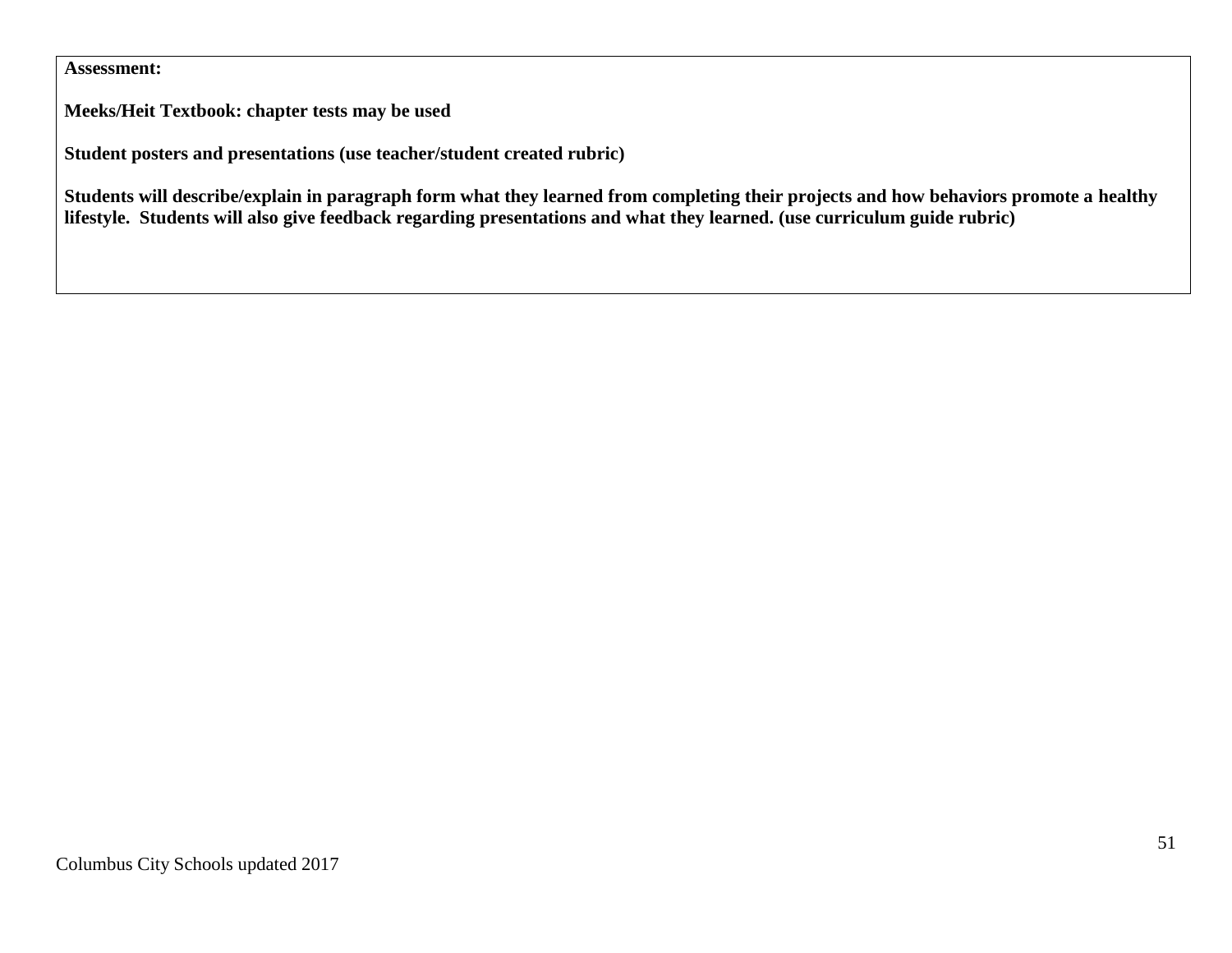**Assessment:**

**Meeks/Heit Textbook: chapter tests may be used**

**Student posters and presentations (use teacher/student created rubric)**

**Students will describe/explain in paragraph form what they learned from completing their projects and how behaviors promote a healthy lifestyle. Students will also give feedback regarding presentations and what they learned. (use curriculum guide rubric)**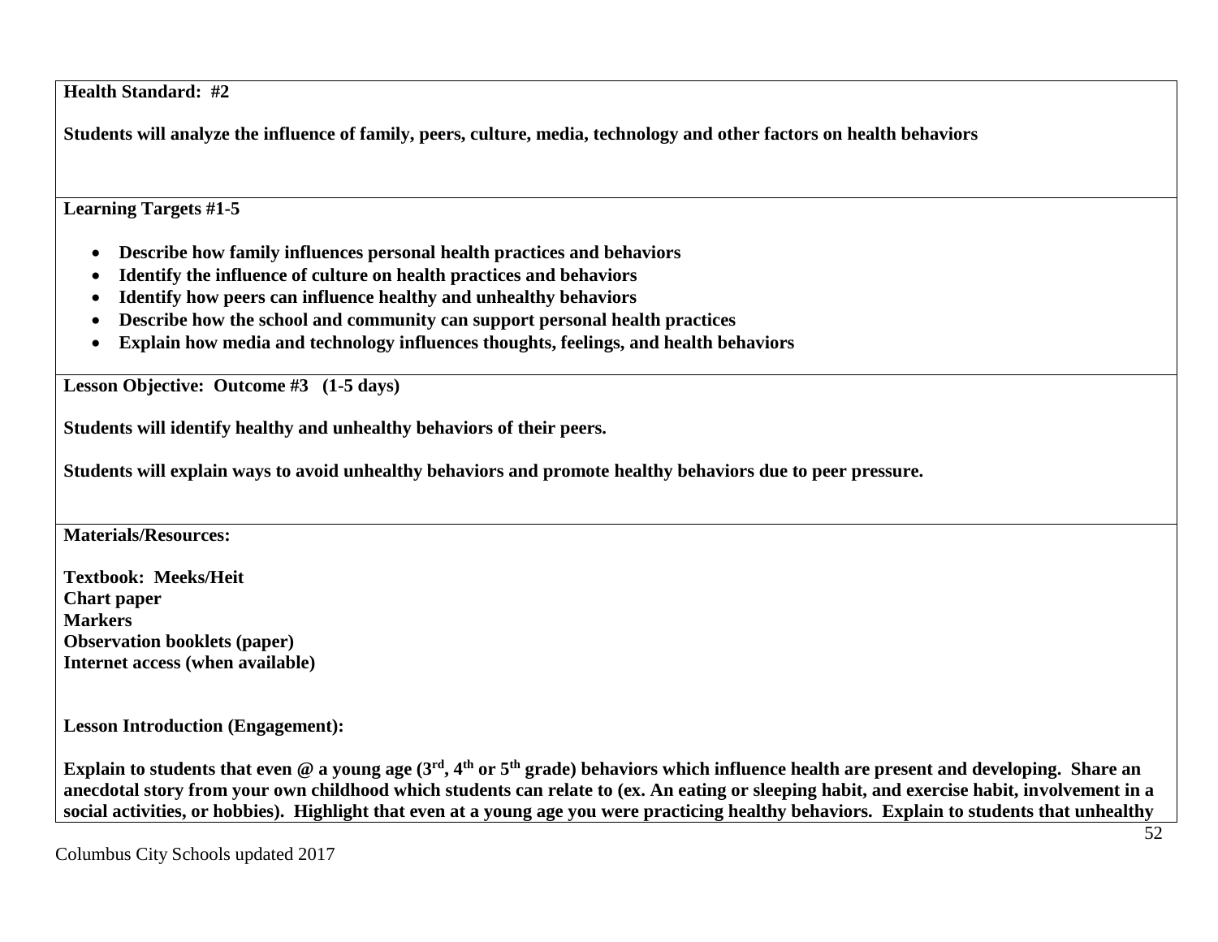**Health Standard: #2**

**Students will analyze the influence of family, peers, culture, media, technology and other factors on health behaviors**

**Learning Targets #1-5**

- **Describe how family influences personal health practices and behaviors**
- **Identify the influence of culture on health practices and behaviors**
- **Identify how peers can influence healthy and unhealthy behaviors**
- **Describe how the school and community can support personal health practices**
- **Explain how media and technology influences thoughts, feelings, and health behaviors**

**Lesson Objective: Outcome #3 (1-5 days)**

**Students will identify healthy and unhealthy behaviors of their peers.**

**Students will explain ways to avoid unhealthy behaviors and promote healthy behaviors due to peer pressure.**

**Materials/Resources:**

**Textbook: Meeks/Heit**
**Chart paper**
**Markers**
**Observation booklets (paper)**
**Internet access (when available)**

**Lesson Introduction (Engagement):**

**Explain to students that even @ a young age (3rd, 4th or 5th grade) behaviors which influence health are present and developing. Share an anecdotal story from your own childhood which students can relate to (ex. An eating or sleeping habit, and exercise habit, involvement in a social activities, or hobbies). Highlight that even at a young age you were practicing healthy behaviors. Explain to students that unhealthy**

Columbus City Schools updated 2017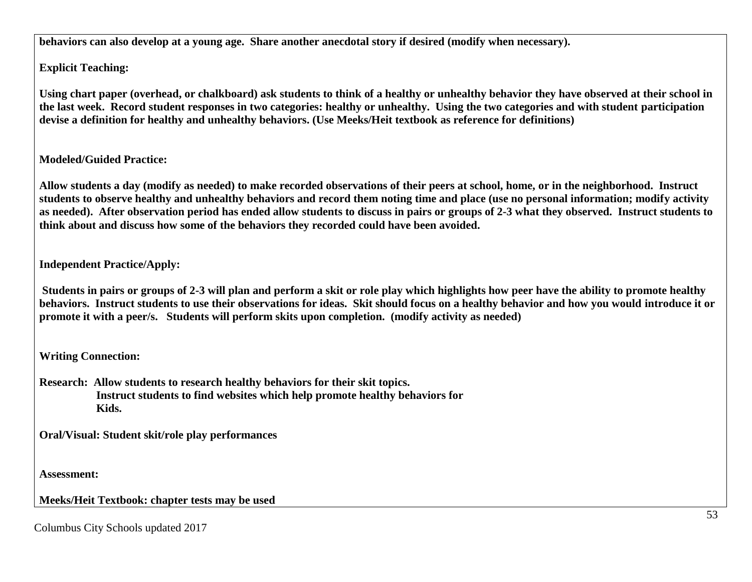**behaviors can also develop at a young age. Share another anecdotal story if desired (modify when necessary).**

**Explicit Teaching:**

**Using chart paper (overhead, or chalkboard) ask students to think of a healthy or unhealthy behavior they have observed at their school in the last week. Record student responses in two categories: healthy or unhealthy. Using the two categories and with student participation devise a definition for healthy and unhealthy behaviors. (Use Meeks/Heit textbook as reference for definitions)**

**Modeled/Guided Practice:**

**Allow students a day (modify as needed) to make recorded observations of their peers at school, home, or in the neighborhood. Instruct students to observe healthy and unhealthy behaviors and record them noting time and place (use no personal information; modify activity as needed). After observation period has ended allow students to discuss in pairs or groups of 2-3 what they observed. Instruct students to think about and discuss how some of the behaviors they recorded could have been avoided.**

**Independent Practice/Apply:**

**Students in pairs or groups of 2-3 will plan and perform a skit or role play which highlights how peer have the ability to promote healthy behaviors. Instruct students to use their observations for ideas. Skit should focus on a healthy behavior and how you would introduce it or promote it with a peer/s. Students will perform skits upon completion. (modify activity as needed)**

**Writing Connection:**

**Research: Allow students to research healthy behaviors for their skit topics.**
**Instruct students to find websites which help promote healthy behaviors for Kids.**

**Oral/Visual: Student skit/role play performances**

**Assessment:**

**Meeks/Heit Textbook: chapter tests may be used**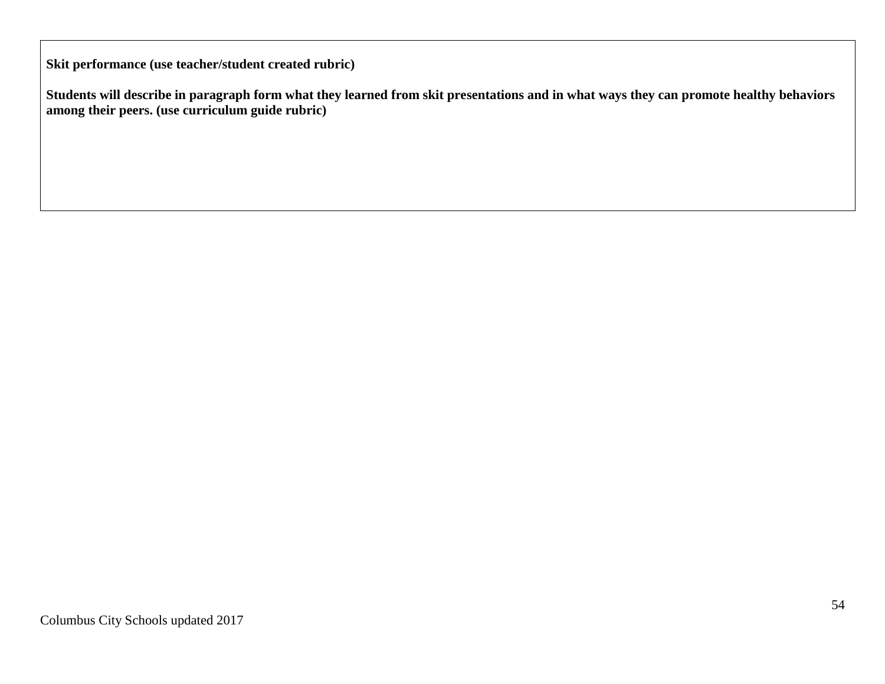**Skit performance (use teacher/student created rubric)**

**Students will describe in paragraph form what they learned from skit presentations and in what ways they can promote healthy behaviors among their peers. (use curriculum guide rubric)**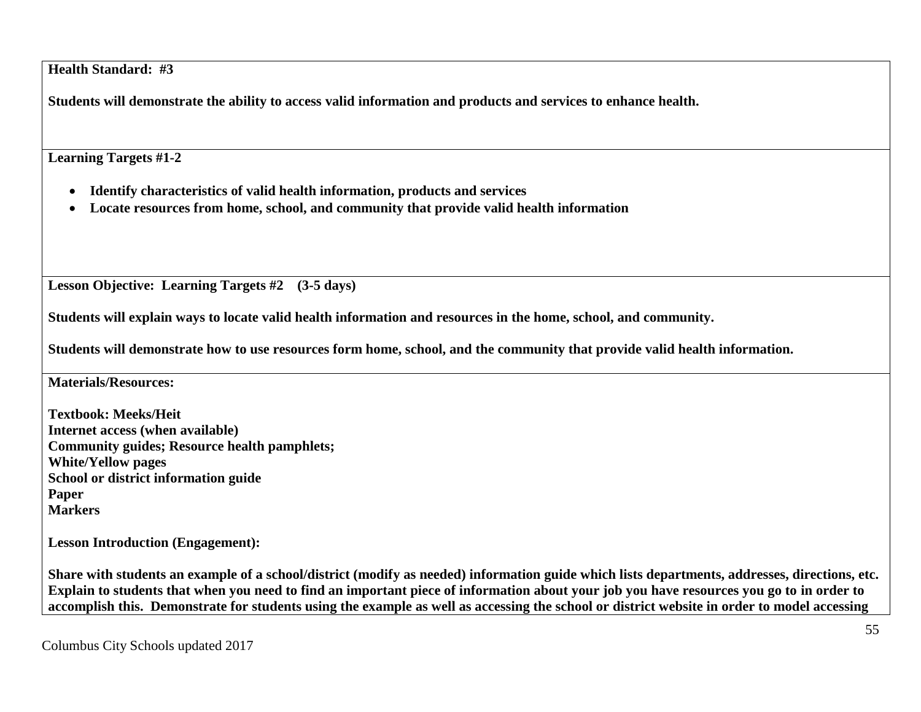**Health Standard: #3**

**Students will demonstrate the ability to access valid information and products and services to enhance health.**

**Learning Targets #1-2**

- **Identify characteristics of valid health information, products and services**
- **Locate resources from home, school, and community that provide valid health information**

**Lesson Objective: Learning Targets #2 (3-5 days)**

**Students will explain ways to locate valid health information and resources in the home, school, and community.**

**Students will demonstrate how to use resources form home, school, and the community that provide valid health information.**

**Materials/Resources:**

**Textbook: Meeks/Heit**
**Internet access (when available)**
**Community guides; Resource health pamphlets;**
**White/Yellow pages**
**School or district information guide**
**Paper**
**Markers**

**Lesson Introduction (Engagement):**

**Share with students an example of a school/district (modify as needed) information guide which lists departments, addresses, directions, etc. Explain to students that when you need to find an important piece of information about your job you have resources you go to in order to accomplish this. Demonstrate for students using the example as well as accessing the school or district website in order to model accessing**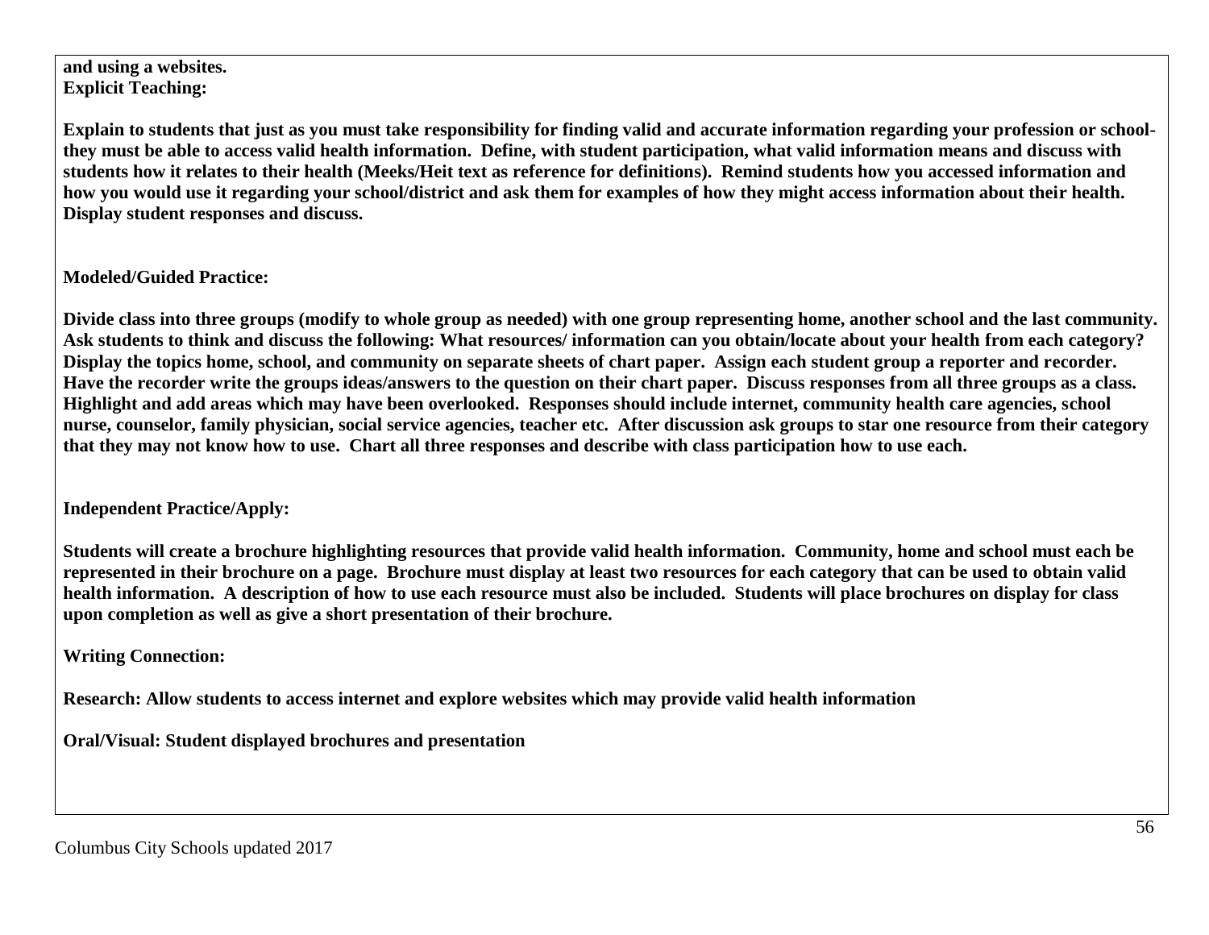**and using a websites.**
**Explicit Teaching:**

**Explain to students that just as you must take responsibility for finding valid and accurate information regarding your profession or school- they must be able to access valid health information. Define, with student participation, what valid information means and discuss with students how it relates to their health (Meeks/Heit text as reference for definitions). Remind students how you accessed information and how you would use it regarding your school/district and ask them for examples of how they might access information about their health. Display student responses and discuss.**

**Modeled/Guided Practice:**

**Divide class into three groups (modify to whole group as needed) with one group representing home, another school and the last community. Ask students to think and discuss the following: What resources/ information can you obtain/locate about your health from each category? Display the topics home, school, and community on separate sheets of chart paper. Assign each student group a reporter and recorder. Have the recorder write the groups ideas/answers to the question on their chart paper. Discuss responses from all three groups as a class. Highlight and add areas which may have been overlooked. Responses should include internet, community health care agencies, school nurse, counselor, family physician, social service agencies, teacher etc. After discussion ask groups to star one resource from their category that they may not know how to use. Chart all three responses and describe with class participation how to use each.**

**Independent Practice/Apply:**

**Students will create a brochure highlighting resources that provide valid health information. Community, home and school must each be represented in their brochure on a page. Brochure must display at least two resources for each category that can be used to obtain valid health information. A description of how to use each resource must also be included. Students will place brochures on display for class upon completion as well as give a short presentation of their brochure.**

**Writing Connection:**

**Research: Allow students to access internet and explore websites which may provide valid health information**

**Oral/Visual: Student displayed brochures and presentation**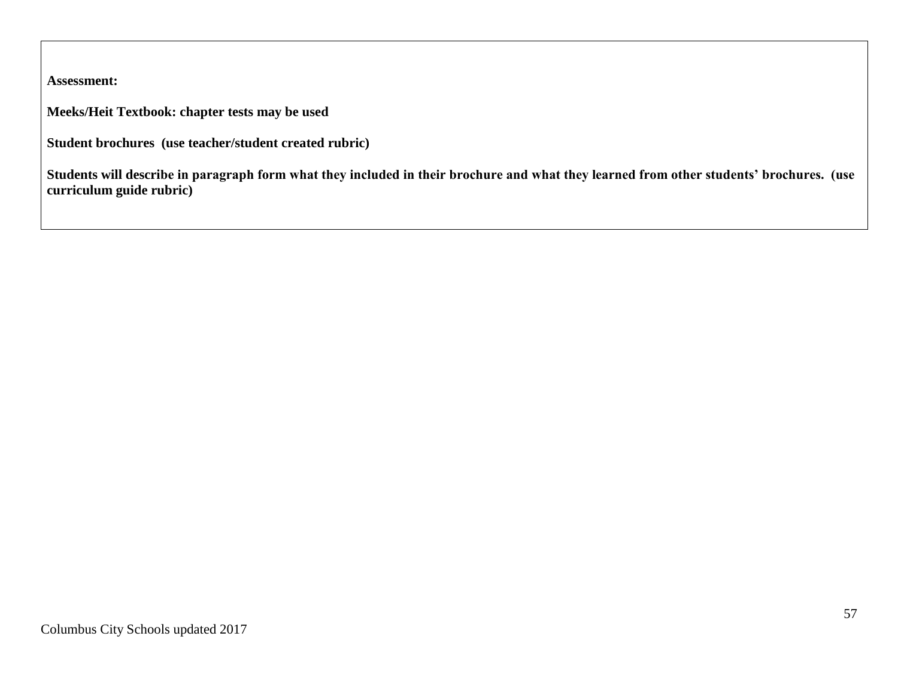**Assessment:**

**Meeks/Heit Textbook: chapter tests may be used**

**Student brochures (use teacher/student created rubric)**

**Students will describe in paragraph form what they included in their brochure and what they learned from other students' brochures. (use curriculum guide rubric)**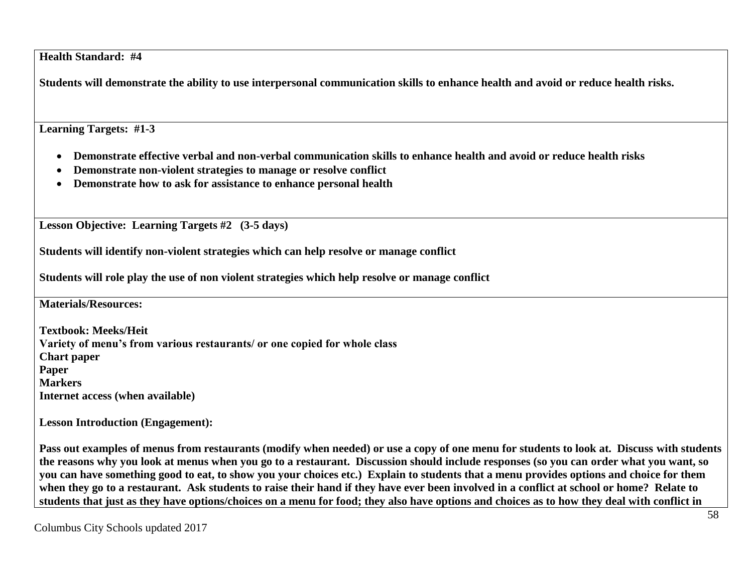**Health Standard: #4**

**Students will demonstrate the ability to use interpersonal communication skills to enhance health and avoid or reduce health risks.**

**Learning Targets: #1-3**

- **Demonstrate effective verbal and non-verbal communication skills to enhance health and avoid or reduce health risks**
- **Demonstrate non-violent strategies to manage or resolve conflict**
- **Demonstrate how to ask for assistance to enhance personal health**

**Lesson Objective: Learning Targets #2 (3-5 days)**

**Students will identify non-violent strategies which can help resolve or manage conflict**

**Students will role play the use of non violent strategies which help resolve or manage conflict**

**Materials/Resources:**

**Textbook: Meeks/Heit**
**Variety of menu's from various restaurants/ or one copied for whole class**
**Chart paper**
**Paper**
**Markers**
**Internet access (when available)**

**Lesson Introduction (Engagement):**

**Pass out examples of menus from restaurants (modify when needed) or use a copy of one menu for students to look at. Discuss with students the reasons why you look at menus when you go to a restaurant. Discussion should include responses (so you can order what you want, so you can have something good to eat, to show you your choices etc.) Explain to students that a menu provides options and choice for them when they go to a restaurant. Ask students to raise their hand if they have ever been involved in a conflict at school or home? Relate to students that just as they have options/choices on a menu for food; they also have options and choices as to how they deal with conflict in**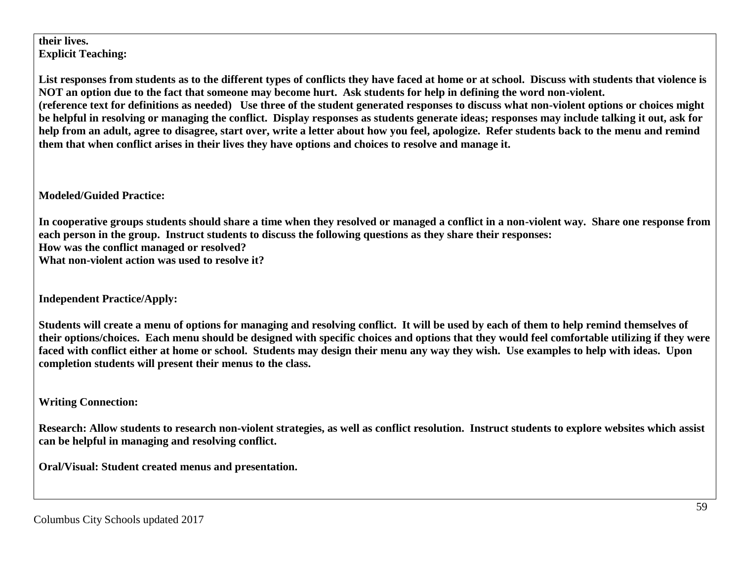**their lives.**

**Explicit Teaching:**

**List responses from students as to the different types of conflicts they have faced at home or at school. Discuss with students that violence is NOT an option due to the fact that someone may become hurt. Ask students for help in defining the word non-violent.**
**(reference text for definitions as needed) Use three of the student generated responses to discuss what non-violent options or choices might be helpful in resolving or managing the conflict. Display responses as students generate ideas; responses may include talking it out, ask for help from an adult, agree to disagree, start over, write a letter about how you feel, apologize. Refer students back to the menu and remind them that when conflict arises in their lives they have options and choices to resolve and manage it.**

**Modeled/Guided Practice:**

**In cooperative groups students should share a time when they resolved or managed a conflict in a non-violent way. Share one response from each person in the group. Instruct students to discuss the following questions as they share their responses:**
**How was the conflict managed or resolved?**
**What non-violent action was used to resolve it?**

**Independent Practice/Apply:**

**Students will create a menu of options for managing and resolving conflict. It will be used by each of them to help remind themselves of their options/choices. Each menu should be designed with specific choices and options that they would feel comfortable utilizing if they were faced with conflict either at home or school. Students may design their menu any way they wish. Use examples to help with ideas. Upon completion students will present their menus to the class.**

**Writing Connection:**

**Research: Allow students to research non-violent strategies, as well as conflict resolution. Instruct students to explore websites which assist can be helpful in managing and resolving conflict.**

**Oral/Visual: Student created menus and presentation.**

Columbus City Schools updated 2017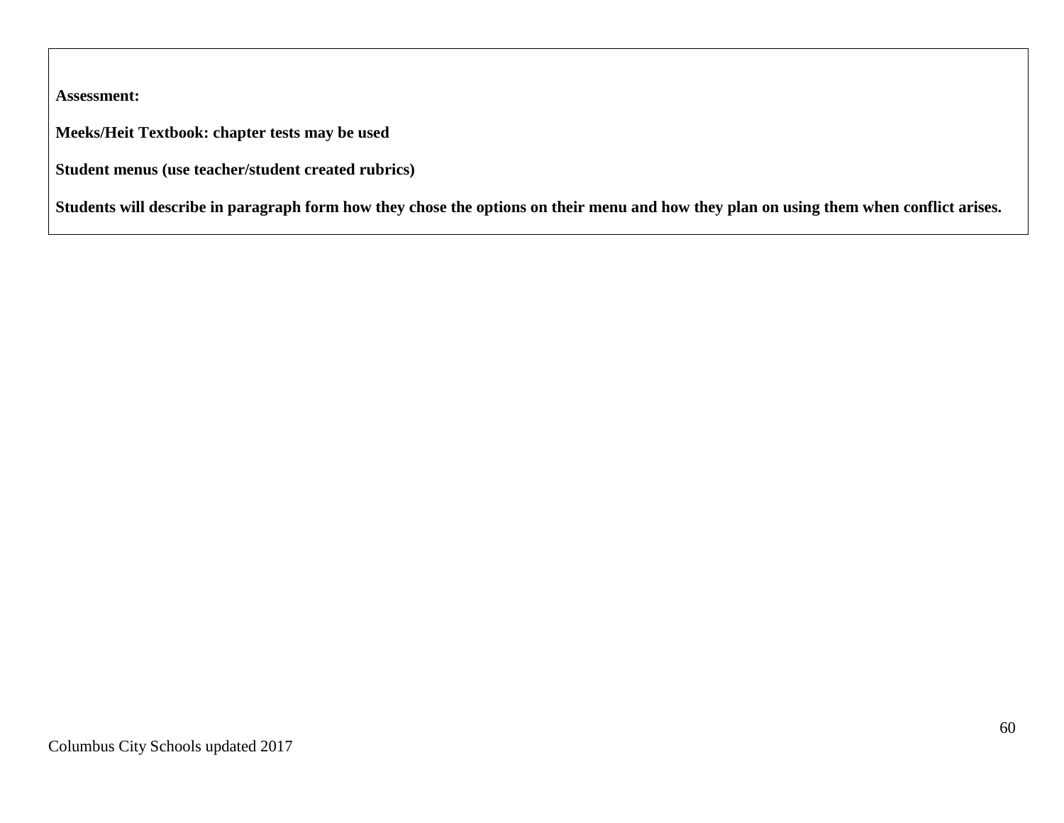**Assessment:**

**Meeks/Heit Textbook: chapter tests may be used**

**Student menus (use teacher/student created rubrics)**

**Students will describe in paragraph form how they chose the options on their menu and how they plan on using them when conflict arises.**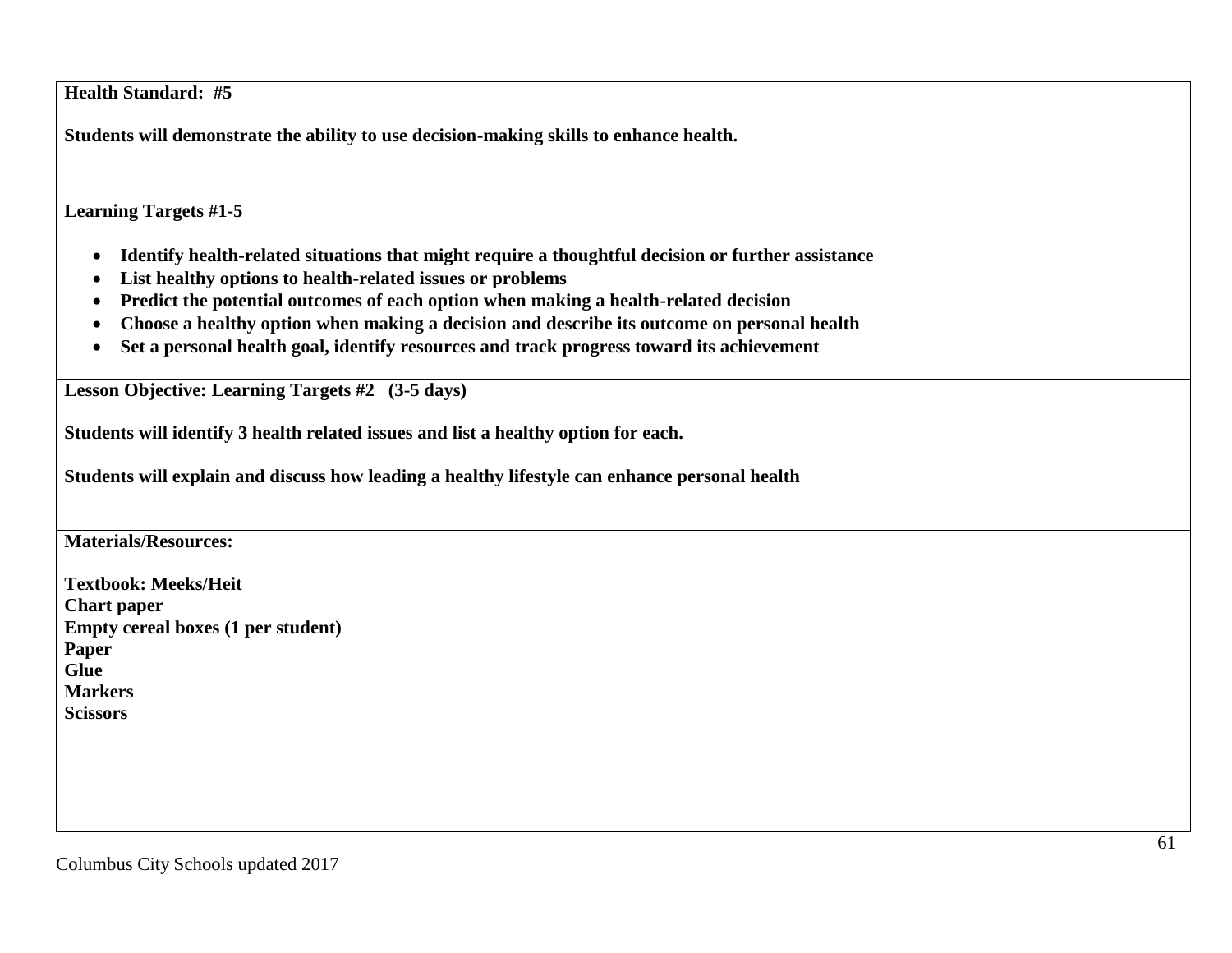**Health Standard: #5**

**Students will demonstrate the ability to use decision-making skills to enhance health.**

**Learning Targets #1-5**

- **Identify health-related situations that might require a thoughtful decision or further assistance**
- **List healthy options to health-related issues or problems**
- **Predict the potential outcomes of each option when making a health-related decision**
- **Choose a healthy option when making a decision and describe its outcome on personal health**
- **Set a personal health goal, identify resources and track progress toward its achievement**

**Lesson Objective: Learning Targets #2 (3-5 days)**

**Students will identify 3 health related issues and list a healthy option for each.**

**Students will explain and discuss how leading a healthy lifestyle can enhance personal health**

**Materials/Resources:**

**Textbook: Meeks/Heit**
**Chart paper**
**Empty cereal boxes (1 per student)**
**Paper**
**Glue**
**Markers**
**Scissors**

Columbus City Schools updated 2017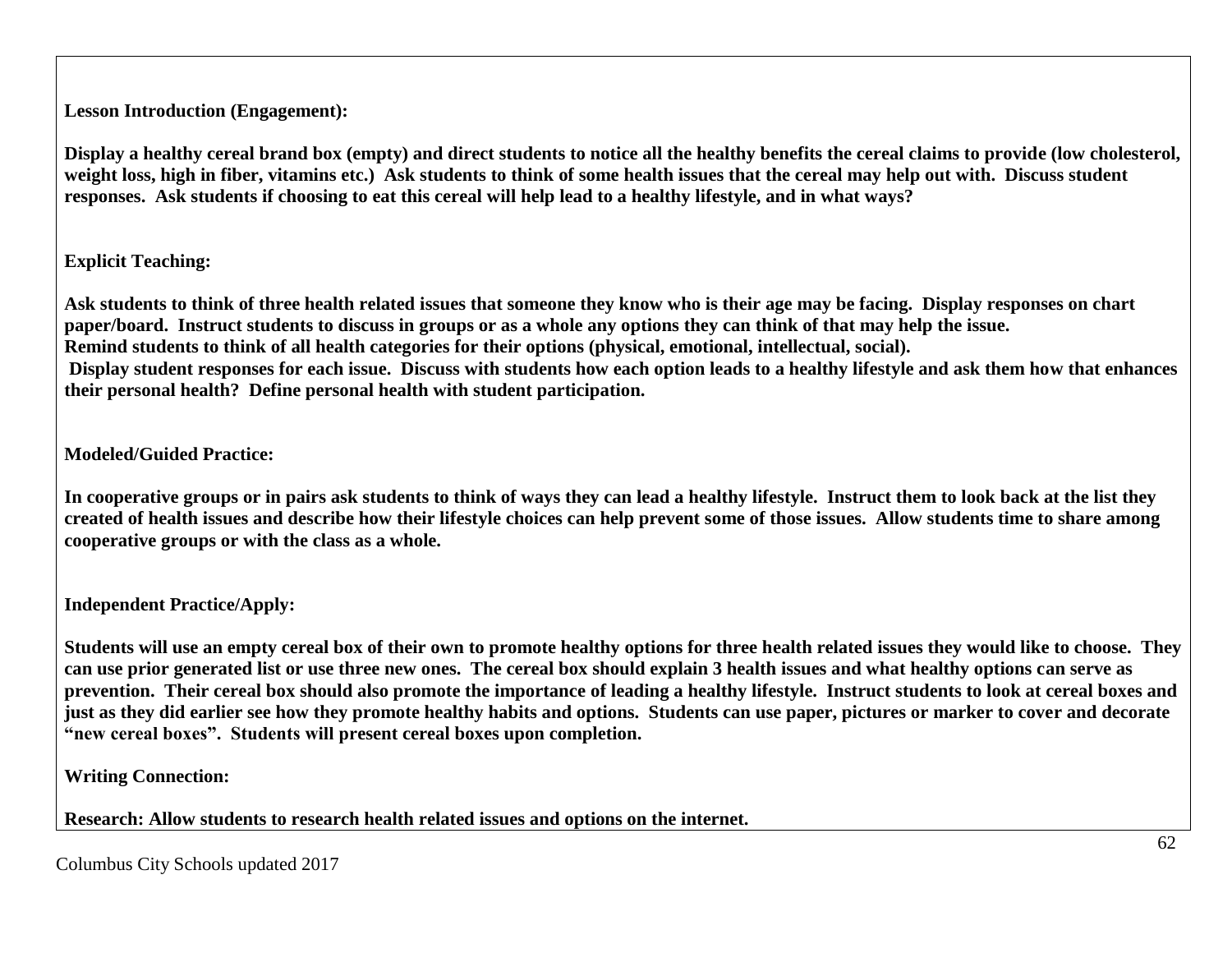**Lesson Introduction (Engagement):**

**Display a healthy cereal brand box (empty) and direct students to notice all the healthy benefits the cereal claims to provide (low cholesterol, weight loss, high in fiber, vitamins etc.) Ask students to think of some health issues that the cereal may help out with. Discuss student responses. Ask students if choosing to eat this cereal will help lead to a healthy lifestyle, and in what ways?**

**Explicit Teaching:**

**Ask students to think of three health related issues that someone they know who is their age may be facing. Display responses on chart paper/board. Instruct students to discuss in groups or as a whole any options they can think of that may help the issue.**
**Remind students to think of all health categories for their options (physical, emotional, intellectual, social).**
**Display student responses for each issue. Discuss with students how each option leads to a healthy lifestyle and ask them how that enhances their personal health? Define personal health with student participation.**

**Modeled/Guided Practice:**

**In cooperative groups or in pairs ask students to think of ways they can lead a healthy lifestyle. Instruct them to look back at the list they created of health issues and describe how their lifestyle choices can help prevent some of those issues. Allow students time to share among cooperative groups or with the class as a whole.**

**Independent Practice/Apply:**

**Students will use an empty cereal box of their own to promote healthy options for three health related issues they would like to choose. They can use prior generated list or use three new ones. The cereal box should explain 3 health issues and what healthy options can serve as prevention. Their cereal box should also promote the importance of leading a healthy lifestyle. Instruct students to look at cereal boxes and just as they did earlier see how they promote healthy habits and options. Students can use paper, pictures or marker to cover and decorate "new cereal boxes". Students will present cereal boxes upon completion.**

**Writing Connection:**

**Research: Allow students to research health related issues and options on the internet.**

Columbus City Schools updated 2017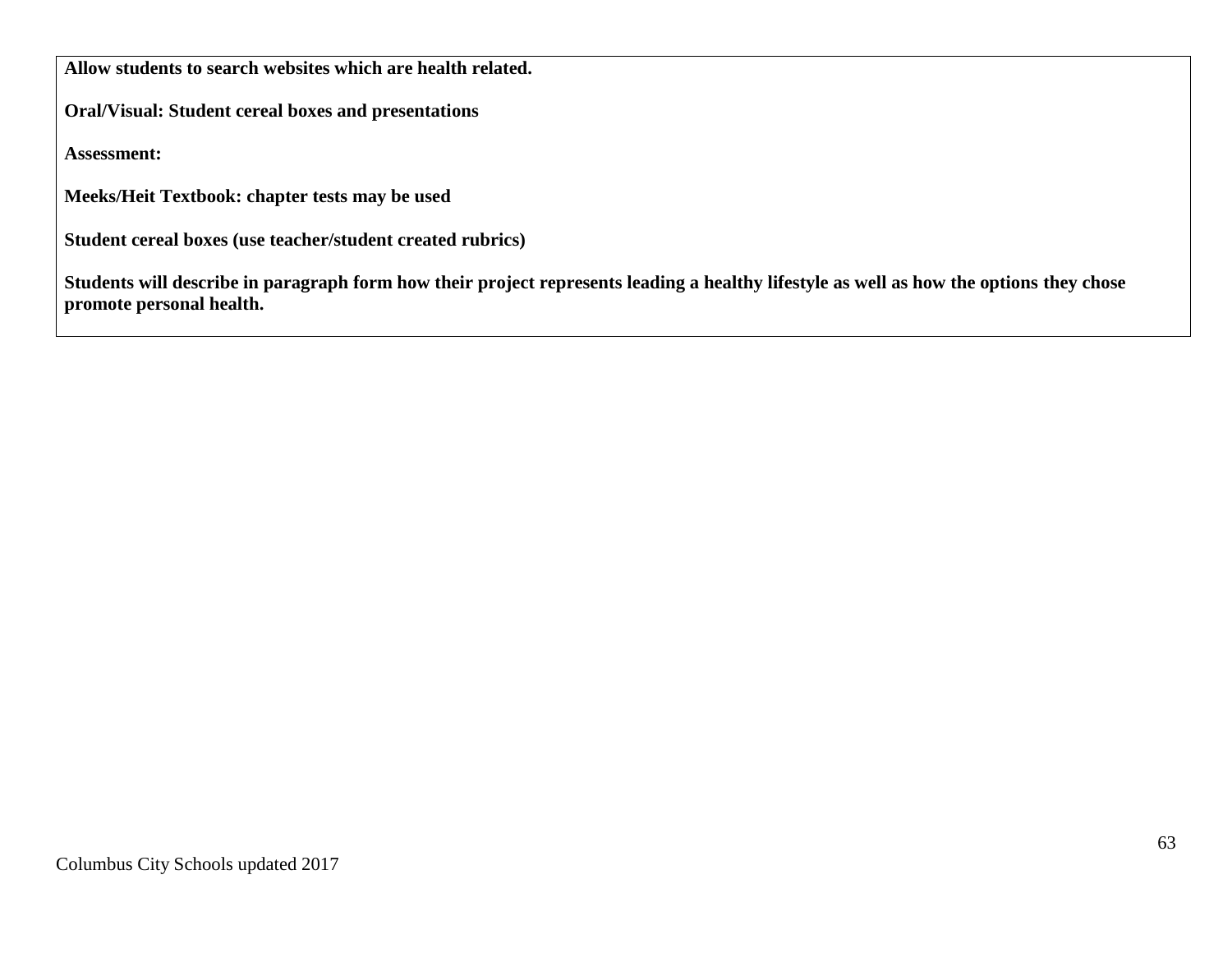**Allow students to search websites which are health related.**

**Oral/Visual: Student cereal boxes and presentations**

**Assessment:**

**Meeks/Heit Textbook: chapter tests may be used**

**Student cereal boxes (use teacher/student created rubrics)**

**Students will describe in paragraph form how their project represents leading a healthy lifestyle as well as how the options they chose promote personal health.**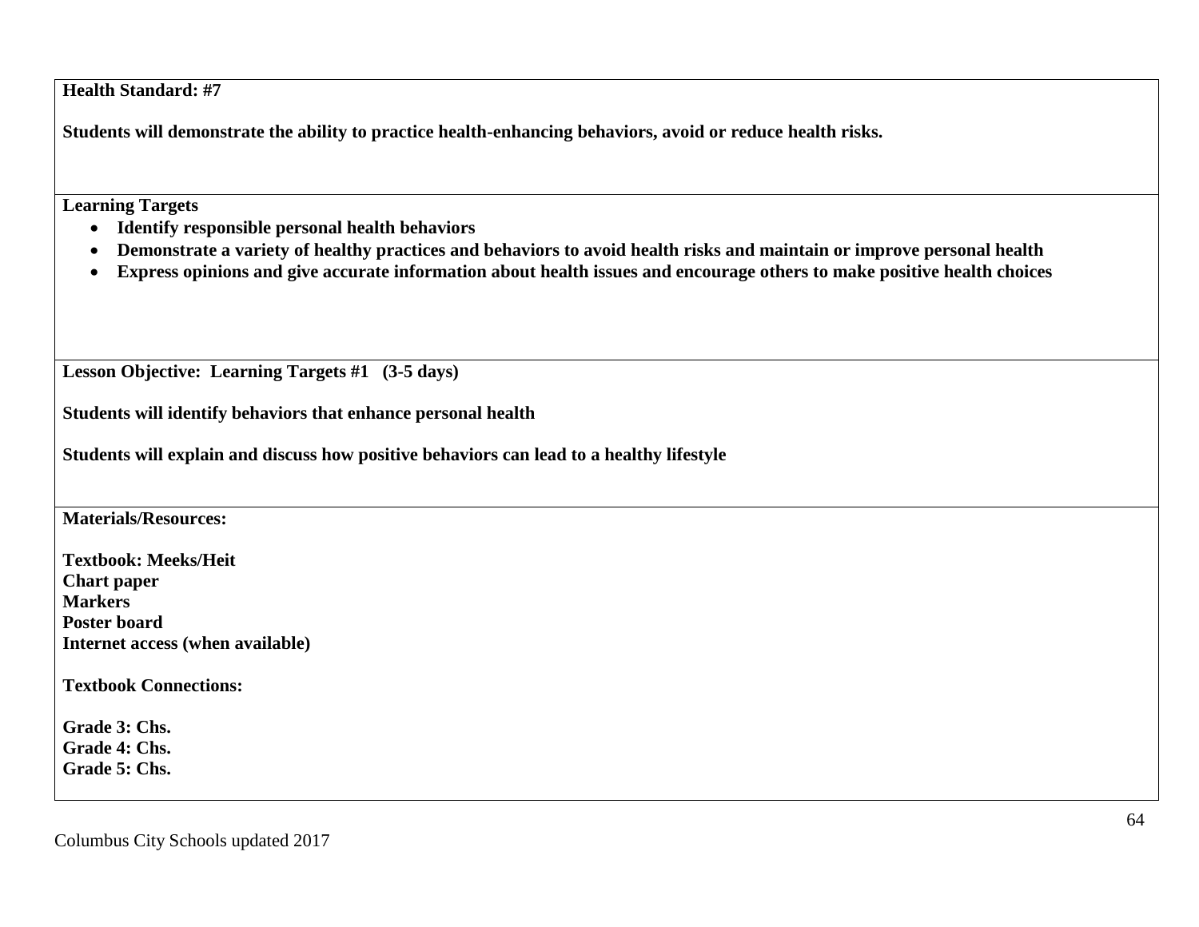**Health Standard: #7**

**Students will demonstrate the ability to practice health-enhancing behaviors, avoid or reduce health risks.**

**Learning Targets**

- **Identify responsible personal health behaviors**
- **Demonstrate a variety of healthy practices and behaviors to avoid health risks and maintain or improve personal health**
- **Express opinions and give accurate information about health issues and encourage others to make positive health choices**

**Lesson Objective: Learning Targets #1 (3-5 days)**

**Students will identify behaviors that enhance personal health**

**Students will explain and discuss how positive behaviors can lead to a healthy lifestyle**

**Materials/Resources:**

**Textbook: Meeks/Heit**
**Chart paper**
**Markers**
**Poster board**
**Internet access (when available)**

**Textbook Connections:**

**Grade 3: Chs.**
**Grade 4: Chs.**
**Grade 5: Chs.**

Columbus City Schools updated 2017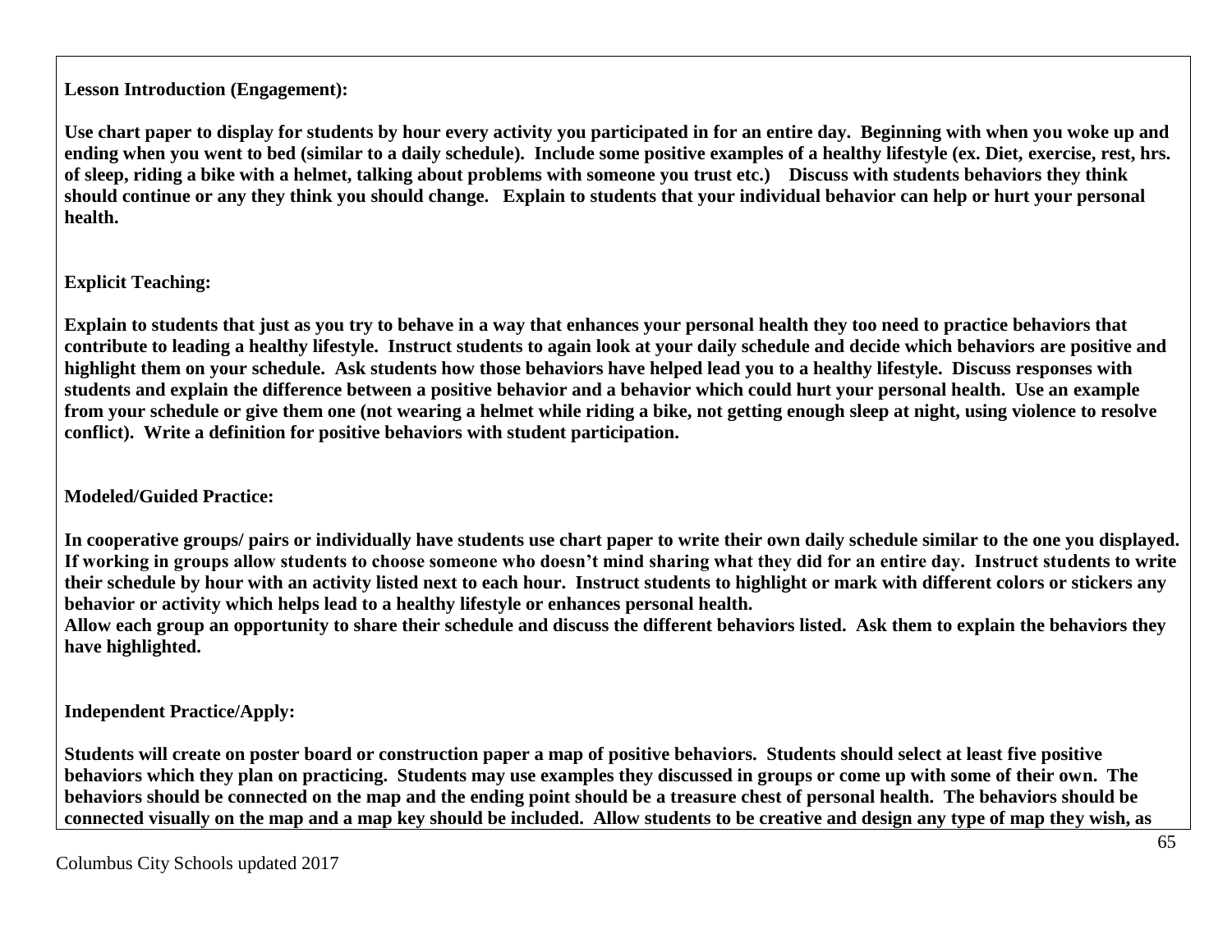**Lesson Introduction (Engagement):**

**Use chart paper to display for students by hour every activity you participated in for an entire day. Beginning with when you woke up and ending when you went to bed (similar to a daily schedule). Include some positive examples of a healthy lifestyle (ex. Diet, exercise, rest, hrs. of sleep, riding a bike with a helmet, talking about problems with someone you trust etc.) Discuss with students behaviors they think should continue or any they think you should change. Explain to students that your individual behavior can help or hurt your personal health.**

**Explicit Teaching:**

**Explain to students that just as you try to behave in a way that enhances your personal health they too need to practice behaviors that contribute to leading a healthy lifestyle. Instruct students to again look at your daily schedule and decide which behaviors are positive and highlight them on your schedule. Ask students how those behaviors have helped lead you to a healthy lifestyle. Discuss responses with students and explain the difference between a positive behavior and a behavior which could hurt your personal health. Use an example from your schedule or give them one (not wearing a helmet while riding a bike, not getting enough sleep at night, using violence to resolve conflict). Write a definition for positive behaviors with student participation.**

**Modeled/Guided Practice:**

**In cooperative groups/ pairs or individually have students use chart paper to write their own daily schedule similar to the one you displayed. If working in groups allow students to choose someone who doesn't mind sharing what they did for an entire day. Instruct students to write their schedule by hour with an activity listed next to each hour. Instruct students to highlight or mark with different colors or stickers any behavior or activity which helps lead to a healthy lifestyle or enhances personal health.**
**Allow each group an opportunity to share their schedule and discuss the different behaviors listed. Ask them to explain the behaviors they have highlighted.**

**Independent Practice/Apply:**

**Students will create on poster board or construction paper a map of positive behaviors. Students should select at least five positive behaviors which they plan on practicing. Students may use examples they discussed in groups or come up with some of their own. The behaviors should be connected on the map and the ending point should be a treasure chest of personal health. The behaviors should be connected visually on the map and a map key should be included. Allow students to be creative and design any type of map they wish, as**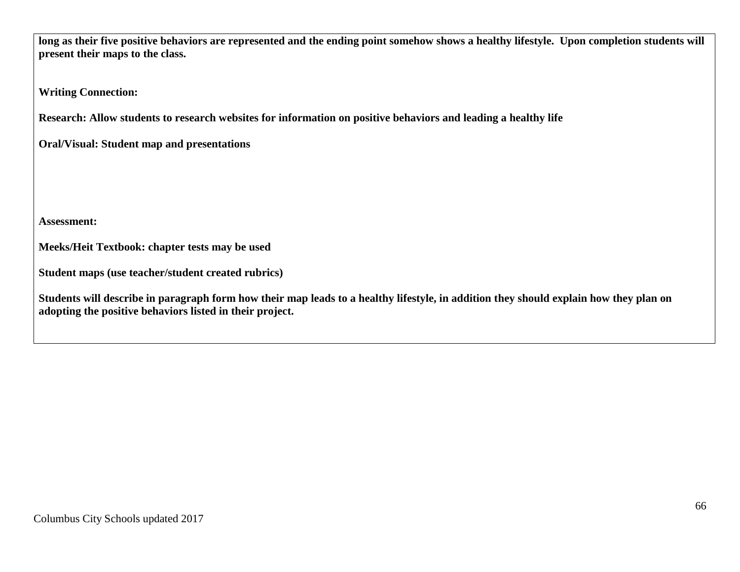**long as their five positive behaviors are represented and the ending point somehow shows a healthy lifestyle. Upon completion students will present their maps to the class.**

**Writing Connection:**

**Research: Allow students to research websites for information on positive behaviors and leading a healthy life**

**Oral/Visual: Student map and presentations**

**Assessment:**

**Meeks/Heit Textbook: chapter tests may be used**

**Student maps (use teacher/student created rubrics)**

**Students will describe in paragraph form how their map leads to a healthy lifestyle, in addition they should explain how they plan on adopting the positive behaviors listed in their project.**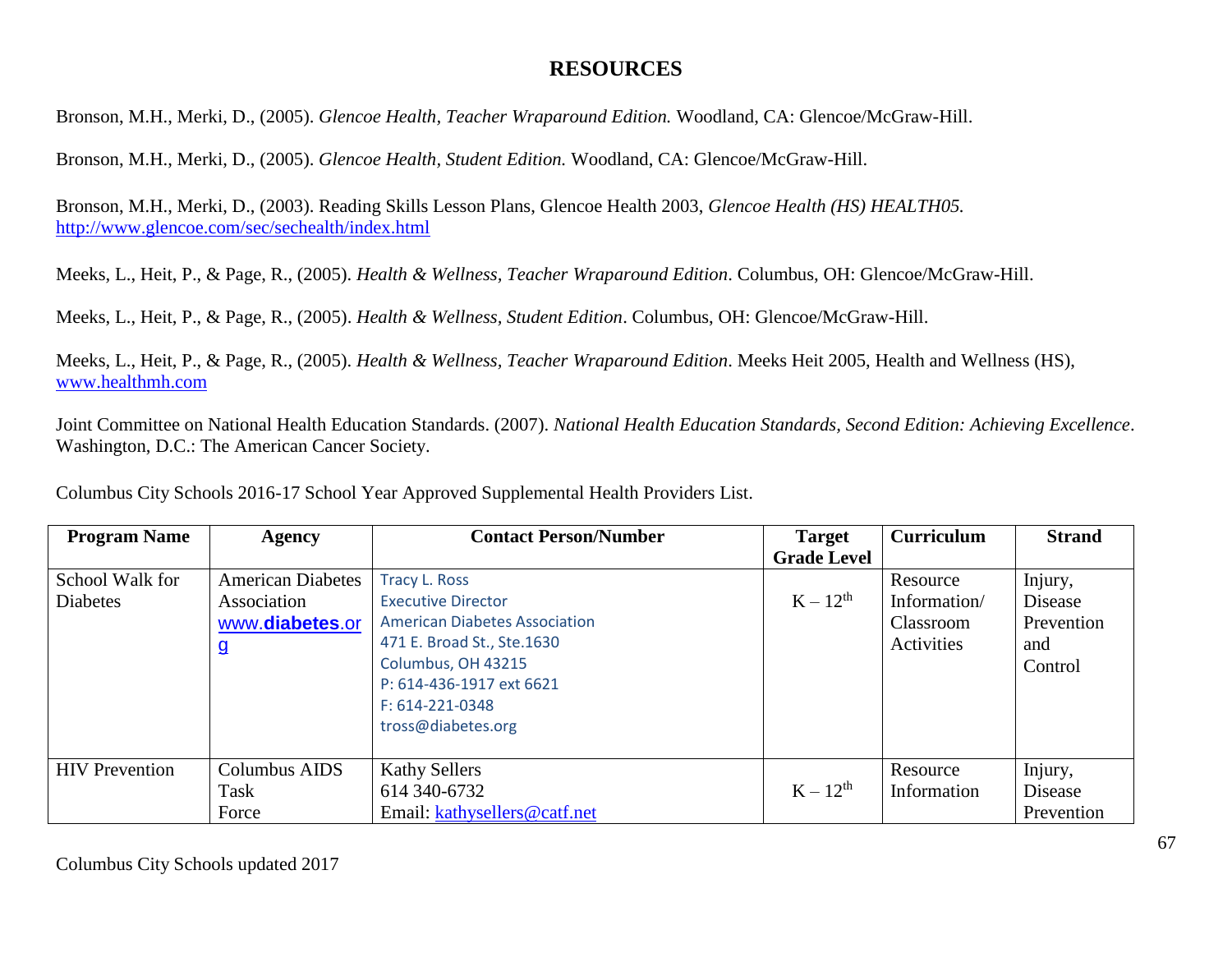# RESOURCES

Bronson, M.H., Merki, D., (2005). *Glencoe Health, Teacher Wraparound Edition.* Woodland, CA: Glencoe/McGraw-Hill.

Bronson, M.H., Merki, D., (2005). *Glencoe Health, Student Edition.* Woodland, CA: Glencoe/McGraw-Hill.

Bronson, M.H., Merki, D., (2003). Reading Skills Lesson Plans, Glencoe Health 2003, *Glencoe Health (HS) HEALTH05.* http://www.glencoe.com/sec/sechealth/index.html

Meeks, L., Heit, P., & Page, R., (2005). *Health & Wellness, Teacher Wraparound Edition*. Columbus, OH: Glencoe/McGraw-Hill.

Meeks, L., Heit, P., & Page, R., (2005). *Health & Wellness, Student Edition*. Columbus, OH: Glencoe/McGraw-Hill.

Meeks, L., Heit, P., & Page, R., (2005). *Health & Wellness, Teacher Wraparound Edition*. Meeks Heit 2005, Health and Wellness (HS), www.healthmh.com

Joint Committee on National Health Education Standards. (2007). *National Health Education Standards, Second Edition: Achieving Excellence*. Washington, D.C.: The American Cancer Society.

Columbus City Schools 2016-17 School Year Approved Supplemental Health Providers List.

| Program Name | Agency | Contact Person/Number | Target Grade Level | Curriculum | Strand |
|---|---|---|---|---|---|
| School Walk for Diabetes | American Diabetes Association www.diabetes.org | Tracy L. Ross<br>Executive Director<br>American Diabetes Association<br>471 E. Broad St., Ste.1630<br>Columbus, OH 43215<br>P: 614-436-1917 ext 6621<br>F: 614-221-0348<br>tross@diabetes.org | K – 12th | Resource Information/ Classroom Activities | Injury, Disease Prevention and Control |
| HIV Prevention | Columbus AIDS Task Force | Kathy Sellers<br>614 340-6732<br>Email: kathysellers@catf.net | K – 12th | Resource Information | Injury, Disease Prevention |

Columbus City Schools updated 2017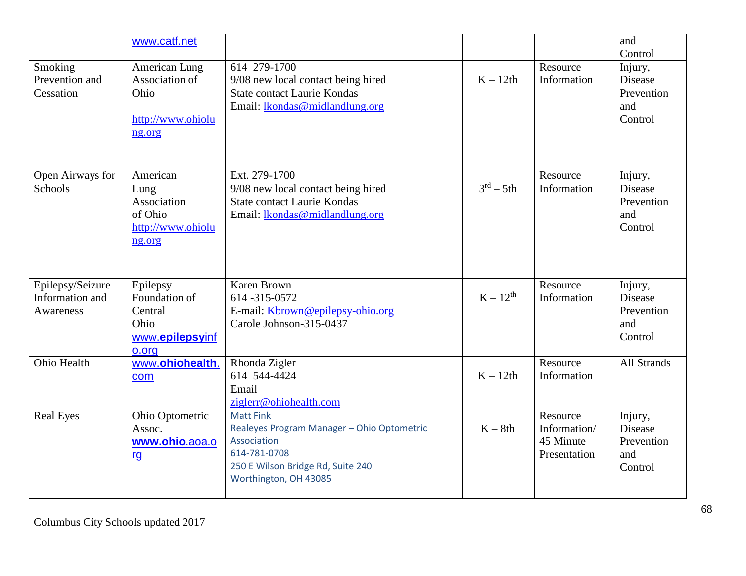| | | | | | |
|---|---|---|---|---|---|
| | www.catf.net | | | | and Control |
| Smoking Prevention and Cessation | American Lung Association of Ohio<br><br>http://www.ohiolung.org | 614 279-1700<br>9/08 new local contact being hired<br>State contact Laurie Kondas<br>Email: lkondas@midlandlung.org | K – 12th | Resource Information | Injury, Disease Prevention and Control |
| Open Airways for Schools | American Lung Association of Ohio<br>http://www.ohiolung.org | Ext. 279-1700<br>9/08 new local contact being hired<br>State contact Laurie Kondas<br>Email: lkondas@midlandlung.org | 3rd – 5th | Resource Information | Injury, Disease Prevention and Control |
| Epilepsy/Seizure Information and Awareness | Epilepsy Foundation of Central Ohio<br>www.**epilepsy**info.org | Karen Brown<br>614 -315-0572<br>E-mail: Kbrown@epilepsy-ohio.org<br>Carole Johnson-315-0437 | K – 12th | Resource Information | Injury, Disease Prevention and Control |
| Ohio Health | www.**ohiohealth**.com | Rhonda Zigler<br>614 544-4424<br>Email<br>ziglerr@ohiohealth.com | K – 12th | Resource Information | All Strands |
| Real Eyes | Ohio Optometric Assoc.<br>**www.ohio**.aoa.org | Matt Fink<br>Realeyes Program Manager – Ohio Optometric Association<br>614-781-0708<br>250 E Wilson Bridge Rd, Suite 240<br>Worthington, OH 43085 | K – 8th | Resource Information/ 45 Minute Presentation | Injury, Disease Prevention and Control |

Columbus City Schools updated 2017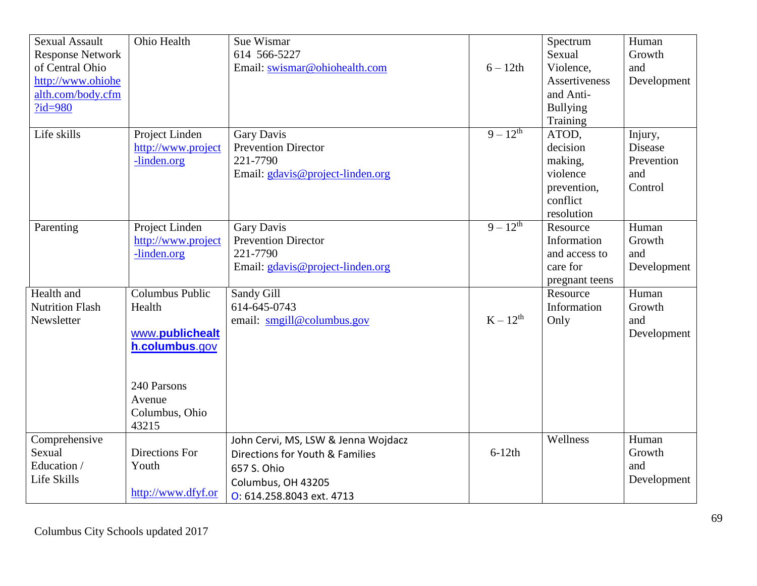| | | | | | |
|---|---|---|---|---|---|
| Sexual Assault Response Network of Central Ohio http://www.ohiohealth.com/body.cfm?id=980 | Ohio Health | Sue Wismar<br>614 566-5227<br>Email: swismar@ohiohealth.com | 6 – 12th | Spectrum Sexual Violence, Assertiveness and Anti-Bullying Training | Human Growth and Development |
| Life skills | Project Linden http://www.project-linden.org | Gary Davis<br>Prevention Director<br>221-7790<br>Email: gdavis@project-linden.org | 9 – 12th | ATOD, decision making, violence prevention, conflict resolution | Injury, Disease Prevention and Control |
| Parenting | Project Linden http://www.project-linden.org | Gary Davis<br>Prevention Director<br>221-7790<br>Email: gdavis@project-linden.org | 9 – 12th | Resource Information and access to care for pregnant teens | Human Growth and Development |
| Health and Nutrition Flash Newsletter | Columbus Public Health<br><br>www.publichealth.columbus.gov<br><br>240 Parsons Avenue Columbus, Ohio 43215 | Sandy Gill<br>614-645-0743<br>email: smgill@columbus.gov | K – 12th | Resource Information Only | Human Growth and Development |
| Comprehensive Sexual Education / Life Skills | Directions For Youth<br><br>http://www.dfyf.or | John Cervi, MS, LSW & Jenna Wojdacz<br>Directions for Youth & Families<br>657 S. Ohio<br>Columbus, OH 43205<br>O: 614.258.8043 ext. 4713 | 6-12th | Wellness | Human Growth and Development |

Columbus City Schools updated 2017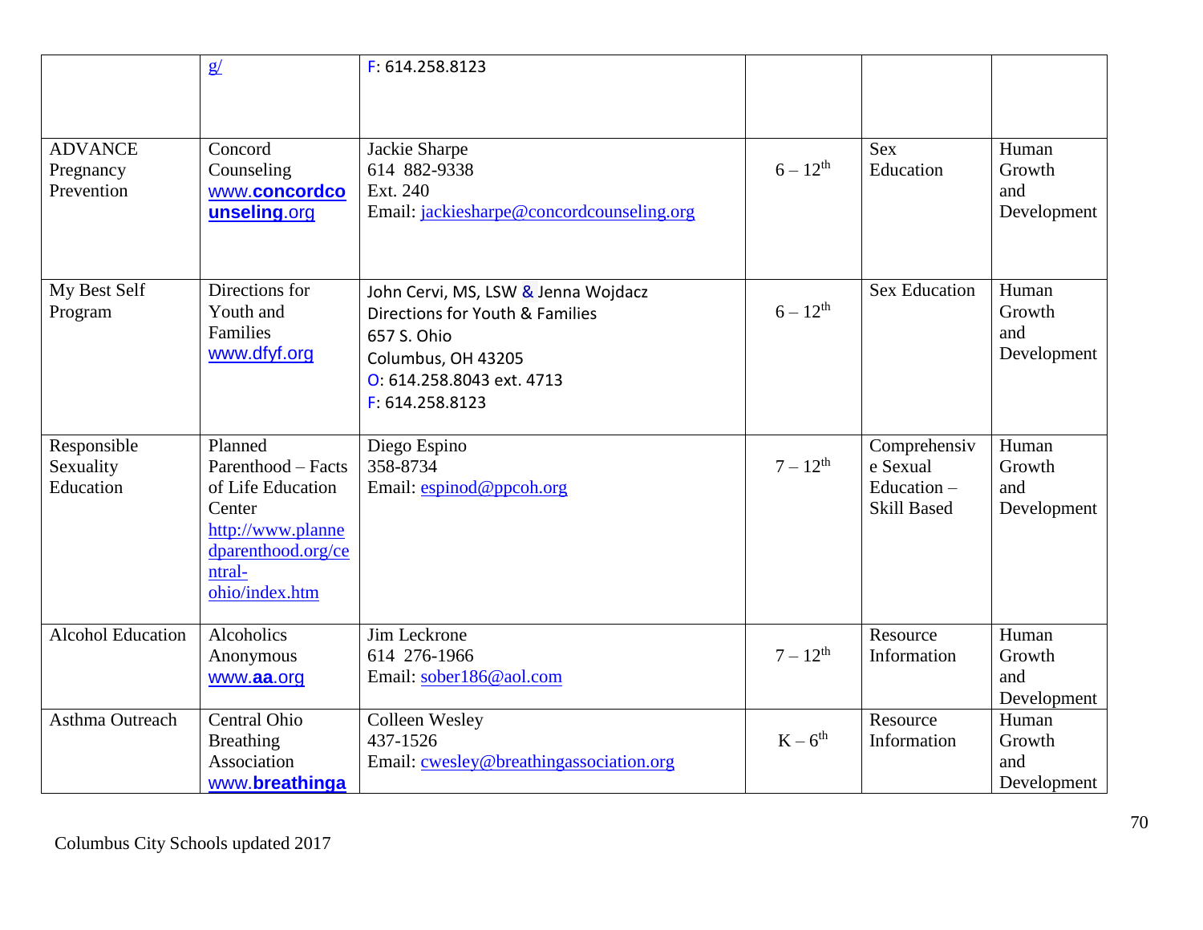| | | | | | |
|---|---|---|---|---|---|
| | g/ | F: 614.258.8123 | | | |
| ADVANCE Pregnancy Prevention | Concord Counseling www.concordcounseling.org | Jackie Sharpe<br>614 882-9338<br>Ext. 240<br>Email: jackiesharpe@concordcounseling.org | 6 – 12th | Sex Education | Human Growth and Development |
| My Best Self Program | Directions for Youth and Families www.dfyf.org | John Cervi, MS, LSW & Jenna Wojdacz<br>Directions for Youth & Families<br>657 S. Ohio<br>Columbus, OH 43205<br>O: 614.258.8043 ext. 4713<br>F: 614.258.8123 | 6 – 12th | Sex Education | Human Growth and Development |
| Responsible Sexuality Education | Planned Parenthood – Facts of Life Education Center http://www.plannedparenthood.org/central-ohio/index.htm | Diego Espino<br>358-8734<br>Email: espinod@ppcoh.org | 7 – 12th | Comprehensive Sexual Education – Skill Based | Human Growth and Development |
| Alcohol Education | Alcoholics Anonymous www.aa.org | Jim Leckrone<br>614 276-1966<br>Email: sober186@aol.com | 7 – 12th | Resource Information | Human Growth and Development |
| Asthma Outreach | Central Ohio Breathing Association www.breathinga | Colleen Wesley<br>437-1526<br>Email: cwesley@breathingassociation.org | K – 6th | Resource Information | Human Growth and Development |

Columbus City Schools updated 2017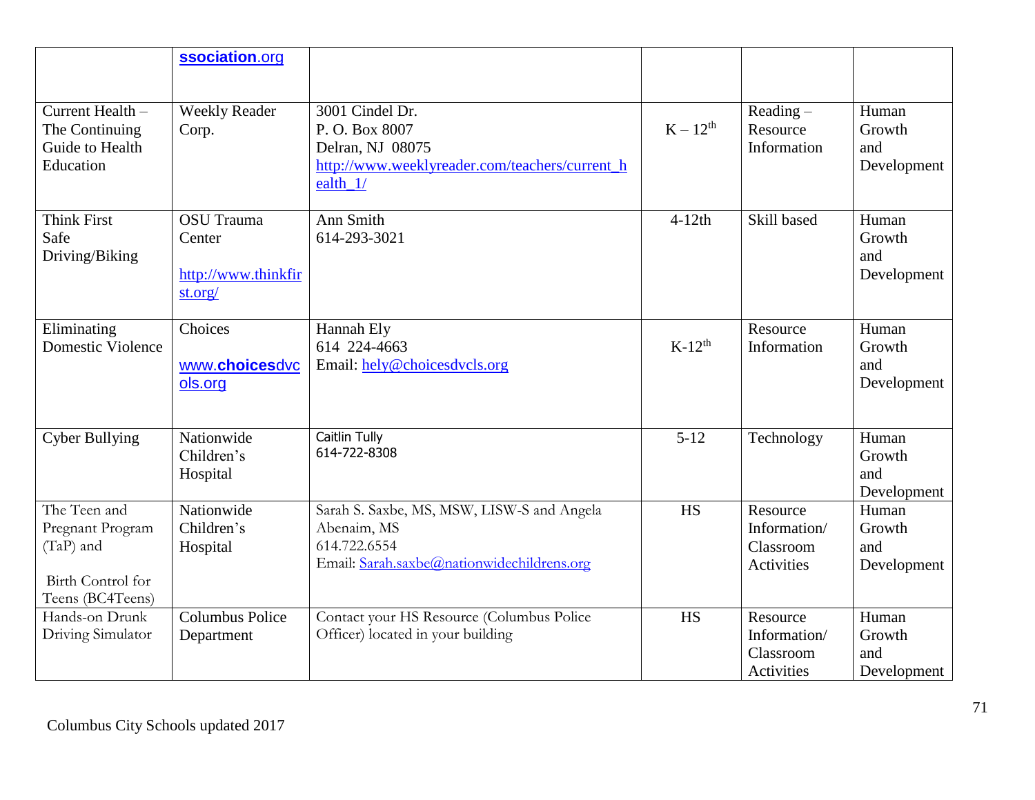| | | | | | |
|---|---|---|---|---|---|
| | ssociation.org | | | | |
| Current Health – The Continuing Guide to Health Education | Weekly Reader Corp. | 3001 Cindel Dr.<br>P. O. Box 8007<br>Delran, NJ 08075<br>http://www.weeklyreader.com/teachers/current_health_1/ | K – 12th | Reading – Resource Information | Human Growth and Development |
| Think First Safe Driving/Biking | OSU Trauma Center<br><br>http://www.thinkfirst.org/ | Ann Smith<br>614-293-3021 | 4-12th | Skill based | Human Growth and Development |
| Eliminating Domestic Violence | Choices<br><br>www.choicesdvcols.org | Hannah Ely<br>614 224-4663<br>Email: hely@choicesdvcls.org | K-12th | Resource Information | Human Growth and Development |
| Cyber Bullying | Nationwide Children's Hospital | Caitlin Tully<br>614-722-8308 | 5-12 | Technology | Human Growth and Development |
| The Teen and Pregnant Program (TaP) and<br><br>Birth Control for Teens (BC4Teens) | Nationwide Children's Hospital | Sarah S. Saxbe, MS, MSW, LISW-S and Angela Abenaim, MS<br>614.722.6554<br>Email: Sarah.saxbe@nationwidechildrens.org | HS | Resource Information/ Classroom Activities | Human Growth and Development |
| Hands-on Drunk Driving Simulator | Columbus Police Department | Contact your HS Resource (Columbus Police Officer) located in your building | HS | Resource Information/ Classroom Activities | Human Growth and Development |

Columbus City Schools updated 2017